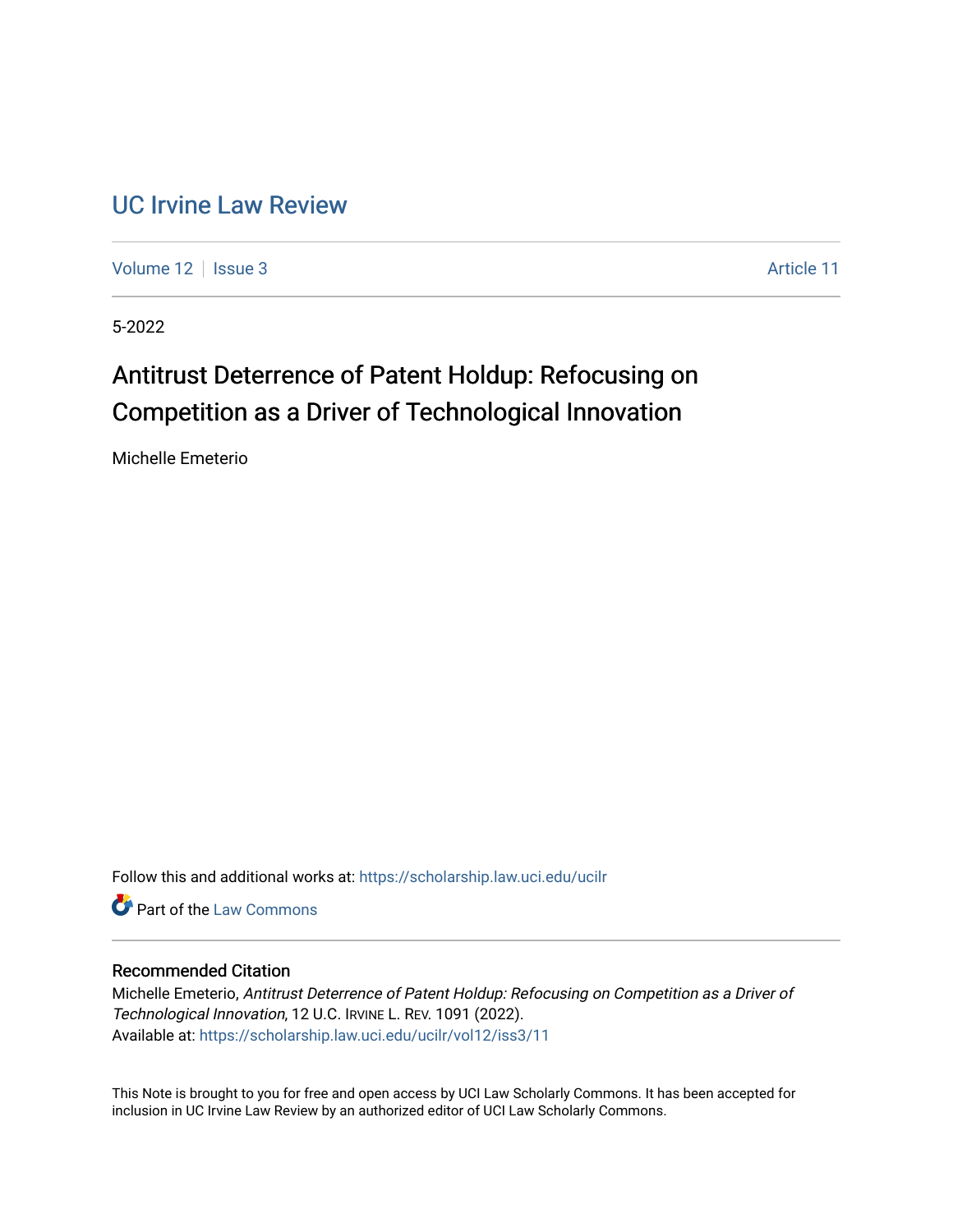# UC Irvine Law Review

Volume 12 | Issue 3 | Article 11

5-2022

## Antitrust Deterrence of Patent Holdup: Refocusing on Competition as a Driver of Technological Innovation

Michelle Emeterio

Follow this and additional works at: https://scholarship.law.uci.edu/ucilr

Part of the Law Commons

### Recommended Citation

Michelle Emeterio, *Antitrust Deterrence of Patent Holdup: Refocusing on Competition as a Driver of Technological Innovation*, 12 U.C. IRVINE L. REV. 1091 (2022).
Available at: https://scholarship.law.uci.edu/ucilr/vol12/iss3/11

This Note is brought to you for free and open access by UCI Law Scholarly Commons. It has been accepted for inclusion in UC Irvine Law Review by an authorized editor of UCI Law Scholarly Commons.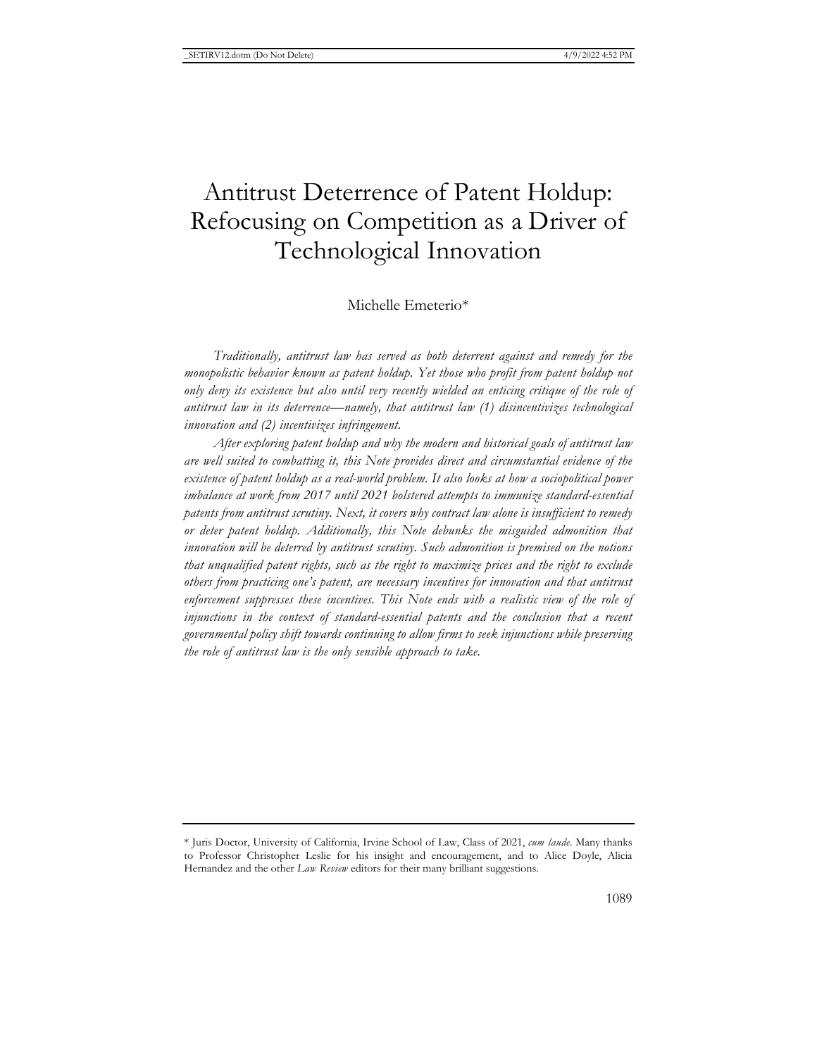# Antitrust Deterrence of Patent Holdup: Refocusing on Competition as a Driver of Technological Innovation

Michelle Emeterio*

*Traditionally, antitrust law has served as both deterrent against and remedy for the monopolistic behavior known as patent holdup. Yet those who profit from patent holdup not only deny its existence but also until very recently wielded an enticing critique of the role of antitrust law in its deterrence—namely, that antitrust law (1) disincentivizes technological innovation and (2) incentivizes infringement.*

*After exploring patent holdup and why the modern and historical goals of antitrust law are well suited to combatting it, this Note provides direct and circumstantial evidence of the existence of patent holdup as a real-world problem. It also looks at how a sociopolitical power imbalance at work from 2017 until 2021 bolstered attempts to immunize standard-essential patents from antitrust scrutiny. Next, it covers why contract law alone is insufficient to remedy or deter patent holdup. Additionally, this Note debunks the misguided admonition that innovation will be deterred by antitrust scrutiny. Such admonition is premised on the notions that unqualified patent rights, such as the right to maximize prices and the right to exclude others from practicing one's patent, are necessary incentives for innovation and that antitrust enforcement suppresses these incentives. This Note ends with a realistic view of the role of injunctions in the context of standard-essential patents and the conclusion that a recent governmental policy shift towards continuing to allow firms to seek injunctions while preserving the role of antitrust law is the only sensible approach to take.*

---

\* Juris Doctor, University of California, Irvine School of Law, Class of 2021, *cum laude*. Many thanks to Professor Christopher Leslie for his insight and encouragement, and to Alice Doyle, Alicia Hernandez and the other *Law Review* editors for their many brilliant suggestions.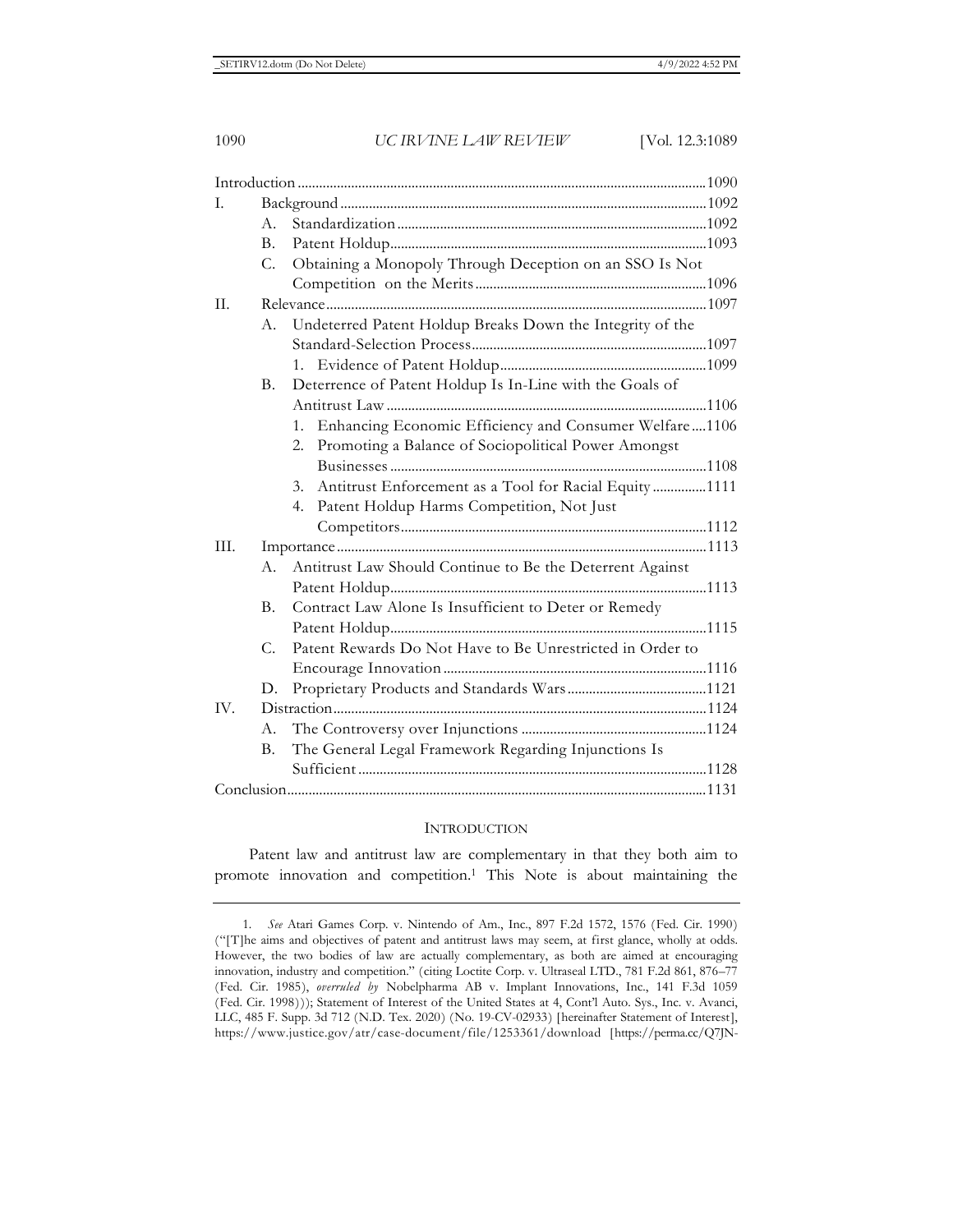| | |
|---|---|
| Introduction | 1090 |
| I. Background | 1092 |
| A. Standardization | 1092 |
| B. Patent Holdup | 1093 |
| C. Obtaining a Monopoly Through Deception on an SSO Is Not Competition on the Merits | 1096 |
| II. Relevance | 1097 |
| A. Undeterred Patent Holdup Breaks Down the Integrity of the Standard-Selection Process | 1097 |
| 1. Evidence of Patent Holdup | 1099 |
| B. Deterrence of Patent Holdup Is In-Line with the Goals of Antitrust Law | 1106 |
| 1. Enhancing Economic Efficiency and Consumer Welfare | 1106 |
| 2. Promoting a Balance of Sociopolitical Power Amongst Businesses | 1108 |
| 3. Antitrust Enforcement as a Tool for Racial Equity | 1111 |
| 4. Patent Holdup Harms Competition, Not Just Competitors | 1112 |
| III. Importance | 1113 |
| A. Antitrust Law Should Continue to Be the Deterrent Against Patent Holdup | 1113 |
| B. Contract Law Alone Is Insufficient to Deter or Remedy Patent Holdup | 1115 |
| C. Patent Rewards Do Not Have to Be Unrestricted in Order to Encourage Innovation | 1116 |
| D. Proprietary Products and Standards Wars | 1121 |
| IV. Distraction | 1124 |
| A. The Controversy over Injunctions | 1124 |
| B. The General Legal Framework Regarding Injunctions Is Sufficient | 1128 |
| Conclusion | 1131 |

## INTRODUCTION

Patent law and antitrust law are complementary in that they both aim to promote innovation and competition.[1] This Note is about maintaining the

1. *See* Atari Games Corp. v. Nintendo of Am., Inc., 897 F.2d 1572, 1576 (Fed. Cir. 1990) ("[T]he aims and objectives of patent and antitrust laws may seem, at first glance, wholly at odds. However, the two bodies of law are actually complementary, as both are aimed at encouraging innovation, industry and competition." (citing Loctite Corp. v. Ultraseal LTD., 781 F.2d 861, 876–77 (Fed. Cir. 1985), *overruled by* Nobelpharma AB v. Implant Innovations, Inc., 141 F.3d 1059 (Fed. Cir. 1998))); Statement of Interest of the United States at 4, Cont'l Auto. Sys., Inc. v. Avanci, LLC, 485 F. Supp. 3d 712 (N.D. Tex. 2020) (No. 19-CV-02933) [hereinafter Statement of Interest], https://www.justice.gov/atr/case-document/file/1253361/download [https://perma.cc/Q7JN-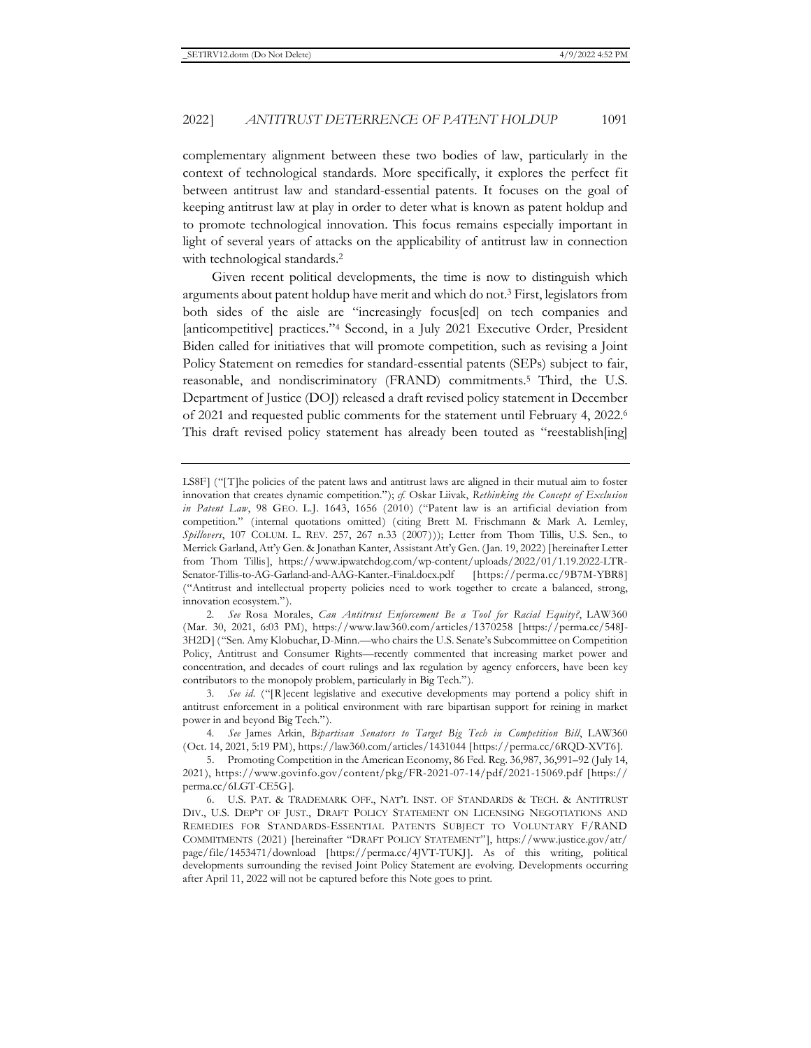complementary alignment between these two bodies of law, particularly in the context of technological standards. More specifically, it explores the perfect fit between antitrust law and standard-essential patents. It focuses on the goal of keeping antitrust law at play in order to deter what is known as patent holdup and to promote technological innovation. This focus remains especially important in light of several years of attacks on the applicability of antitrust law in connection with technological standards.[2]

Given recent political developments, the time is now to distinguish which arguments about patent holdup have merit and which do not.[3] First, legislators from both sides of the aisle are "increasingly focus[ed] on tech companies and [anticompetitive] practices."[4] Second, in a July 2021 Executive Order, President Biden called for initiatives that will promote competition, such as revising a Joint Policy Statement on remedies for standard-essential patents (SEPs) subject to fair, reasonable, and nondiscriminatory (FRAND) commitments.[5] Third, the U.S. Department of Justice (DOJ) released a draft revised policy statement in December of 2021 and requested public comments for the statement until February 4, 2022.[6] This draft revised policy statement has already been touted as "reestablish[ing]

---

LS8F] ("[T]he policies of the patent laws and antitrust laws are aligned in their mutual aim to foster innovation that creates dynamic competition."); *cf.* Oskar Liivak, *Rethinking the Concept of Exclusion in Patent Law*, 98 GEO. L.J. 1643, 1656 (2010) ("Patent law is an artificial deviation from competition." (internal quotations omitted) (citing Brett M. Frischmann & Mark A. Lemley, *Spillovers*, 107 COLUM. L. REV. 257, 267 n.33 (2007))); Letter from Thom Tillis, U.S. Sen., to Merrick Garland, Att'y Gen. & Jonathan Kanter, Assistant Att'y Gen. (Jan. 19, 2022) [hereinafter Letter from Thom Tillis], https://www.ipwatchdog.com/wp-content/uploads/2022/01/1.19.2022-LTR-Senator-Tillis-to-AG-Garland-and-AAG-Kanter.-Final.docx.pdf [https://perma.cc/9B7M-YBR8] ("Antitrust and intellectual property policies need to work together to create a balanced, strong, innovation ecosystem.").

2. *See* Rosa Morales, *Can Antitrust Enforcement Be a Tool for Racial Equity?*, LAW360 (Mar. 30, 2021, 6:03 PM), https://www.law360.com/articles/1370258 [https://perma.cc/548J-3H2D] ("Sen. Amy Klobuchar, D-Minn.—who chairs the U.S. Senate's Subcommittee on Competition Policy, Antitrust and Consumer Rights—recently commented that increasing market power and concentration, and decades of court rulings and lax regulation by agency enforcers, have been key contributors to the monopoly problem, particularly in Big Tech.").

3. *See id.* ("[R]ecent legislative and executive developments may portend a policy shift in antitrust enforcement in a political environment with rare bipartisan support for reining in market power in and beyond Big Tech.").

4. *See* James Arkin, *Bipartisan Senators to Target Big Tech in Competition Bill*, LAW360 (Oct. 14, 2021, 5:19 PM), https://law360.com/articles/1431044 [https://perma.cc/6RQD-XVT6].

5. Promoting Competition in the American Economy, 86 Fed. Reg. 36,987, 36,991–92 (July 14, 2021), https://www.govinfo.gov/content/pkg/FR-2021-07-14/pdf/2021-15069.pdf [https://perma.cc/6LGT-CE5G].

6. U.S. PAT. & TRADEMARK OFF., NAT'L INST. OF STANDARDS & TECH. & ANTITRUST DIV., U.S. DEP'T OF JUST., DRAFT POLICY STATEMENT ON LICENSING NEGOTIATIONS AND REMEDIES FOR STANDARDS-ESSENTIAL PATENTS SUBJECT TO VOLUNTARY F/RAND COMMITMENTS (2021) [hereinafter "DRAFT POLICY STATEMENT"], https://www.justice.gov/atr/page/file/1453471/download [https://perma.cc/4JVT-TUKJ]. As of this writing, political developments surrounding the revised Joint Policy Statement are evolving. Developments occurring after April 11, 2022 will not be captured before this Note goes to print.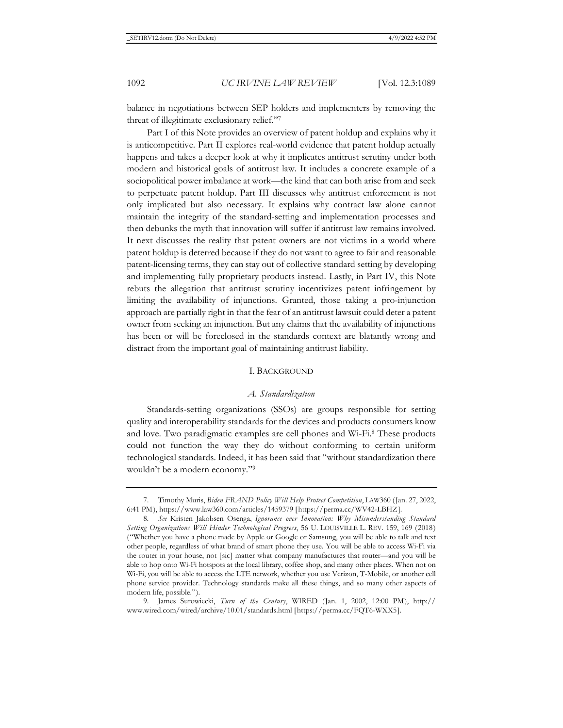balance in negotiations between SEP holders and implementers by removing the threat of illegitimate exclusionary relief."[7]

Part I of this Note provides an overview of patent holdup and explains why it is anticompetitive. Part II explores real-world evidence that patent holdup actually happens and takes a deeper look at why it implicates antitrust scrutiny under both modern and historical goals of antitrust law. It includes a concrete example of a sociopolitical power imbalance at work—the kind that can both arise from and seek to perpetuate patent holdup. Part III discusses why antitrust enforcement is not only implicated but also necessary. It explains why contract law alone cannot maintain the integrity of the standard-setting and implementation processes and then debunks the myth that innovation will suffer if antitrust law remains involved. It next discusses the reality that patent owners are not victims in a world where patent holdup is deterred because if they do not want to agree to fair and reasonable patent-licensing terms, they can stay out of collective standard setting by developing and implementing fully proprietary products instead. Lastly, in Part IV, this Note rebuts the allegation that antitrust scrutiny incentivizes patent infringement by limiting the availability of injunctions. Granted, those taking a pro-injunction approach are partially right in that the fear of an antitrust lawsuit could deter a patent owner from seeking an injunction. But any claims that the availability of injunctions has been or will be foreclosed in the standards context are blatantly wrong and distract from the important goal of maintaining antitrust liability.

## I. BACKGROUND

### *A. Standardization*

Standards-setting organizations (SSOs) are groups responsible for setting quality and interoperability standards for the devices and products consumers know and love. Two paradigmatic examples are cell phones and Wi-Fi.[8] These products could not function the way they do without conforming to certain uniform technological standards. Indeed, it has been said that "without standardization there wouldn't be a modern economy."[9]

---

7. Timothy Muris, *Biden FRAND Policy Will Help Protect Competition*, LAW360 (Jan. 27, 2022, 6:41 PM), https://www.law360.com/articles/1459379 [https://perma.cc/WV42-LBHZ].

8. *See* Kristen Jakobsen Osenga, *Ignorance over Innovation: Why Misunderstanding Standard Setting Organizations Will Hinder Technological Progress*, 56 U. LOUISVILLE L. REV. 159, 169 (2018) ("Whether you have a phone made by Apple or Google or Samsung, you will be able to talk and text other people, regardless of what brand of smart phone they use. You will be able to access Wi-Fi via the router in your house, not [sic] matter what company manufactures that router—and you will be able to hop onto Wi-Fi hotspots at the local library, coffee shop, and many other places. When not on Wi-Fi, you will be able to access the LTE network, whether you use Verizon, T-Mobile, or another cell phone service provider. Technology standards make all these things, and so many other aspects of modern life, possible.").

9. James Surowiecki, *Turn of the Century*, WIRED (Jan. 1, 2002, 12:00 PM), http://www.wired.com/wired/archive/10.01/standards.html [https://perma.cc/FQT6-WXX5].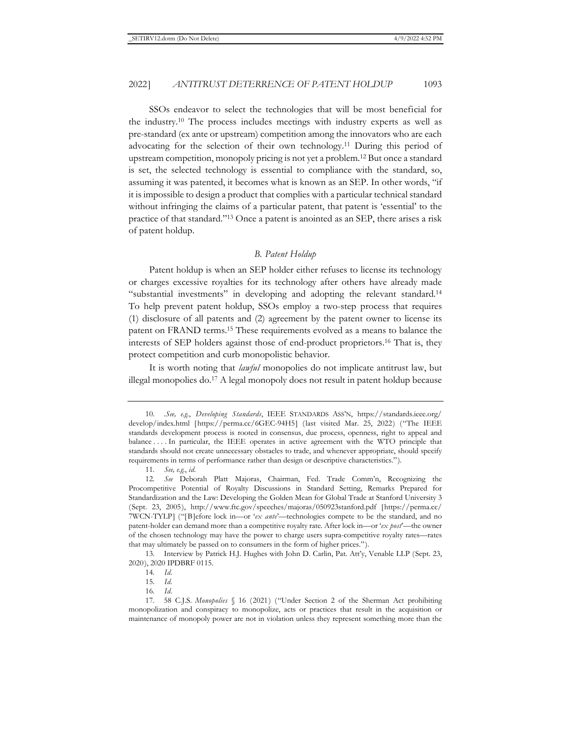SSOs endeavor to select the technologies that will be most beneficial for the industry.[10] The process includes meetings with industry experts as well as pre-standard (ex ante or upstream) competition among the innovators who are each advocating for the selection of their own technology.[11] During this period of upstream competition, monopoly pricing is not yet a problem.[12] But once a standard is set, the selected technology is essential to compliance with the standard, so, assuming it was patented, it becomes what is known as an SEP. In other words, "if it is impossible to design a product that complies with a particular technical standard without infringing the claims of a particular patent, that patent is 'essential' to the practice of that standard."[13] Once a patent is anointed as an SEP, there arises a risk of patent holdup.

### *B. Patent Holdup*

Patent holdup is when an SEP holder either refuses to license its technology or charges excessive royalties for its technology after others have already made "substantial investments" in developing and adopting the relevant standard.[14] To help prevent patent holdup, SSOs employ a two-step process that requires (1) disclosure of all patents and (2) agreement by the patent owner to license its patent on FRAND terms.[15] These requirements evolved as a means to balance the interests of SEP holders against those of end-product proprietors.[16] That is, they protect competition and curb monopolistic behavior.

It is worth noting that *lawful* monopolies do not implicate antitrust law, but illegal monopolies do.[17] A legal monopoly does not result in patent holdup because

---

10. .*See, e.g.*, *Developing Standards*, IEEE STANDARDS ASS'N, https://standards.ieee.org/develop/index.html [https://perma.cc/6GEC-94H5] (last visited Mar. 25, 2022) ("The IEEE standards development process is rooted in consensus, due process, openness, right to appeal and balance . . . . In particular, the IEEE operates in active agreement with the WTO principle that standards should not create unnecessary obstacles to trade, and whenever appropriate, should specify requirements in terms of performance rather than design or descriptive characteristics.").

11. *See, e.g.*, *id.*

12. *See* Deborah Platt Majoras, Chairman, Fed. Trade Comm'n, Recognizing the Procompetitive Potential of Royalty Discussions in Standard Setting, Remarks Prepared for Standardization and the Law: Developing the Golden Mean for Global Trade at Stanford University 3 (Sept. 23, 2005), http://www.ftc.gov/speeches/majoras/050923stanford.pdf [https://perma.cc/7WCN-TYLP] ("[B]efore lock in—or '*ex ante*'—technologies compete to be the standard, and no patent-holder can demand more than a competitive royalty rate. After lock in—or '*ex post*'—the owner of the chosen technology may have the power to charge users supra-competitive royalty rates—rates that may ultimately be passed on to consumers in the form of higher prices.").

13. Interview by Patrick H.J. Hughes with John D. Carlin, Pat. Att'y, Venable LLP (Sept. 23, 2020), 2020 IPDBRF 0115.

14. *Id.*

15. *Id.*

16. *Id.*

17. 58 C.J.S. *Monopolies* § 16 (2021) ("Under Section 2 of the Sherman Act prohibiting monopolization and conspiracy to monopolize, acts or practices that result in the acquisition or maintenance of monopoly power are not in violation unless they represent something more than the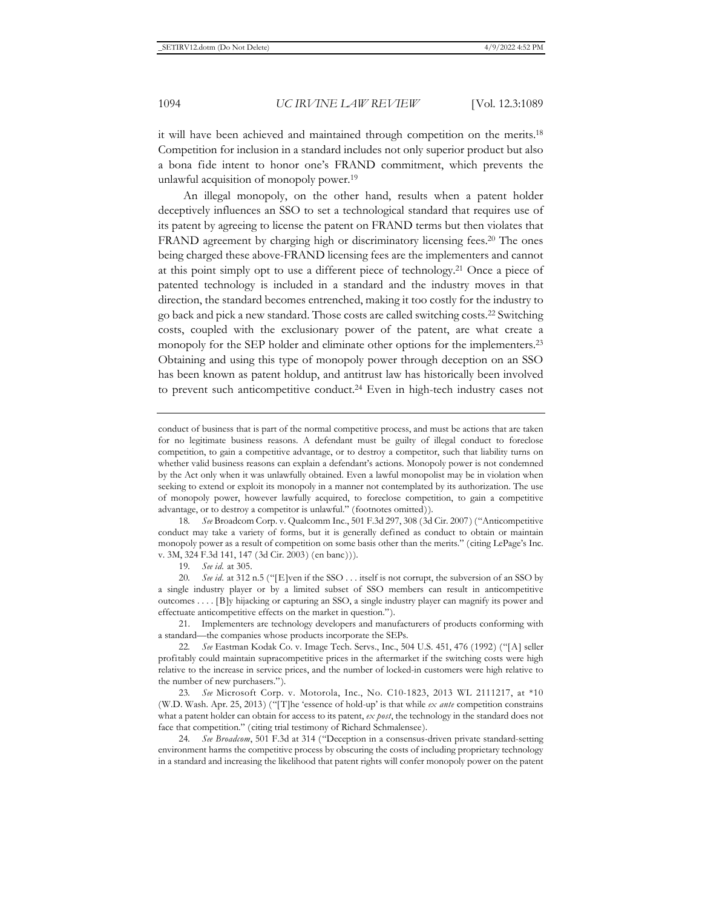it will have been achieved and maintained through competition on the merits.[18] Competition for inclusion in a standard includes not only superior product but also a bona fide intent to honor one's FRAND commitment, which prevents the unlawful acquisition of monopoly power.[19]

An illegal monopoly, on the other hand, results when a patent holder deceptively influences an SSO to set a technological standard that requires use of its patent by agreeing to license the patent on FRAND terms but then violates that FRAND agreement by charging high or discriminatory licensing fees.[20] The ones being charged these above-FRAND licensing fees are the implementers and cannot at this point simply opt to use a different piece of technology.[21] Once a piece of patented technology is included in a standard and the industry moves in that direction, the standard becomes entrenched, making it too costly for the industry to go back and pick a new standard. Those costs are called switching costs.[22] Switching costs, coupled with the exclusionary power of the patent, are what create a monopoly for the SEP holder and eliminate other options for the implementers.[23] Obtaining and using this type of monopoly power through deception on an SSO has been known as patent holdup, and antitrust law has historically been involved to prevent such anticompetitive conduct.[24] Even in high-tech industry cases not

---

conduct of business that is part of the normal competitive process, and must be actions that are taken for no legitimate business reasons. A defendant must be guilty of illegal conduct to foreclose competition, to gain a competitive advantage, or to destroy a competitor, such that liability turns on whether valid business reasons can explain a defendant's actions. Monopoly power is not condemned by the Act only when it was unlawfully obtained. Even a lawful monopolist may be in violation when seeking to extend or exploit its monopoly in a manner not contemplated by its authorization. The use of monopoly power, however lawfully acquired, to foreclose competition, to gain a competitive advantage, or to destroy a competitor is unlawful." (footnotes omitted)).

18. *See* Broadcom Corp. v. Qualcomm Inc., 501 F.3d 297, 308 (3d Cir. 2007) ("Anticompetitive conduct may take a variety of forms, but it is generally defined as conduct to obtain or maintain monopoly power as a result of competition on some basis other than the merits." (citing LePage's Inc. v. 3M, 324 F.3d 141, 147 (3d Cir. 2003) (en banc))).

19. *See id.* at 305.

20. *See id.* at 312 n.5 ("[E]ven if the SSO . . . itself is not corrupt, the subversion of an SSO by a single industry player or by a limited subset of SSO members can result in anticompetitive outcomes . . . . [B]y hijacking or capturing an SSO, a single industry player can magnify its power and effectuate anticompetitive effects on the market in question.").

21. Implementers are technology developers and manufacturers of products conforming with a standard—the companies whose products incorporate the SEPs.

22. *See* Eastman Kodak Co. v. Image Tech. Servs., Inc., 504 U.S. 451, 476 (1992) ("[A] seller profitably could maintain supracompetitive prices in the aftermarket if the switching costs were high relative to the increase in service prices, and the number of locked-in customers were high relative to the number of new purchasers.").

23. *See* Microsoft Corp. v. Motorola, Inc., No. C10-1823, 2013 WL 2111217, at *10 (W.D. Wash. Apr. 25, 2013) ("[T]he 'essence of hold-up' is that while *ex ante* competition constrains what a patent holder can obtain for access to its patent, *ex post*, the technology in the standard does not face that competition." (citing trial testimony of Richard Schmalensee).

24. *See Broadcom*, 501 F.3d at 314 ("Deception in a consensus-driven private standard-setting environment harms the competitive process by obscuring the costs of including proprietary technology in a standard and increasing the likelihood that patent rights will confer monopoly power on the patent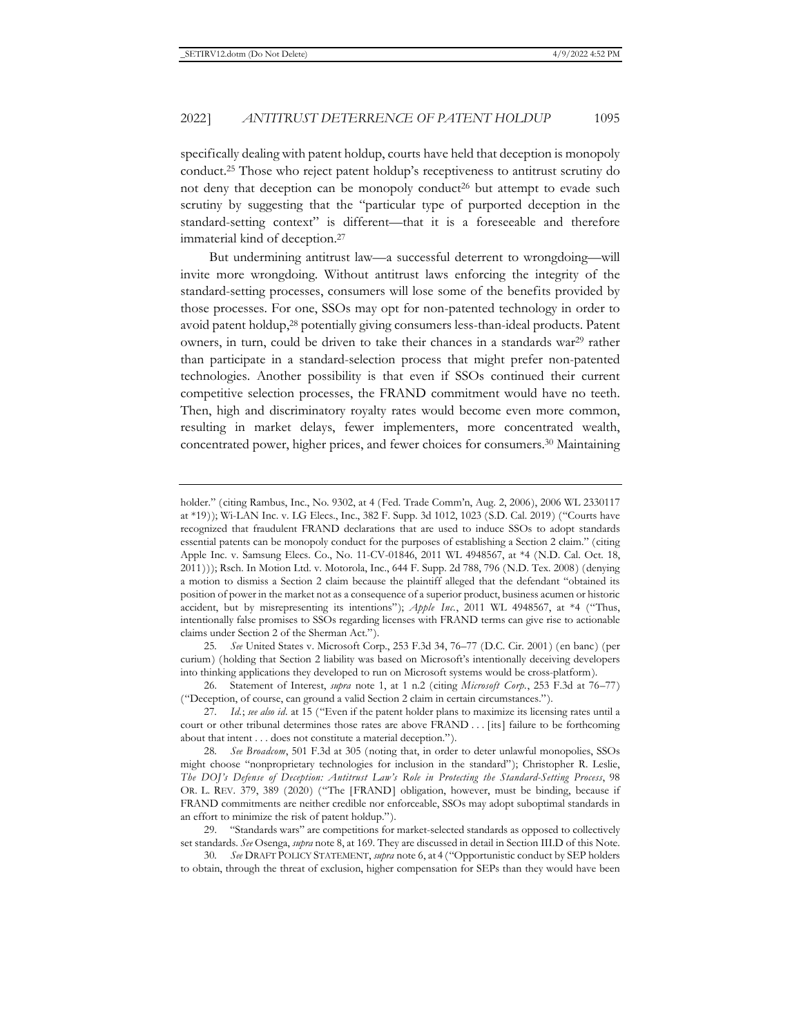specifically dealing with patent holdup, courts have held that deception is monopoly conduct.[25] Those who reject patent holdup's receptiveness to antitrust scrutiny do not deny that deception can be monopoly conduct[26] but attempt to evade such scrutiny by suggesting that the "particular type of purported deception in the standard-setting context" is different—that it is a foreseeable and therefore immaterial kind of deception.[27]

But undermining antitrust law—a successful deterrent to wrongdoing—will invite more wrongdoing. Without antitrust laws enforcing the integrity of the standard-setting processes, consumers will lose some of the benefits provided by those processes. For one, SSOs may opt for non-patented technology in order to avoid patent holdup,[28] potentially giving consumers less-than-ideal products. Patent owners, in turn, could be driven to take their chances in a standards war[29] rather than participate in a standard-selection process that might prefer non-patented technologies. Another possibility is that even if SSOs continued their current competitive selection processes, the FRAND commitment would have no teeth. Then, high and discriminatory royalty rates would become even more common, resulting in market delays, fewer implementers, more concentrated wealth, concentrated power, higher prices, and fewer choices for consumers.[30] Maintaining

---

holder." (citing Rambus, Inc., No. 9302, at 4 (Fed. Trade Comm'n, Aug. 2, 2006), 2006 WL 2330117 at *19)); Wi-LAN Inc. v. LG Elecs., Inc., 382 F. Supp. 3d 1012, 1023 (S.D. Cal. 2019) ("Courts have recognized that fraudulent FRAND declarations that are used to induce SSOs to adopt standards essential patents can be monopoly conduct for the purposes of establishing a Section 2 claim." (citing Apple Inc. v. Samsung Elecs. Co., No. 11-CV-01846, 2011 WL 4948567, at *4 (N.D. Cal. Oct. 18, 2011))); Rsch. In Motion Ltd. v. Motorola, Inc., 644 F. Supp. 2d 788, 796 (N.D. Tex. 2008) (denying a motion to dismiss a Section 2 claim because the plaintiff alleged that the defendant "obtained its position of power in the market not as a consequence of a superior product, business acumen or historic accident, but by misrepresenting its intentions"); *Apple Inc.*, 2011 WL 4948567, at *4 ("Thus, intentionally false promises to SSOs regarding licenses with FRAND terms can give rise to actionable claims under Section 2 of the Sherman Act.").

25. *See* United States v. Microsoft Corp., 253 F.3d 34, 76–77 (D.C. Cir. 2001) (en banc) (per curium) (holding that Section 2 liability was based on Microsoft's intentionally deceiving developers into thinking applications they developed to run on Microsoft systems would be cross-platform).

26. Statement of Interest, *supra* note 1, at 1 n.2 (citing *Microsoft Corp.*, 253 F.3d at 76–77) ("Deception, of course, can ground a valid Section 2 claim in certain circumstances.").

27. *Id.*; *see also id.* at 15 ("Even if the patent holder plans to maximize its licensing rates until a court or other tribunal determines those rates are above FRAND . . . [its] failure to be forthcoming about that intent . . . does not constitute a material deception.").

28. *See Broadcom*, 501 F.3d at 305 (noting that, in order to deter unlawful monopolies, SSOs might choose "nonproprietary technologies for inclusion in the standard"); Christopher R. Leslie, *The DOJ's Defense of Deception: Antitrust Law's Role in Protecting the Standard-Setting Process*, 98 OR. L. REV. 379, 389 (2020) ("The [FRAND] obligation, however, must be binding, because if FRAND commitments are neither credible nor enforceable, SSOs may adopt suboptimal standards in an effort to minimize the risk of patent holdup.").

29. "Standards wars" are competitions for market-selected standards as opposed to collectively set standards. *See* Osenga, *supra* note 8, at 169. They are discussed in detail in Section III.D of this Note.

30. *See* DRAFT POLICY STATEMENT, *supra* note 6, at 4 ("Opportunistic conduct by SEP holders to obtain, through the threat of exclusion, higher compensation for SEPs than they would have been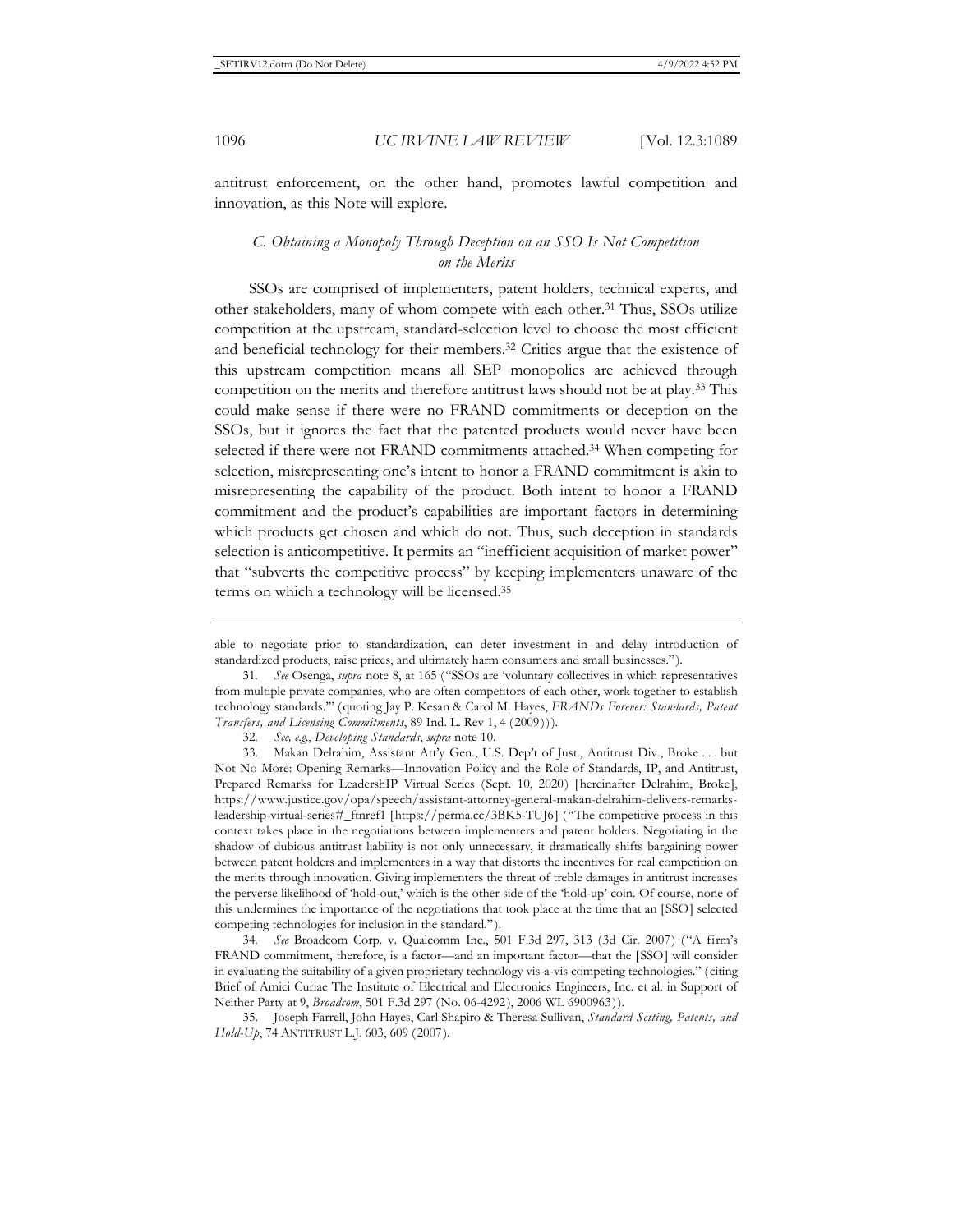antitrust enforcement, on the other hand, promotes lawful competition and innovation, as this Note will explore.

### *C. Obtaining a Monopoly Through Deception on an SSO Is Not Competition on the Merits*

SSOs are comprised of implementers, patent holders, technical experts, and other stakeholders, many of whom compete with each other.[31] Thus, SSOs utilize competition at the upstream, standard-selection level to choose the most efficient and beneficial technology for their members.[32] Critics argue that the existence of this upstream competition means all SEP monopolies are achieved through competition on the merits and therefore antitrust laws should not be at play.[33] This could make sense if there were no FRAND commitments or deception on the SSOs, but it ignores the fact that the patented products would never have been selected if there were not FRAND commitments attached.[34] When competing for selection, misrepresenting one's intent to honor a FRAND commitment is akin to misrepresenting the capability of the product. Both intent to honor a FRAND commitment and the product's capabilities are important factors in determining which products get chosen and which do not. Thus, such deception in standards selection is anticompetitive. It permits an "inefficient acquisition of market power" that "subverts the competitive process" by keeping implementers unaware of the terms on which a technology will be licensed.[35]

---

able to negotiate prior to standardization, can deter investment in and delay introduction of standardized products, raise prices, and ultimately harm consumers and small businesses.").

31. *See* Osenga, *supra* note 8, at 165 ("SSOs are 'voluntary collectives in which representatives from multiple private companies, who are often competitors of each other, work together to establish technology standards.'" (quoting Jay P. Kesan & Carol M. Hayes, *FRANDs Forever: Standards, Patent Transfers, and Licensing Commitments*, 89 Ind. L. Rev 1, 4 (2009))).

32. *See, e.g.*, *Developing Standards*, *supra* note 10.

33. Makan Delrahim, Assistant Att'y Gen., U.S. Dep't of Just., Antitrust Div., Broke . . . but Not No More: Opening Remarks—Innovation Policy and the Role of Standards, IP, and Antitrust, Prepared Remarks for LeadershIP Virtual Series (Sept. 10, 2020) [hereinafter Delrahim, Broke], https://www.justice.gov/opa/speech/assistant-attorney-general-makan-delrahim-delivers-remarks-leadership-virtual-series#_ftnref1 [https://perma.cc/3BK5-TUJ6] ("The competitive process in this context takes place in the negotiations between implementers and patent holders. Negotiating in the shadow of dubious antitrust liability is not only unnecessary, it dramatically shifts bargaining power between patent holders and implementers in a way that distorts the incentives for real competition on the merits through innovation. Giving implementers the threat of treble damages in antitrust increases the perverse likelihood of 'hold-out,' which is the other side of the 'hold-up' coin. Of course, none of this undermines the importance of the negotiations that took place at the time that an [SSO] selected competing technologies for inclusion in the standard.").

34. *See* Broadcom Corp. v. Qualcomm Inc., 501 F.3d 297, 313 (3d Cir. 2007) ("A firm's FRAND commitment, therefore, is a factor—and an important factor—that the [SSO] will consider in evaluating the suitability of a given proprietary technology vis-a-vis competing technologies." (citing Brief of Amici Curiae The Institute of Electrical and Electronics Engineers, Inc. et al. in Support of Neither Party at 9, *Broadcom*, 501 F.3d 297 (No. 06-4292), 2006 WL 6900963)).

35. Joseph Farrell, John Hayes, Carl Shapiro & Theresa Sullivan, *Standard Setting, Patents, and Hold-Up*, 74 ANTITRUST L.J. 603, 609 (2007).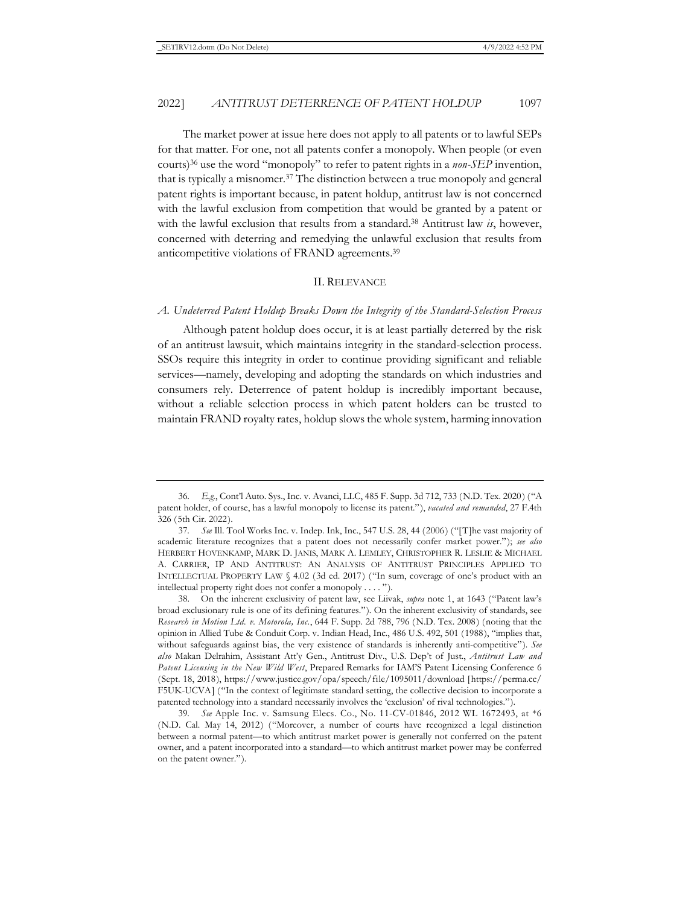The market power at issue here does not apply to all patents or to lawful SEPs for that matter. For one, not all patents confer a monopoly. When people (or even courts)[36] use the word "monopoly" to refer to patent rights in a *non-SEP* invention, that is typically a misnomer.[37] The distinction between a true monopoly and general patent rights is important because, in patent holdup, antitrust law is not concerned with the lawful exclusion from competition that would be granted by a patent or with the lawful exclusion that results from a standard.[38] Antitrust law *is*, however, concerned with deterring and remedying the unlawful exclusion that results from anticompetitive violations of FRAND agreements.[39]

## II. RELEVANCE

### *A. Undeterred Patent Holdup Breaks Down the Integrity of the Standard-Selection Process*

Although patent holdup does occur, it is at least partially deterred by the risk of an antitrust lawsuit, which maintains integrity in the standard-selection process. SSOs require this integrity in order to continue providing significant and reliable services—namely, developing and adopting the standards on which industries and consumers rely. Deterrence of patent holdup is incredibly important because, without a reliable selection process in which patent holders can be trusted to maintain FRAND royalty rates, holdup slows the whole system, harming innovation

---

36. *E.g.*, Cont'l Auto. Sys., Inc. v. Avanci, LLC, 485 F. Supp. 3d 712, 733 (N.D. Tex. 2020) ("A patent holder, of course, has a lawful monopoly to license its patent."), *vacated and remanded*, 27 F.4th 326 (5th Cir. 2022).

37. *See* Ill. Tool Works Inc. v. Indep. Ink, Inc., 547 U.S. 28, 44 (2006) ("[T]he vast majority of academic literature recognizes that a patent does not necessarily confer market power."); *see also* HERBERT HOVENKAMP, MARK D. JANIS, MARK A. LEMLEY, CHRISTOPHER R. LESLIE & MICHAEL A. CARRIER, IP AND ANTITRUST: AN ANALYSIS OF ANTITRUST PRINCIPLES APPLIED TO INTELLECTUAL PROPERTY LAW § 4.02 (3d ed. 2017) ("In sum, coverage of one's product with an intellectual property right does not confer a monopoly . . . .").

38. On the inherent exclusivity of patent law, see Liivak, *supra* note 1, at 1643 ("Patent law's broad exclusionary rule is one of its defining features."). On the inherent exclusivity of standards, see *Research in Motion Ltd. v. Motorola, Inc.*, 644 F. Supp. 2d 788, 796 (N.D. Tex. 2008) (noting that the opinion in Allied Tube & Conduit Corp. v. Indian Head, Inc., 486 U.S. 492, 501 (1988), "implies that, without safeguards against bias, the very existence of standards is inherently anti-competitive"). *See also* Makan Delrahim, Assistant Att'y Gen., Antitrust Div., U.S. Dep't of Just., *Antitrust Law and Patent Licensing in the New Wild West*, Prepared Remarks for IAM'S Patent Licensing Conference 6 (Sept. 18, 2018), https://www.justice.gov/opa/speech/file/1095011/download [https://perma.cc/F5UK-UCVA] ("In the context of legitimate standard setting, the collective decision to incorporate a patented technology into a standard necessarily involves the 'exclusion' of rival technologies.").

39. *See* Apple Inc. v. Samsung Elecs. Co., No. 11-CV-01846, 2012 WL 1672493, at *6 (N.D. Cal. May 14, 2012) ("Moreover, a number of courts have recognized a legal distinction between a normal patent—to which antitrust market power is generally not conferred on the patent owner, and a patent incorporated into a standard—to which antitrust market power may be conferred on the patent owner.").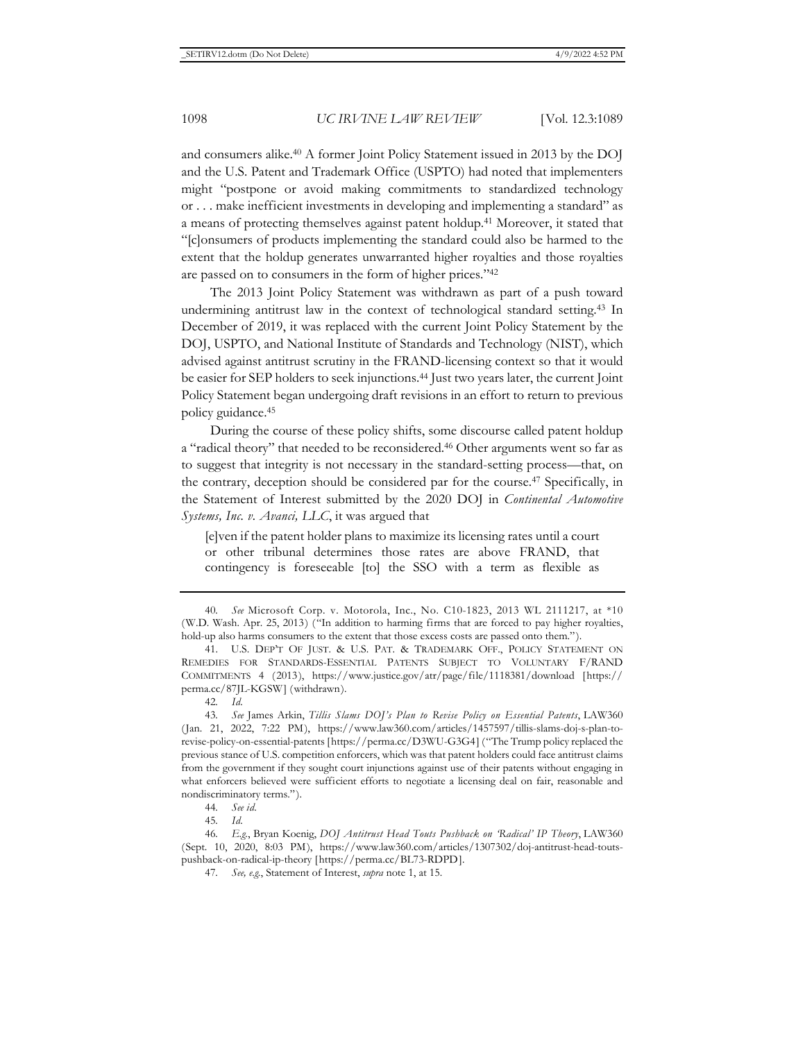and consumers alike.[40] A former Joint Policy Statement issued in 2013 by the DOJ and the U.S. Patent and Trademark Office (USPTO) had noted that implementers might "postpone or avoid making commitments to standardized technology or . . . make inefficient investments in developing and implementing a standard" as a means of protecting themselves against patent holdup.[41] Moreover, it stated that "[c]onsumers of products implementing the standard could also be harmed to the extent that the holdup generates unwarranted higher royalties and those royalties are passed on to consumers in the form of higher prices."[42]

The 2013 Joint Policy Statement was withdrawn as part of a push toward undermining antitrust law in the context of technological standard setting.[43] In December of 2019, it was replaced with the current Joint Policy Statement by the DOJ, USPTO, and National Institute of Standards and Technology (NIST), which advised against antitrust scrutiny in the FRAND-licensing context so that it would be easier for SEP holders to seek injunctions.[44] Just two years later, the current Joint Policy Statement began undergoing draft revisions in an effort to return to previous policy guidance.[45]

During the course of these policy shifts, some discourse called patent holdup a "radical theory" that needed to be reconsidered.[46] Other arguments went so far as to suggest that integrity is not necessary in the standard-setting process—that, on the contrary, deception should be considered par for the course.[47] Specifically, in the Statement of Interest submitted by the 2020 DOJ in *Continental Automotive Systems, Inc. v. Avanci, LLC*, it was argued that

> [e]ven if the patent holder plans to maximize its licensing rates until a court or other tribunal determines those rates are above FRAND, that contingency is foreseeable [to] the SSO with a term as flexible as

---

40. *See* Microsoft Corp. v. Motorola, Inc., No. C10-1823, 2013 WL 2111217, at *10 (W.D. Wash. Apr. 25, 2013) ("In addition to harming firms that are forced to pay higher royalties, hold-up also harms consumers to the extent that those excess costs are passed onto them.").

41. U.S. DEP'T OF JUST. & U.S. PAT. & TRADEMARK OFF., POLICY STATEMENT ON REMEDIES FOR STANDARDS-ESSENTIAL PATENTS SUBJECT TO VOLUNTARY F/RAND COMMITMENTS 4 (2013), https://www.justice.gov/atr/page/file/1118381/download [https://perma.cc/87JL-KGSW] (withdrawn).

42. *Id.*

43. *See* James Arkin, *Tillis Slams DOJ's Plan to Revise Policy on Essential Patents*, LAW360 (Jan. 21, 2022, 7:22 PM), https://www.law360.com/articles/1457597/tillis-slams-doj-s-plan-to-revise-policy-on-essential-patents [https://perma.cc/D3WU-G3G4] ("The Trump policy replaced the previous stance of U.S. competition enforcers, which was that patent holders could face antitrust claims from the government if they sought court injunctions against use of their patents without engaging in what enforcers believed were sufficient efforts to negotiate a licensing deal on fair, reasonable and nondiscriminatory terms.").

44. *See id.*

45. *Id.*

46. *E.g.*, Bryan Koenig, *DOJ Antitrust Head Touts Pushback on 'Radical' IP Theory*, LAW360 (Sept. 10, 2020, 8:03 PM), https://www.law360.com/articles/1307302/doj-antitrust-head-touts-pushback-on-radical-ip-theory [https://perma.cc/BL73-RDPD].

47. *See, e.g.*, Statement of Interest, *supra* note 1, at 15.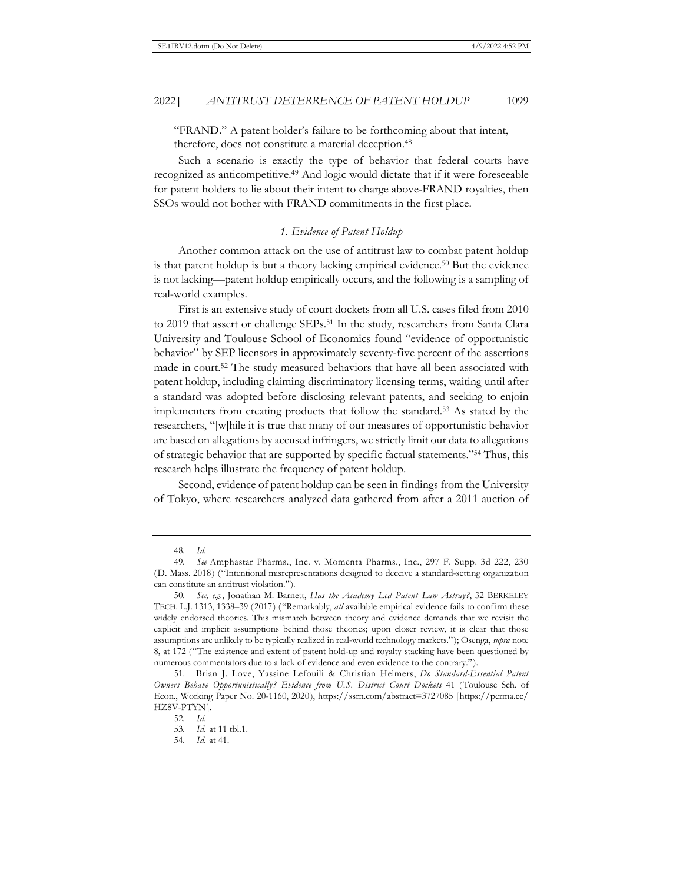"FRAND." A patent holder's failure to be forthcoming about that intent, therefore, does not constitute a material deception.[48]

Such a scenario is exactly the type of behavior that federal courts have recognized as anticompetitive.[49] And logic would dictate that if it were foreseeable for patent holders to lie about their intent to charge above-FRAND royalties, then SSOs would not bother with FRAND commitments in the first place.

### *1. Evidence of Patent Holdup*

Another common attack on the use of antitrust law to combat patent holdup is that patent holdup is but a theory lacking empirical evidence.[50] But the evidence is not lacking—patent holdup empirically occurs, and the following is a sampling of real-world examples.

First is an extensive study of court dockets from all U.S. cases filed from 2010 to 2019 that assert or challenge SEPs.[51] In the study, researchers from Santa Clara University and Toulouse School of Economics found "evidence of opportunistic behavior" by SEP licensors in approximately seventy-five percent of the assertions made in court.[52] The study measured behaviors that have all been associated with patent holdup, including claiming discriminatory licensing terms, waiting until after a standard was adopted before disclosing relevant patents, and seeking to enjoin implementers from creating products that follow the standard.[53] As stated by the researchers, "[w]hile it is true that many of our measures of opportunistic behavior are based on allegations by accused infringers, we strictly limit our data to allegations of strategic behavior that are supported by specific factual statements."[54] Thus, this research helps illustrate the frequency of patent holdup.

Second, evidence of patent holdup can be seen in findings from the University of Tokyo, where researchers analyzed data gathered from after a 2011 auction of

---

48. *Id.*

49. *See* Amphastar Pharms., Inc. v. Momenta Pharms., Inc., 297 F. Supp. 3d 222, 230 (D. Mass. 2018) ("Intentional misrepresentations designed to deceive a standard-setting organization can constitute an antitrust violation.").

50. *See, e.g.*, Jonathan M. Barnett, *Has the Academy Led Patent Law Astray?*, 32 BERKELEY TECH. L.J. 1313, 1338–39 (2017) ("Remarkably, *all* available empirical evidence fails to confirm these widely endorsed theories. This mismatch between theory and evidence demands that we revisit the explicit and implicit assumptions behind those theories; upon closer review, it is clear that those assumptions are unlikely to be typically realized in real-world technology markets."); Osenga, *supra* note 8, at 172 ("The existence and extent of patent hold-up and royalty stacking have been questioned by numerous commentators due to a lack of evidence and even evidence to the contrary.").

51. Brian J. Love, Yassine Lefouili & Christian Helmers, *Do Standard-Essential Patent Owners Behave Opportunistically? Evidence from U.S. District Court Dockets* 41 (Toulouse Sch. of Econ., Working Paper No. 20-1160, 2020), https://ssrn.com/abstract=3727085 [https://perma.cc/HZ8V-PTYN].

52. *Id.*

53. *Id.* at 11 tbl.1.

54. *Id.* at 41.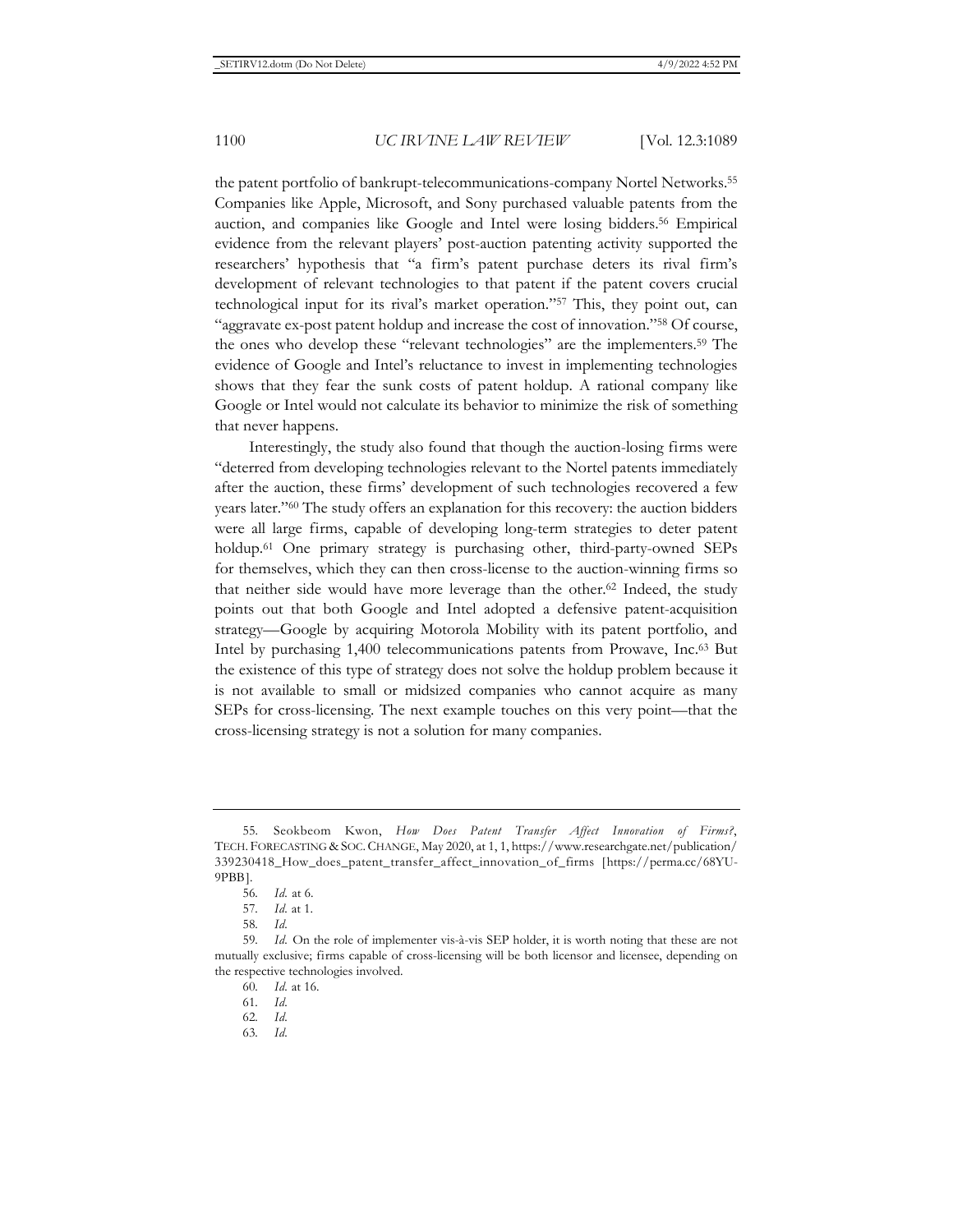the patent portfolio of bankrupt-telecommunications-company Nortel Networks.[55] Companies like Apple, Microsoft, and Sony purchased valuable patents from the auction, and companies like Google and Intel were losing bidders.[56] Empirical evidence from the relevant players' post-auction patenting activity supported the researchers' hypothesis that "a firm's patent purchase deters its rival firm's development of relevant technologies to that patent if the patent covers crucial technological input for its rival's market operation."[57] This, they point out, can "aggravate ex-post patent holdup and increase the cost of innovation."[58] Of course, the ones who develop these "relevant technologies" are the implementers.[59] The evidence of Google and Intel's reluctance to invest in implementing technologies shows that they fear the sunk costs of patent holdup. A rational company like Google or Intel would not calculate its behavior to minimize the risk of something that never happens.

Interestingly, the study also found that though the auction-losing firms were "deterred from developing technologies relevant to the Nortel patents immediately after the auction, these firms' development of such technologies recovered a few years later."[60] The study offers an explanation for this recovery: the auction bidders were all large firms, capable of developing long-term strategies to deter patent holdup.[61] One primary strategy is purchasing other, third-party-owned SEPs for themselves, which they can then cross-license to the auction-winning firms so that neither side would have more leverage than the other.[62] Indeed, the study points out that both Google and Intel adopted a defensive patent-acquisition strategy—Google by acquiring Motorola Mobility with its patent portfolio, and Intel by purchasing 1,400 telecommunications patents from Prowave, Inc.[63] But the existence of this type of strategy does not solve the holdup problem because it is not available to small or midsized companies who cannot acquire as many SEPs for cross-licensing. The next example touches on this very point—that the cross-licensing strategy is not a solution for many companies.

---

55. Seokbeom Kwon, *How Does Patent Transfer Affect Innovation of Firms?*, TECH. FORECASTING & SOC. CHANGE, May 2020, at 1, 1, https://www.researchgate.net/publication/339230418_How_does_patent_transfer_affect_innovation_of_firms [https://perma.cc/68YU-9PBB].

56. *Id.* at 6.

57. *Id.* at 1.

58. *Id.*

59. *Id.* On the role of implementer vis-à-vis SEP holder, it is worth noting that these are not mutually exclusive; firms capable of cross-licensing will be both licensor and licensee, depending on the respective technologies involved.

60. *Id.* at 16.

61. *Id.*

62. *Id.*

63. *Id.*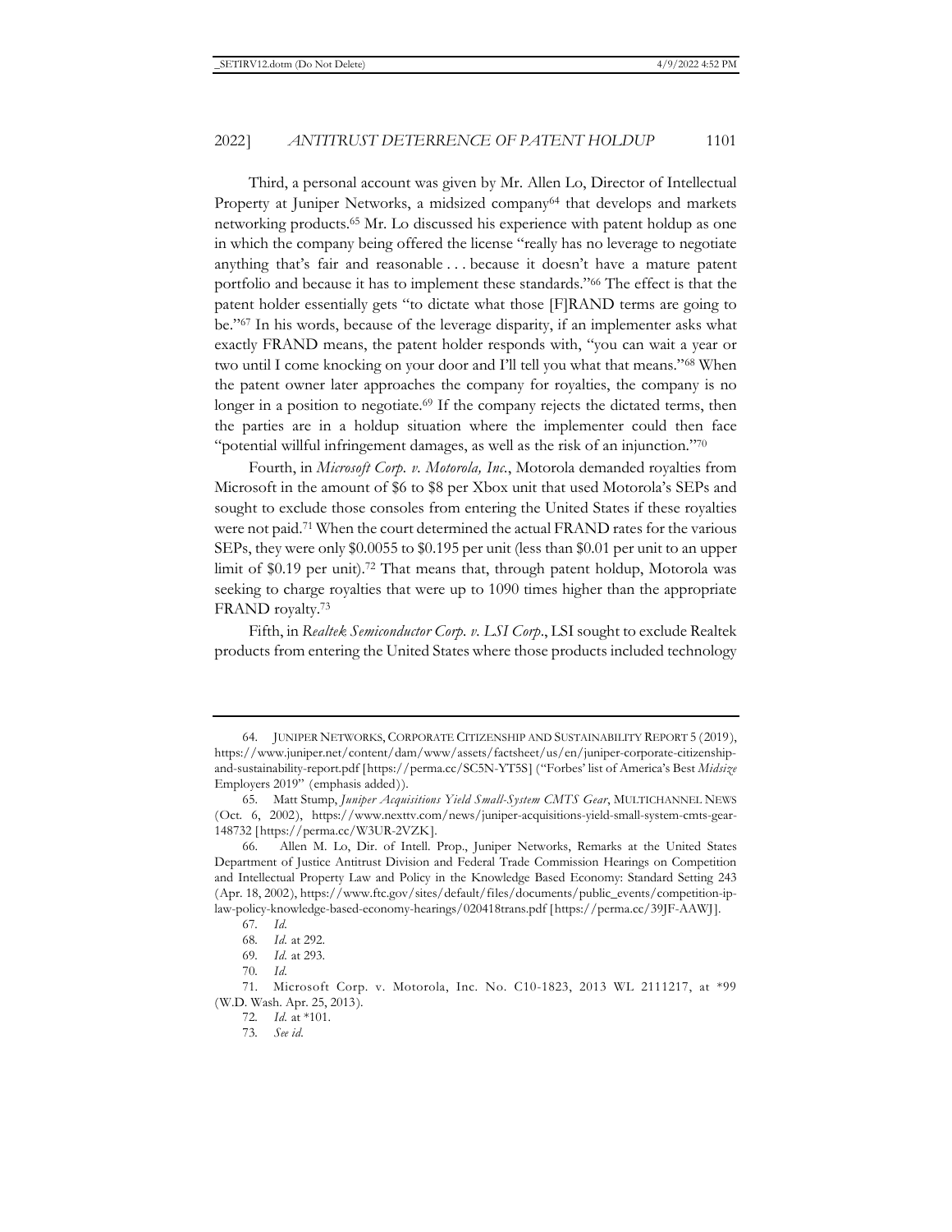Third, a personal account was given by Mr. Allen Lo, Director of Intellectual Property at Juniper Networks, a midsized company[64] that develops and markets networking products.[65] Mr. Lo discussed his experience with patent holdup as one in which the company being offered the license "really has no leverage to negotiate anything that's fair and reasonable . . . because it doesn't have a mature patent portfolio and because it has to implement these standards."[66] The effect is that the patent holder essentially gets "to dictate what those [F]RAND terms are going to be."[67] In his words, because of the leverage disparity, if an implementer asks what exactly FRAND means, the patent holder responds with, "you can wait a year or two until I come knocking on your door and I'll tell you what that means."[68] When the patent owner later approaches the company for royalties, the company is no longer in a position to negotiate.[69] If the company rejects the dictated terms, then the parties are in a holdup situation where the implementer could then face "potential willful infringement damages, as well as the risk of an injunction."[70]

Fourth, in *Microsoft Corp. v. Motorola, Inc.*, Motorola demanded royalties from Microsoft in the amount of $6 to $8 per Xbox unit that used Motorola's SEPs and sought to exclude those consoles from entering the United States if these royalties were not paid.[71] When the court determined the actual FRAND rates for the various SEPs, they were only $0.0055 to $0.195 per unit (less than $0.01 per unit to an upper limit of $0.19 per unit).[72] That means that, through patent holdup, Motorola was seeking to charge royalties that were up to 1090 times higher than the appropriate FRAND royalty.[73]

Fifth, in *Realtek Semiconductor Corp. v. LSI Corp*., LSI sought to exclude Realtek products from entering the United States where those products included technology

---

64. JUNIPER NETWORKS, CORPORATE CITIZENSHIP AND SUSTAINABILITY REPORT 5 (2019), https://www.juniper.net/content/dam/www/assets/factsheet/us/en/juniper-corporate-citizenship-and-sustainability-report.pdf [https://perma.cc/SC5N-YT5S] ("Forbes' list of America's Best *Midsize* Employers 2019" (emphasis added)).

65. Matt Stump, *Juniper Acquisitions Yield Small-System CMTS Gear*, MULTICHANNEL NEWS (Oct. 6, 2002), https://www.nexttv.com/news/juniper-acquisitions-yield-small-system-cmts-gear-148732 [https://perma.cc/W3UR-2VZK].

66. Allen M. Lo, Dir. of Intell. Prop., Juniper Networks, Remarks at the United States Department of Justice Antitrust Division and Federal Trade Commission Hearings on Competition and Intellectual Property Law and Policy in the Knowledge Based Economy: Standard Setting 243 (Apr. 18, 2002), https://www.ftc.gov/sites/default/files/documents/public_events/competition-ip-law-policy-knowledge-based-economy-hearings/020418trans.pdf [https://perma.cc/39JF-AAWJ].

67. *Id.*

68. *Id.* at 292.

69. *Id.* at 293.

70. *Id.*

71. Microsoft Corp. v. Motorola, Inc. No. C10-1823, 2013 WL 2111217, at *99 (W.D. Wash. Apr. 25, 2013).

72. *Id.* at *101.

73. *See id.*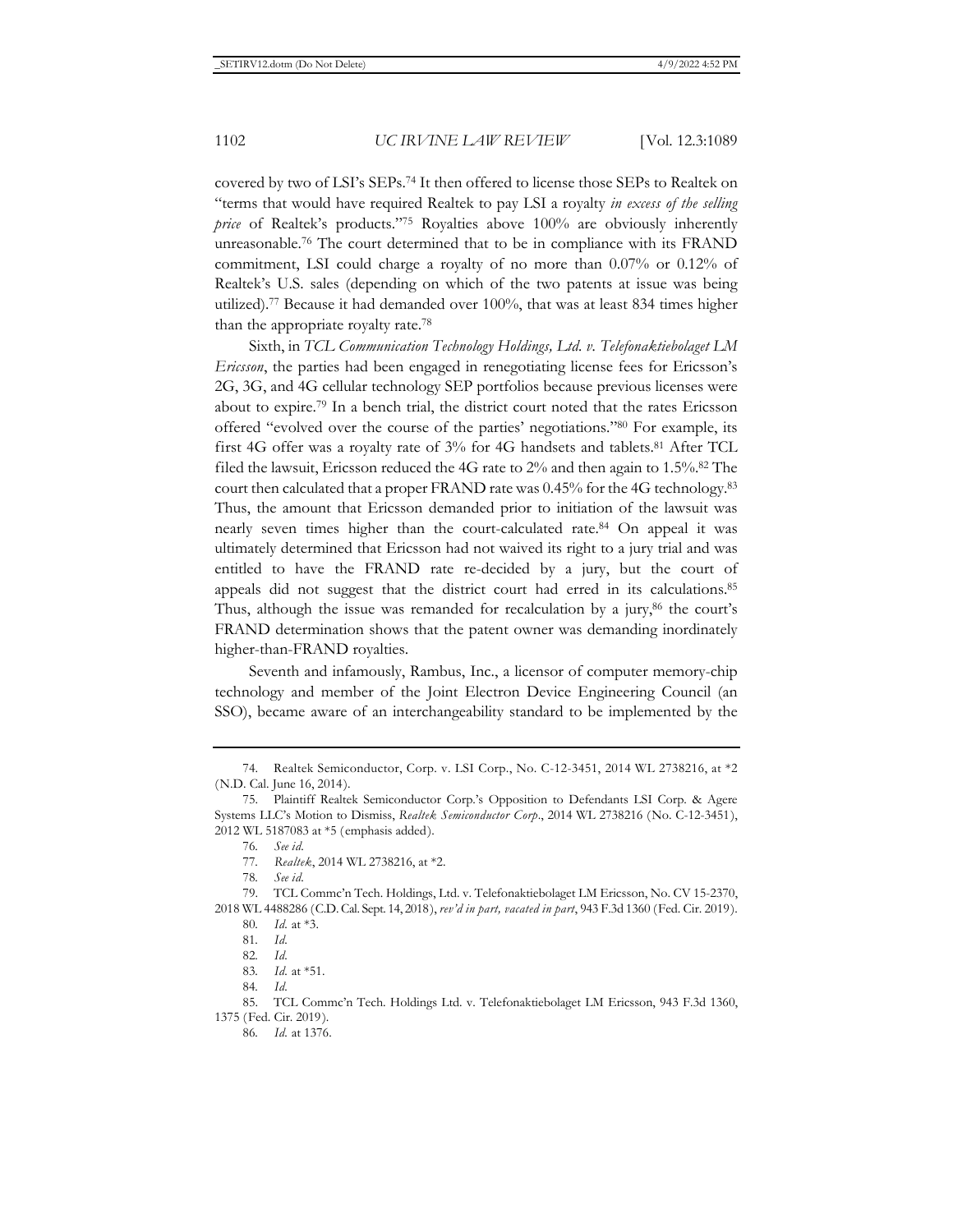covered by two of LSI's SEPs.[74] It then offered to license those SEPs to Realtek on "terms that would have required Realtek to pay LSI a royalty *in excess of the selling price* of Realtek's products."[75] Royalties above 100% are obviously inherently unreasonable.[76] The court determined that to be in compliance with its FRAND commitment, LSI could charge a royalty of no more than 0.07% or 0.12% of Realtek's U.S. sales (depending on which of the two patents at issue was being utilized).[77] Because it had demanded over 100%, that was at least 834 times higher than the appropriate royalty rate.[78]

Sixth, in *TCL Communication Technology Holdings, Ltd. v. Telefonaktiebolaget LM Ericsson*, the parties had been engaged in renegotiating license fees for Ericsson's 2G, 3G, and 4G cellular technology SEP portfolios because previous licenses were about to expire.[79] In a bench trial, the district court noted that the rates Ericsson offered "evolved over the course of the parties' negotiations."[80] For example, its first 4G offer was a royalty rate of 3% for 4G handsets and tablets.[81] After TCL filed the lawsuit, Ericsson reduced the 4G rate to 2% and then again to 1.5%.[82] The court then calculated that a proper FRAND rate was 0.45% for the 4G technology.[83] Thus, the amount that Ericsson demanded prior to initiation of the lawsuit was nearly seven times higher than the court-calculated rate.[84] On appeal it was ultimately determined that Ericsson had not waived its right to a jury trial and was entitled to have the FRAND rate re-decided by a jury, but the court of appeals did not suggest that the district court had erred in its calculations.[85] Thus, although the issue was remanded for recalculation by a jury,[86] the court's FRAND determination shows that the patent owner was demanding inordinately higher-than-FRAND royalties.

Seventh and infamously, Rambus, Inc., a licensor of computer memory-chip technology and member of the Joint Electron Device Engineering Council (an SSO), became aware of an interchangeability standard to be implemented by the

---

74. Realtek Semiconductor, Corp. v. LSI Corp., No. C-12-3451, 2014 WL 2738216, at *2 (N.D. Cal. June 16, 2014).

75. Plaintiff Realtek Semiconductor Corp.'s Opposition to Defendants LSI Corp. & Agere Systems LLC's Motion to Dismiss, *Realtek Semiconductor Corp.*, 2014 WL 2738216 (No. C-12-3451), 2012 WL 5187083 at *5 (emphasis added).

76. *See id.*

77. *Realtek*, 2014 WL 2738216, at *2.

78. *See id.*

79. TCL Commc'n Tech. Holdings, Ltd. v. Telefonaktiebolaget LM Ericsson, No. CV 15-2370, 2018 WL 4488286 (C.D. Cal. Sept. 14, 2018), *rev'd in part, vacated in part*, 943 F.3d 1360 (Fed. Cir. 2019).

80. *Id.* at *3.

81. *Id.*

82. *Id.*

83. *Id.* at *51.

84. *Id.*

85. TCL Commc'n Tech. Holdings Ltd. v. Telefonaktiebolaget LM Ericsson, 943 F.3d 1360, 1375 (Fed. Cir. 2019).

86. *Id.* at 1376.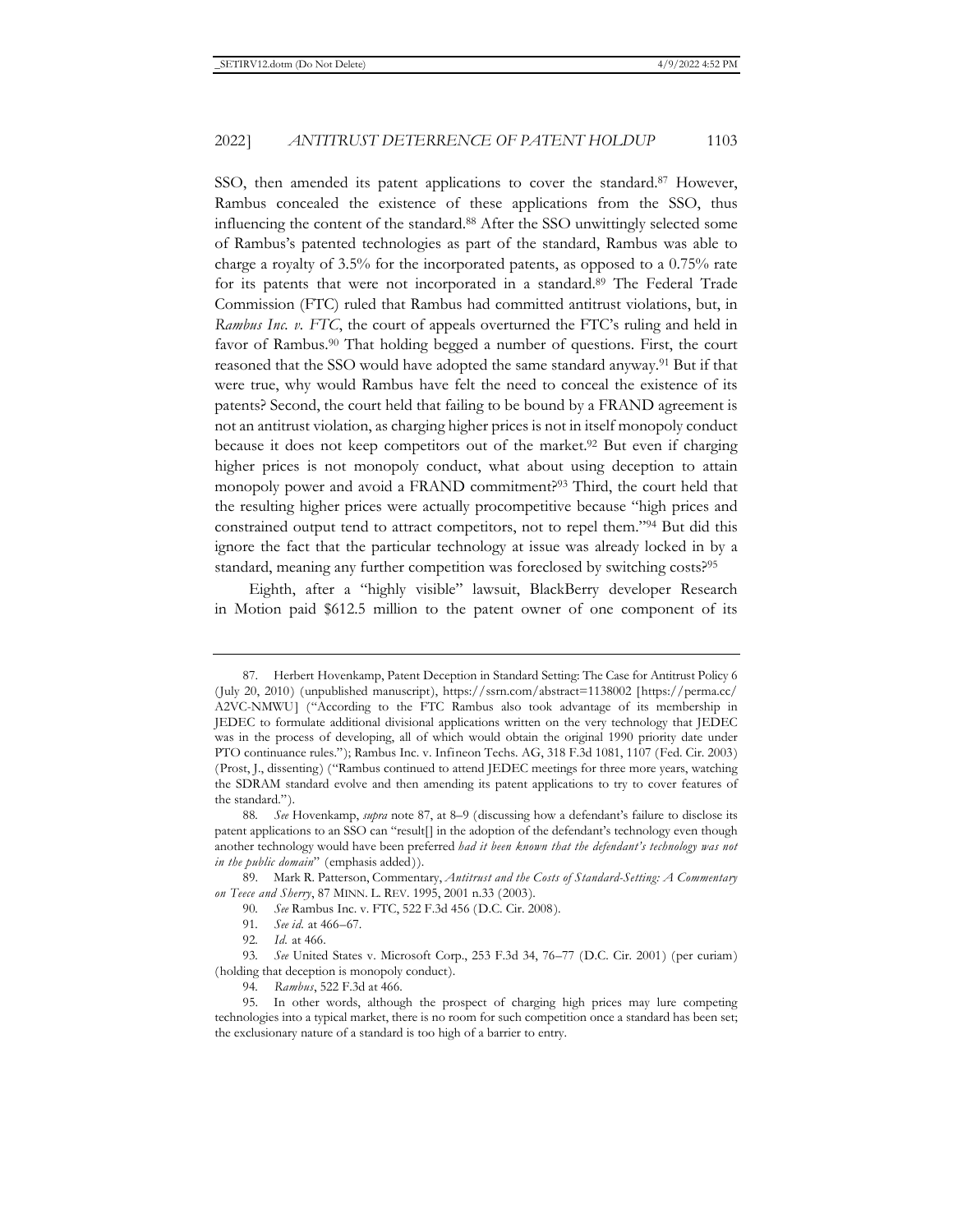SSO, then amended its patent applications to cover the standard.[87] However, Rambus concealed the existence of these applications from the SSO, thus influencing the content of the standard.[88] After the SSO unwittingly selected some of Rambus's patented technologies as part of the standard, Rambus was able to charge a royalty of 3.5% for the incorporated patents, as opposed to a 0.75% rate for its patents that were not incorporated in a standard.[89] The Federal Trade Commission (FTC) ruled that Rambus had committed antitrust violations, but, in *Rambus Inc. v. FTC*, the court of appeals overturned the FTC's ruling and held in favor of Rambus.[90] That holding begged a number of questions. First, the court reasoned that the SSO would have adopted the same standard anyway.[91] But if that were true, why would Rambus have felt the need to conceal the existence of its patents? Second, the court held that failing to be bound by a FRAND agreement is not an antitrust violation, as charging higher prices is not in itself monopoly conduct because it does not keep competitors out of the market.[92] But even if charging higher prices is not monopoly conduct, what about using deception to attain monopoly power and avoid a FRAND commitment?[93] Third, the court held that the resulting higher prices were actually procompetitive because "high prices and constrained output tend to attract competitors, not to repel them."[94] But did this ignore the fact that the particular technology at issue was already locked in by a standard, meaning any further competition was foreclosed by switching costs?[95]

Eighth, after a "highly visible" lawsuit, BlackBerry developer Research in Motion paid $612.5 million to the patent owner of one component of its

---

87. Herbert Hovenkamp, Patent Deception in Standard Setting: The Case for Antitrust Policy 6 (July 20, 2010) (unpublished manuscript), https://ssrn.com/abstract=1138002 [https://perma.cc/A2VC-NMWU] ("According to the FTC Rambus also took advantage of its membership in JEDEC to formulate additional divisional applications written on the very technology that JEDEC was in the process of developing, all of which would obtain the original 1990 priority date under PTO continuance rules."); Rambus Inc. v. Infineon Techs. AG, 318 F.3d 1081, 1107 (Fed. Cir. 2003) (Prost, J., dissenting) ("Rambus continued to attend JEDEC meetings for three more years, watching the SDRAM standard evolve and then amending its patent applications to try to cover features of the standard.").

88. *See* Hovenkamp, *supra* note 87, at 8–9 (discussing how a defendant's failure to disclose its patent applications to an SSO can "result[] in the adoption of the defendant's technology even though another technology would have been preferred *had it been known that the defendant's technology was not in the public domain*" (emphasis added)).

89. Mark R. Patterson, Commentary, *Antitrust and the Costs of Standard-Setting: A Commentary on Teece and Sherry*, 87 MINN. L. REV. 1995, 2001 n.33 (2003).

90. *See* Rambus Inc. v. FTC, 522 F.3d 456 (D.C. Cir. 2008).

91. *See id.* at 466–67.

92. *Id.* at 466.

93. *See* United States v. Microsoft Corp., 253 F.3d 34, 76–77 (D.C. Cir. 2001) (per curiam) (holding that deception is monopoly conduct).

94. *Rambus*, 522 F.3d at 466.

95. In other words, although the prospect of charging high prices may lure competing technologies into a typical market, there is no room for such competition once a standard has been set; the exclusionary nature of a standard is too high of a barrier to entry.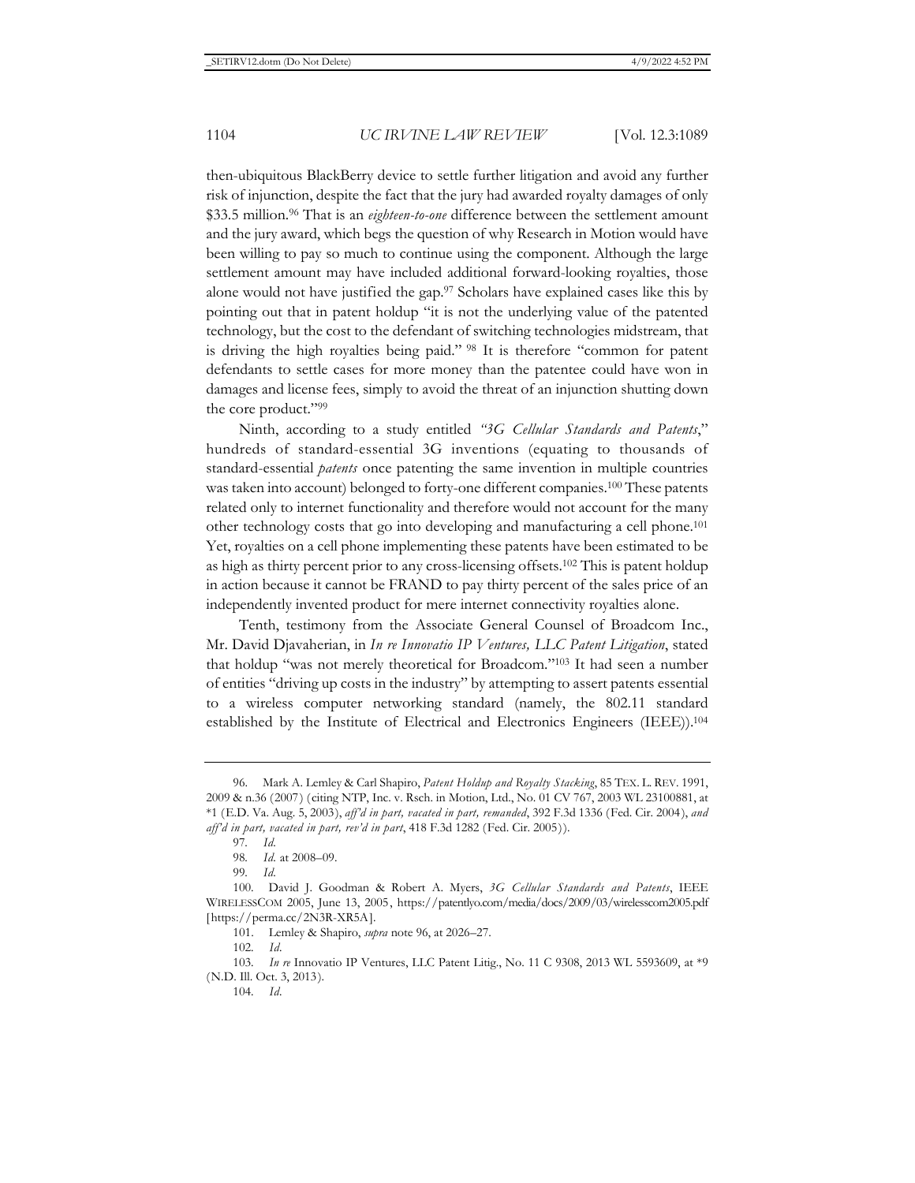then-ubiquitous BlackBerry device to settle further litigation and avoid any further risk of injunction, despite the fact that the jury had awarded royalty damages of only $33.5 million.[96] That is an *eighteen-to-one* difference between the settlement amount and the jury award, which begs the question of why Research in Motion would have been willing to pay so much to continue using the component. Although the large settlement amount may have included additional forward-looking royalties, those alone would not have justified the gap.[97] Scholars have explained cases like this by pointing out that in patent holdup "it is not the underlying value of the patented technology, but the cost to the defendant of switching technologies midstream, that is driving the high royalties being paid." [98] It is therefore "common for patent defendants to settle cases for more money than the patentee could have won in damages and license fees, simply to avoid the threat of an injunction shutting down the core product."[99]

Ninth, according to a study entitled *"3G Cellular Standards and Patents*," hundreds of standard-essential 3G inventions (equating to thousands of standard-essential *patents* once patenting the same invention in multiple countries was taken into account) belonged to forty-one different companies.[100] These patents related only to internet functionality and therefore would not account for the many other technology costs that go into developing and manufacturing a cell phone.[101] Yet, royalties on a cell phone implementing these patents have been estimated to be as high as thirty percent prior to any cross-licensing offsets.[102] This is patent holdup in action because it cannot be FRAND to pay thirty percent of the sales price of an independently invented product for mere internet connectivity royalties alone.

Tenth, testimony from the Associate General Counsel of Broadcom Inc., Mr. David Djavaherian, in *In re Innovatio IP Ventures, LLC Patent Litigation*, stated that holdup "was not merely theoretical for Broadcom."[103] It had seen a number of entities "driving up costs in the industry" by attempting to assert patents essential to a wireless computer networking standard (namely, the 802.11 standard established by the Institute of Electrical and Electronics Engineers (IEEE)).[104]

---

96. Mark A. Lemley & Carl Shapiro, *Patent Holdup and Royalty Stacking*, 85 TEX. L. REV. 1991, 2009 & n.36 (2007) (citing NTP, Inc. v. Rsch. in Motion, Ltd., No. 01 CV 767, 2003 WL 23100881, at *1 (E.D. Va. Aug. 5, 2003), *aff'd in part, vacated in part, remanded*, 392 F.3d 1336 (Fed. Cir. 2004), *and aff'd in part, vacated in part, rev'd in part*, 418 F.3d 1282 (Fed. Cir. 2005)).

97. *Id.*

98. *Id.* at 2008–09.

99. *Id.*

100. David J. Goodman & Robert A. Myers, *3G Cellular Standards and Patents*, IEEE WIRELESSCOM 2005, June 13, 2005, https://patentlyo.com/media/docs/2009/03/wirelesscom2005.pdf [https://perma.cc/2N3R-XR5A].

101. Lemley & Shapiro, *supra* note 96, at 2026–27.

102. *Id.*

103. *In re* Innovatio IP Ventures, LLC Patent Litig., No. 11 C 9308, 2013 WL 5593609, at *9 (N.D. Ill. Oct. 3, 2013).

104. *Id.*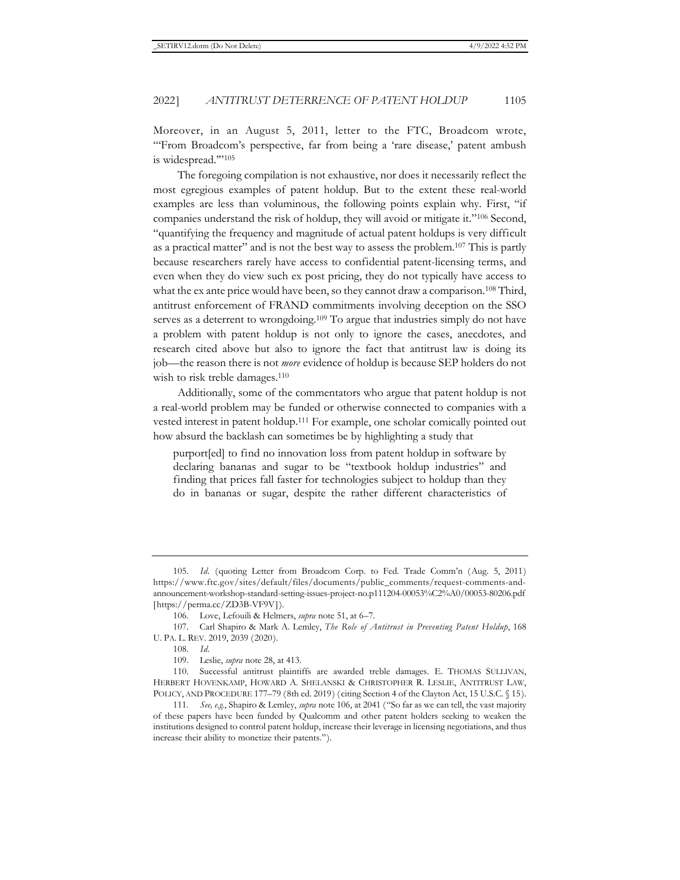Moreover, in an August 5, 2011, letter to the FTC, Broadcom wrote, "'From Broadcom's perspective, far from being a 'rare disease,' patent ambush is widespread.'"[105]

The foregoing compilation is not exhaustive, nor does it necessarily reflect the most egregious examples of patent holdup. But to the extent these real-world examples are less than voluminous, the following points explain why. First, "if companies understand the risk of holdup, they will avoid or mitigate it."[106] Second, "quantifying the frequency and magnitude of actual patent holdups is very difficult as a practical matter" and is not the best way to assess the problem.[107] This is partly because researchers rarely have access to confidential patent-licensing terms, and even when they do view such ex post pricing, they do not typically have access to what the ex ante price would have been, so they cannot draw a comparison.[108] Third, antitrust enforcement of FRAND commitments involving deception on the SSO serves as a deterrent to wrongdoing.[109] To argue that industries simply do not have a problem with patent holdup is not only to ignore the cases, anecdotes, and research cited above but also to ignore the fact that antitrust law is doing its job—the reason there is not *more* evidence of holdup is because SEP holders do not wish to risk treble damages.[110]

Additionally, some of the commentators who argue that patent holdup is not a real-world problem may be funded or otherwise connected to companies with a vested interest in patent holdup.[111] For example, one scholar comically pointed out how absurd the backlash can sometimes be by highlighting a study that

> purport[ed] to find no innovation loss from patent holdup in software by declaring bananas and sugar to be "textbook holdup industries" and finding that prices fall faster for technologies subject to holdup than they do in bananas or sugar, despite the rather different characteristics of

---

105. *Id.* (quoting Letter from Broadcom Corp. to Fed. Trade Comm'n (Aug. 5, 2011) https://www.ftc.gov/sites/default/files/documents/public_comments/request-comments-and-announcement-workshop-standard-setting-issues-project-no.p111204-00053%C2%A0/00053-80206.pdf [https://perma.cc/ZD3B-VF9V]).

106. Love, Lefouili & Helmers, *supra* note 51, at 6–7.

107. Carl Shapiro & Mark A. Lemley, *The Role of Antitrust in Preventing Patent Holdup*, 168 U. PA. L. REV. 2019, 2039 (2020).

108. *Id.*

109. Leslie, *supra* note 28, at 413.

110. Successful antitrust plaintiffs are awarded treble damages. E. THOMAS SULLIVAN, HERBERT HOVENKAMP, HOWARD A. SHELANSKI & CHRISTOPHER R. LESLIE, ANTITRUST LAW, POLICY, AND PROCEDURE 177–79 (8th ed. 2019) (citing Section 4 of the Clayton Act, 15 U.S.C. § 15).

111. *See, e.g.*, Shapiro & Lemley, *supra* note 106, at 2041 ("So far as we can tell, the vast majority of these papers have been funded by Qualcomm and other patent holders seeking to weaken the institutions designed to control patent holdup, increase their leverage in licensing negotiations, and thus increase their ability to monetize their patents.").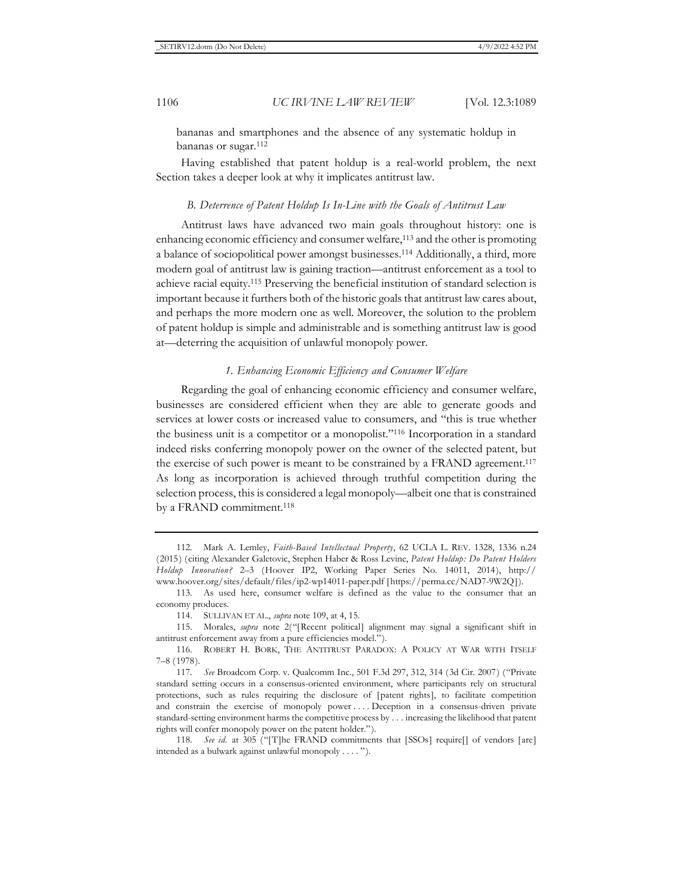bananas and smartphones and the absence of any systematic holdup in bananas or sugar.[112]

Having established that patent holdup is a real-world problem, the next Section takes a deeper look at why it implicates antitrust law.

### *B. Deterrence of Patent Holdup Is In-Line with the Goals of Antitrust Law*

Antitrust laws have advanced two main goals throughout history: one is enhancing economic efficiency and consumer welfare,[113] and the other is promoting a balance of sociopolitical power amongst businesses.[114] Additionally, a third, more modern goal of antitrust law is gaining traction—antitrust enforcement as a tool to achieve racial equity.[115] Preserving the beneficial institution of standard selection is important because it furthers both of the historic goals that antitrust law cares about, and perhaps the more modern one as well. Moreover, the solution to the problem of patent holdup is simple and administrable and is something antitrust law is good at—deterring the acquisition of unlawful monopoly power.

#### *1. Enhancing Economic Efficiency and Consumer Welfare*

Regarding the goal of enhancing economic efficiency and consumer welfare, businesses are considered efficient when they are able to generate goods and services at lower costs or increased value to consumers, and "this is true whether the business unit is a competitor or a monopolist."[116] Incorporation in a standard indeed risks conferring monopoly power on the owner of the selected patent, but the exercise of such power is meant to be constrained by a FRAND agreement.[117] As long as incorporation is achieved through truthful competition during the selection process, this is considered a legal monopoly—albeit one that is constrained by a FRAND commitment.[118]

---

112. Mark A. Lemley, *Faith-Based Intellectual Property*, 62 UCLA L. REV. 1328, 1336 n.24 (2015) (citing Alexander Galetovic, Stephen Haber & Ross Levine, *Patent Holdup: Do Patent Holders Holdup Innovation?* 2–3 (Hoover IP2, Working Paper Series No. 14011, 2014), http://www.hoover.org/sites/default/files/ip2-wp14011-paper.pdf [https://perma.cc/NAD7-9W2Q]).

113. As used here, consumer welfare is defined as the value to the consumer that an economy produces.

114. SULLIVAN ET AL., *supra* note 109, at 4, 15.

115. Morales, *supra* note 2("[Recent political] alignment may signal a significant shift in antitrust enforcement away from a pure efficiencies model.").

116. ROBERT H. BORK, THE ANTITRUST PARADOX: A POLICY AT WAR WITH ITSELF 7–8 (1978).

117. *See* Broadcom Corp. v. Qualcomm Inc., 501 F.3d 297, 312, 314 (3d Cir. 2007) ("Private standard setting occurs in a consensus-oriented environment, where participants rely on structural protections, such as rules requiring the disclosure of [patent rights], to facilitate competition and constrain the exercise of monopoly power . . . . Deception in a consensus-driven private standard-setting environment harms the competitive process by . . . increasing the likelihood that patent rights will confer monopoly power on the patent holder.").

118. *See id.* at 305 ("[T]he FRAND commitments that [SSOs] require[] of vendors [are] intended as a bulwark against unlawful monopoly . . . .").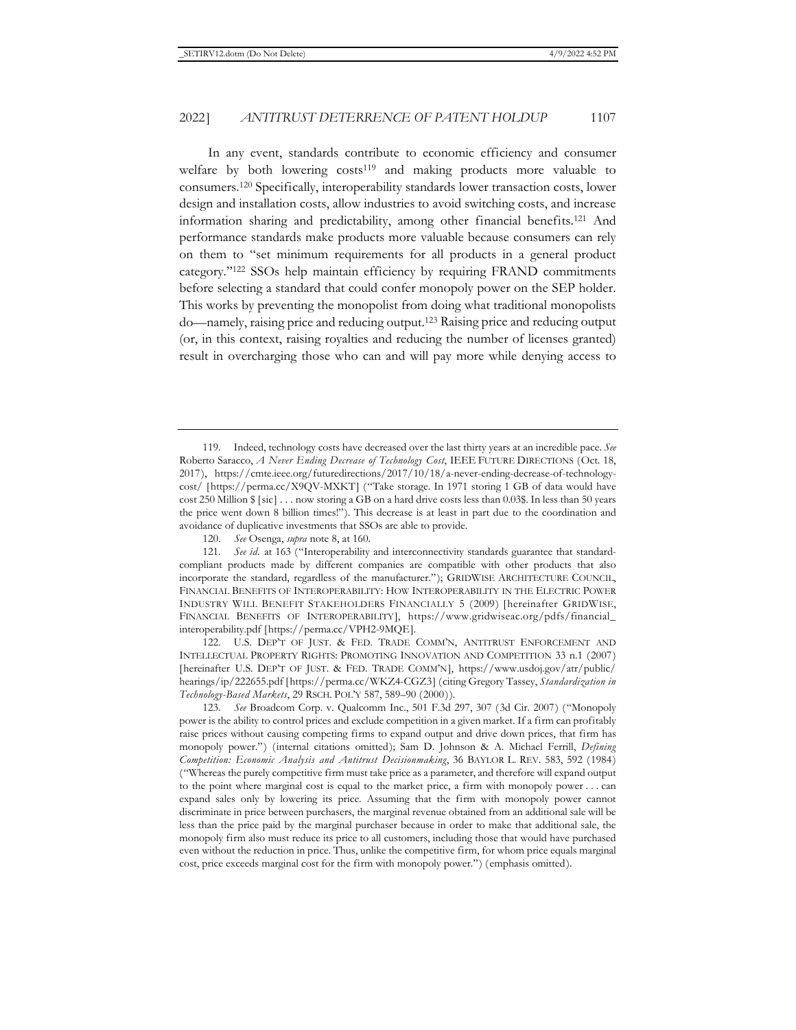In any event, standards contribute to economic efficiency and consumer welfare by both lowering costs[119] and making products more valuable to consumers.[120] Specifically, interoperability standards lower transaction costs, lower design and installation costs, allow industries to avoid switching costs, and increase information sharing and predictability, among other financial benefits.[121] And performance standards make products more valuable because consumers can rely on them to "set minimum requirements for all products in a general product category."[122] SSOs help maintain efficiency by requiring FRAND commitments before selecting a standard that could confer monopoly power on the SEP holder. This works by preventing the monopolist from doing what traditional monopolists do—namely, raising price and reducing output.[123] Raising price and reducing output (or, in this context, raising royalties and reducing the number of licenses granted) result in overcharging those who can and will pay more while denying access to

---

119. Indeed, technology costs have decreased over the last thirty years at an incredible pace. *See* Roberto Saracco, *A Never Ending Decrease of Technology Cost*, IEEE FUTURE DIRECTIONS (Oct. 18, 2017), https://cmte.ieee.org/futuredirections/2017/10/18/a-never-ending-decrease-of-technology-cost/ [https://perma.cc/X9QV-MXKT] ("Take storage. In 1971 storing 1 GB of data would have cost 250 Million $ [sic] . . . now storing a GB on a hard drive costs less than 0.03$. In less than 50 years the price went down 8 billion times!"). This decrease is at least in part due to the coordination and avoidance of duplicative investments that SSOs are able to provide.

120. *See* Osenga, *supra* note 8, at 160.

121. *See id.* at 163 ("Interoperability and interconnectivity standards guarantee that standard-compliant products made by different companies are compatible with other products that also incorporate the standard, regardless of the manufacturer."); GRIDWISE ARCHITECTURE COUNCIL, FINANCIAL BENEFITS OF INTEROPERABILITY: HOW INTEROPERABILITY IN THE ELECTRIC POWER INDUSTRY WILL BENEFIT STAKEHOLDERS FINANCIALLY 5 (2009) [hereinafter GRIDWISE, FINANCIAL BENEFITS OF INTEROPERABILITY], https://www.gridwiseac.org/pdfs/financial_interoperability.pdf [https://perma.cc/VPH2-9MQE].

122. U.S. DEP'T OF JUST. & FED. TRADE COMM'N, ANTITRUST ENFORCEMENT AND INTELLECTUAL PROPERTY RIGHTS: PROMOTING INNOVATION AND COMPETITION 33 n.1 (2007) [hereinafter U.S. DEP'T OF JUST. & FED. TRADE COMM'N], https://www.usdoj.gov/atr/public/hearings/ip/222655.pdf [https://perma.cc/WKZ4-CGZ3] (citing Gregory Tassey, *Standardization in Technology-Based Markets*, 29 RSCH. POL'Y 587, 589–90 (2000)).

123. *See* Broadcom Corp. v. Qualcomm Inc., 501 F.3d 297, 307 (3d Cir. 2007) ("Monopoly power is the ability to control prices and exclude competition in a given market. If a firm can profitably raise prices without causing competing firms to expand output and drive down prices, that firm has monopoly power.") (internal citations omitted); Sam D. Johnson & A. Michael Ferrill, *Defining Competition: Economic Analysis and Antitrust Decisionmaking*, 36 BAYLOR L. REV. 583, 592 (1984) ("Whereas the purely competitive firm must take price as a parameter, and therefore will expand output to the point where marginal cost is equal to the market price, a firm with monopoly power . . . can expand sales only by lowering its price. Assuming that the firm with monopoly power cannot discriminate in price between purchasers, the marginal revenue obtained from an additional sale will be less than the price paid by the marginal purchaser because in order to make that additional sale, the monopoly firm also must reduce its price to all customers, including those that would have purchased even without the reduction in price. Thus, unlike the competitive firm, for whom price equals marginal cost, price exceeds marginal cost for the firm with monopoly power.") (emphasis omitted).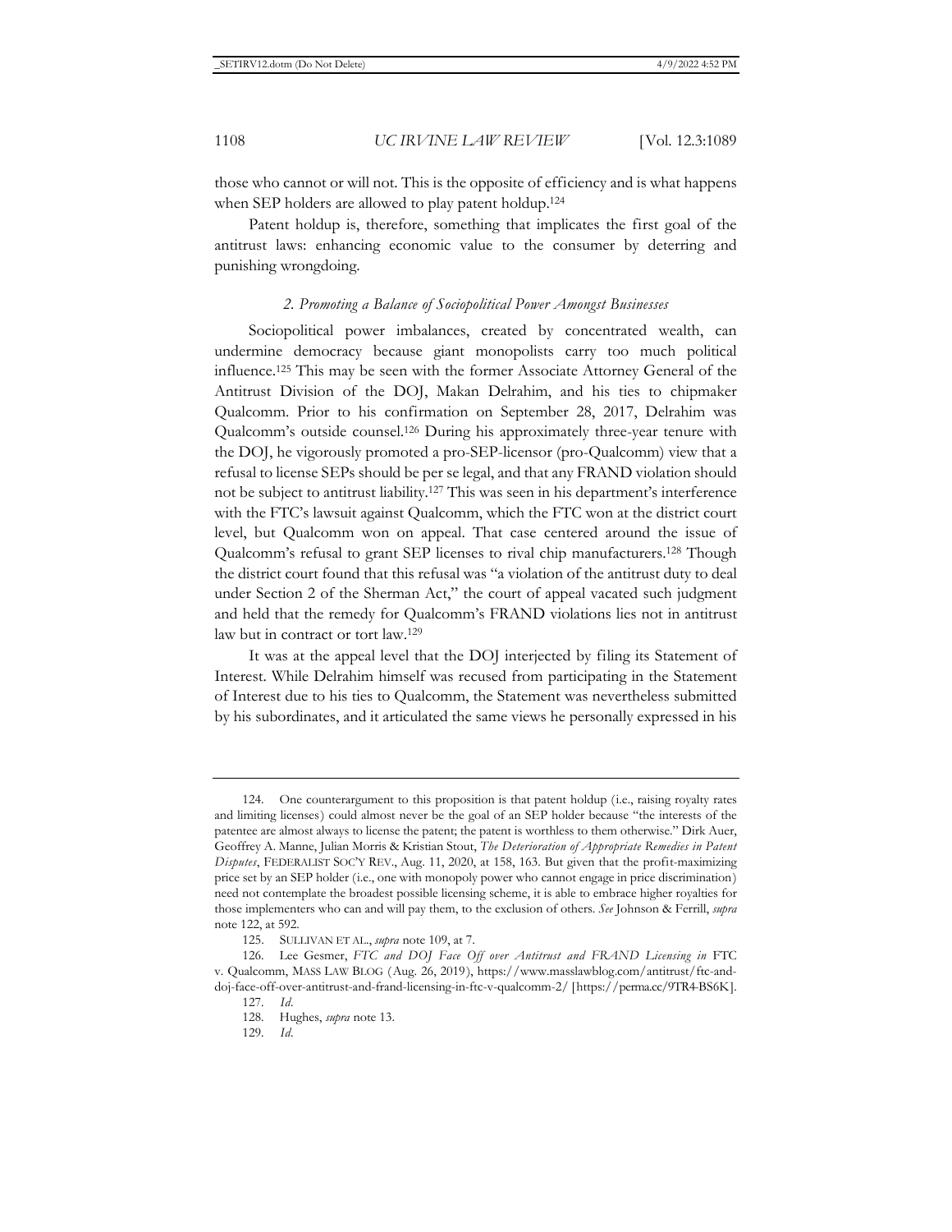those who cannot or will not. This is the opposite of efficiency and is what happens when SEP holders are allowed to play patent holdup.[124]

Patent holdup is, therefore, something that implicates the first goal of the antitrust laws: enhancing economic value to the consumer by deterring and punishing wrongdoing.

#### *2. Promoting a Balance of Sociopolitical Power Amongst Businesses*

Sociopolitical power imbalances, created by concentrated wealth, can undermine democracy because giant monopolists carry too much political influence.[125] This may be seen with the former Associate Attorney General of the Antitrust Division of the DOJ, Makan Delrahim, and his ties to chipmaker Qualcomm. Prior to his confirmation on September 28, 2017, Delrahim was Qualcomm's outside counsel.[126] During his approximately three-year tenure with the DOJ, he vigorously promoted a pro-SEP-licensor (pro-Qualcomm) view that a refusal to license SEPs should be per se legal, and that any FRAND violation should not be subject to antitrust liability.[127] This was seen in his department's interference with the FTC's lawsuit against Qualcomm, which the FTC won at the district court level, but Qualcomm won on appeal. That case centered around the issue of Qualcomm's refusal to grant SEP licenses to rival chip manufacturers.[128] Though the district court found that this refusal was "a violation of the antitrust duty to deal under Section 2 of the Sherman Act," the court of appeal vacated such judgment and held that the remedy for Qualcomm's FRAND violations lies not in antitrust law but in contract or tort law.[129]

It was at the appeal level that the DOJ interjected by filing its Statement of Interest. While Delrahim himself was recused from participating in the Statement of Interest due to his ties to Qualcomm, the Statement was nevertheless submitted by his subordinates, and it articulated the same views he personally expressed in his

---

124. One counterargument to this proposition is that patent holdup (i.e., raising royalty rates and limiting licenses) could almost never be the goal of an SEP holder because "the interests of the patentee are almost always to license the patent; the patent is worthless to them otherwise." Dirk Auer, Geoffrey A. Manne, Julian Morris & Kristian Stout, *The Deterioration of Appropriate Remedies in Patent Disputes*, FEDERALIST SOC'Y REV., Aug. 11, 2020, at 158, 163. But given that the profit-maximizing price set by an SEP holder (i.e., one with monopoly power who cannot engage in price discrimination) need not contemplate the broadest possible licensing scheme, it is able to embrace higher royalties for those implementers who can and will pay them, to the exclusion of others. *See* Johnson & Ferrill, *supra* note 122, at 592.

125. SULLIVAN ET AL., *supra* note 109, at 7.

126. Lee Gesmer, *FTC and DOJ Face Off over Antitrust and FRAND Licensing in* FTC v. Qualcomm, MASS LAW BLOG (Aug. 26, 2019), https://www.masslawblog.com/antitrust/ftc-and-doj-face-off-over-antitrust-and-frand-licensing-in-ftc-v-qualcomm-2/ [https://perma.cc/9TR4-BS6K].

127. *Id.*

128. Hughes, *supra* note 13.

129. *Id.*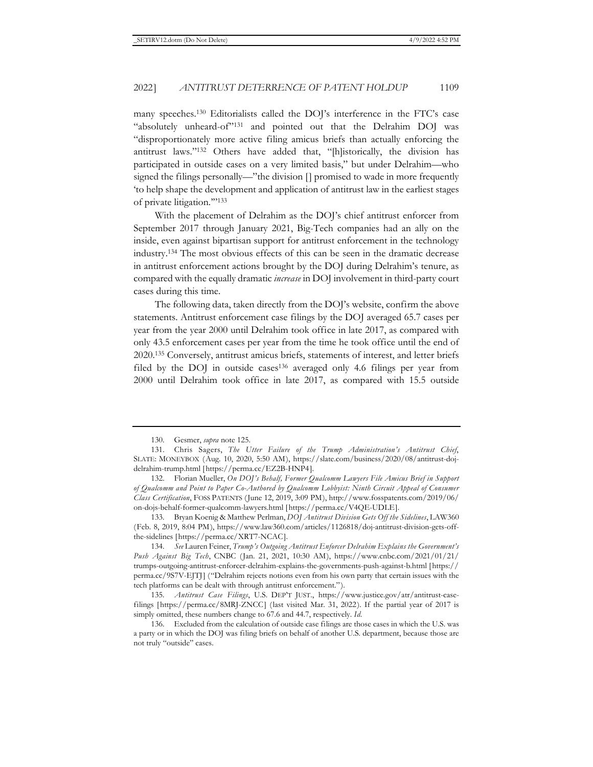many speeches.[130] Editorialists called the DOJ's interference in the FTC's case "absolutely unheard-of"[131] and pointed out that the Delrahim DOJ was "disproportionately more active filing amicus briefs than actually enforcing the antitrust laws."[132] Others have added that, "[h]istorically, the division has participated in outside cases on a very limited basis," but under Delrahim—who signed the filings personally—"the division [] promised to wade in more frequently 'to help shape the development and application of antitrust law in the earliest stages of private litigation.'"[133]

With the placement of Delrahim as the DOJ's chief antitrust enforcer from September 2017 through January 2021, Big-Tech companies had an ally on the inside, even against bipartisan support for antitrust enforcement in the technology industry.[134] The most obvious effects of this can be seen in the dramatic decrease in antitrust enforcement actions brought by the DOJ during Delrahim's tenure, as compared with the equally dramatic *increase* in DOJ involvement in third-party court cases during this time.

The following data, taken directly from the DOJ's website, confirm the above statements. Antitrust enforcement case filings by the DOJ averaged 65.7 cases per year from the year 2000 until Delrahim took office in late 2017, as compared with only 43.5 enforcement cases per year from the time he took office until the end of 2020.[135] Conversely, antitrust amicus briefs, statements of interest, and letter briefs filed by the DOJ in outside cases[136] averaged only 4.6 filings per year from 2000 until Delrahim took office in late 2017, as compared with 15.5 outside

---

130. Gesmer, *supra* note 125.

131. Chris Sagers, *The Utter Failure of the Trump Administration's Antitrust Chief*, SLATE: MONEYBOX (Aug. 10, 2020, 5:50 AM), https://slate.com/business/2020/08/antitrust-doj-delrahim-trump.html [https://perma.cc/EZ2B-HNP4].

132. Florian Mueller, *On DOJ's Behalf, Former Qualcomm Lawyers File Amicus Brief in Support of Qualcomm and Point to Paper Co-Authored by Qualcomm Lobbyist: Ninth Circuit Appeal of Consumer Class Certification*, FOSS PATENTS (June 12, 2019, 3:09 PM), http://www.fosspatents.com/2019/06/on-dojs-behalf-former-qualcomm-lawyers.html [https://perma.cc/V4QE-UDLE].

133. Bryan Koenig & Matthew Perlman, *DOJ Antitrust Division Gets Off the Sidelines*, LAW360 (Feb. 8, 2019, 8:04 PM), https://www.law360.com/articles/1126818/doj-antitrust-division-gets-off-the-sidelines [https://perma.cc/XRT7-NCAC].

134. *See* Lauren Feiner, *Trump's Outgoing Antitrust Enforcer Delrahim Explains the Government's Push Against Big Tech*, CNBC (Jan. 21, 2021, 10:30 AM), https://www.cnbc.com/2021/01/21/trumps-outgoing-antitrust-enforcer-delrahim-explains-the-governments-push-against-b.html [https://perma.cc/9S7V-EJTJ] ("Delrahim rejects notions even from his own party that certain issues with the tech platforms can be dealt with through antitrust enforcement.").

135. *Antitrust Case Filings*, U.S. DEP'T JUST., https://www.justice.gov/atr/antitrust-case-filings [https://perma.cc/8MRJ-ZNCC] (last visited Mar. 31, 2022). If the partial year of 2017 is simply omitted, these numbers change to 67.6 and 44.7, respectively. *Id.*

136. Excluded from the calculation of outside case filings are those cases in which the U.S. was a party or in which the DOJ was filing briefs on behalf of another U.S. department, because those are not truly "outside" cases.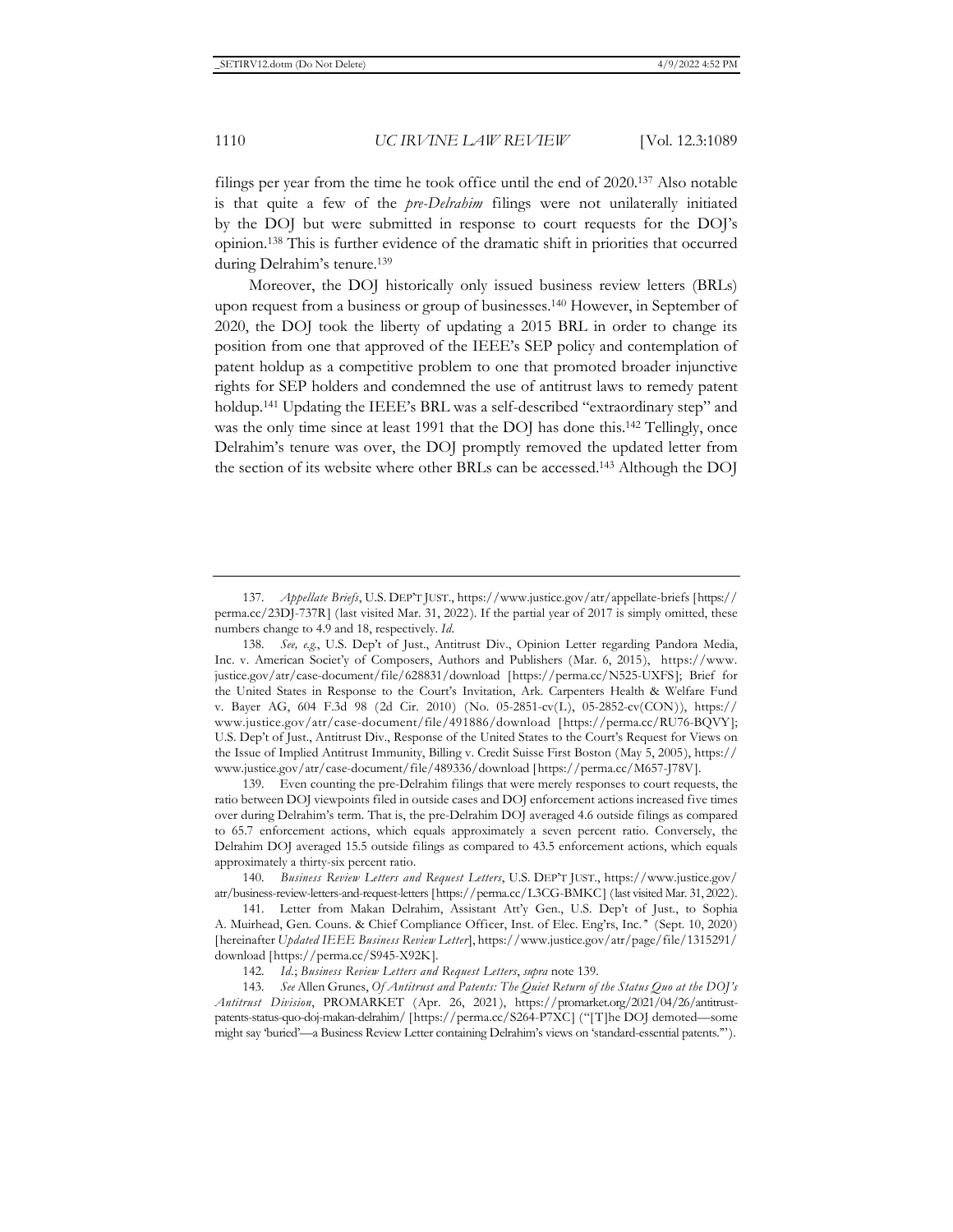filings per year from the time he took office until the end of 2020.[137] Also notable is that quite a few of the *pre-Delrahim* filings were not unilaterally initiated by the DOJ but were submitted in response to court requests for the DOJ's opinion.[138] This is further evidence of the dramatic shift in priorities that occurred during Delrahim's tenure.[139]

Moreover, the DOJ historically only issued business review letters (BRLs) upon request from a business or group of businesses.[140] However, in September of 2020, the DOJ took the liberty of updating a 2015 BRL in order to change its position from one that approved of the IEEE's SEP policy and contemplation of patent holdup as a competitive problem to one that promoted broader injunctive rights for SEP holders and condemned the use of antitrust laws to remedy patent holdup.[141] Updating the IEEE's BRL was a self-described "extraordinary step" and was the only time since at least 1991 that the DOJ has done this.[142] Tellingly, once Delrahim's tenure was over, the DOJ promptly removed the updated letter from the section of its website where other BRLs can be accessed.[143] Although the DOJ

---

137. *Appellate Briefs*, U.S. DEP'T JUST., https://www.justice.gov/atr/appellate-briefs [https://perma.cc/23DJ-737R] (last visited Mar. 31, 2022). If the partial year of 2017 is simply omitted, these numbers change to 4.9 and 18, respectively. *Id.*

138. *See, e.g.*, U.S. Dep't of Just., Antitrust Div., Opinion Letter regarding Pandora Media, Inc. v. American Societ'y of Composers, Authors and Publishers (Mar. 6, 2015), https://www.justice.gov/atr/case-document/file/628831/download [https://perma.cc/N525-UXFS]; Brief for the United States in Response to the Court's Invitation, Ark. Carpenters Health & Welfare Fund v. Bayer AG, 604 F.3d 98 (2d Cir. 2010) (No. 05-2851-cv(L), 05-2852-cv(CON)), https://www.justice.gov/atr/case-document/file/491886/download [https://perma.cc/RU76-BQVY]; U.S. Dep't of Just., Antitrust Div., Response of the United States to the Court's Request for Views on the Issue of Implied Antitrust Immunity, Billing v. Credit Suisse First Boston (May 5, 2005), https://www.justice.gov/atr/case-document/file/489336/download [https://perma.cc/M657-J78V].

139. Even counting the pre-Delrahim filings that were merely responses to court requests, the ratio between DOJ viewpoints filed in outside cases and DOJ enforcement actions increased five times over during Delrahim's term. That is, the pre-Delrahim DOJ averaged 4.6 outside filings as compared to 65.7 enforcement actions, which equals approximately a seven percent ratio. Conversely, the Delrahim DOJ averaged 15.5 outside filings as compared to 43.5 enforcement actions, which equals approximately a thirty-six percent ratio.

140. *Business Review Letters and Request Letters*, U.S. DEP'T JUST., https://www.justice.gov/atr/business-review-letters-and-request-letters [https://perma.cc/L3CG-BMKC] (last visited Mar. 31, 2022).

141. Letter from Makan Delrahim, Assistant Att'y Gen., U.S. Dep't of Just., to Sophia A. Muirhead, Gen. Couns. & Chief Compliance Officer, Inst. of Elec. Eng'rs, Inc." (Sept. 10, 2020) [hereinafter *Updated IEEE Business Review Letter*], https://www.justice.gov/atr/page/file/1315291/download [https://perma.cc/S945-X92K].

142. *Id.*; *Business Review Letters and Request Letters*, *supra* note 139.

143. *See* Allen Grunes, *Of Antitrust and Patents: The Quiet Return of the Status Quo at the DOJ's Antitrust Division*, PROMARKET (Apr. 26, 2021), https://promarket.org/2021/04/26/antitrust-patents-status-quo-doj-makan-delrahim/ [https://perma.cc/S264-P7XC] ("[T]he DOJ demoted—some might say 'buried'—a Business Review Letter containing Delrahim's views on 'standard-essential patents.'").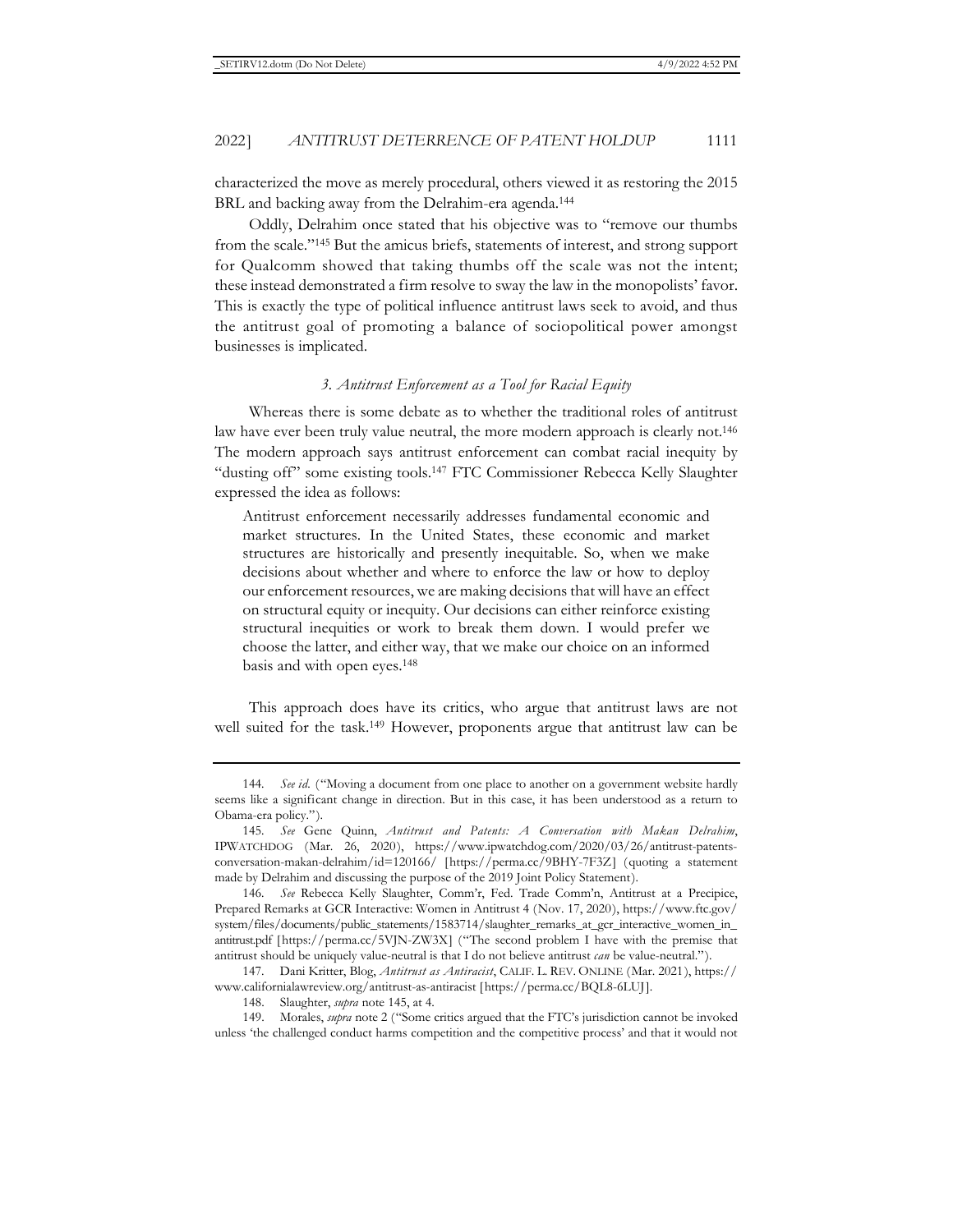characterized the move as merely procedural, others viewed it as restoring the 2015 BRL and backing away from the Delrahim-era agenda.[144]

Oddly, Delrahim once stated that his objective was to "remove our thumbs from the scale."[145] But the amicus briefs, statements of interest, and strong support for Qualcomm showed that taking thumbs off the scale was not the intent; these instead demonstrated a firm resolve to sway the law in the monopolists' favor. This is exactly the type of political influence antitrust laws seek to avoid, and thus the antitrust goal of promoting a balance of sociopolitical power amongst businesses is implicated.

### *3. Antitrust Enforcement as a Tool for Racial Equity*

Whereas there is some debate as to whether the traditional roles of antitrust law have ever been truly value neutral, the more modern approach is clearly not.[146] The modern approach says antitrust enforcement can combat racial inequity by "dusting off" some existing tools.[147] FTC Commissioner Rebecca Kelly Slaughter expressed the idea as follows:

> Antitrust enforcement necessarily addresses fundamental economic and market structures. In the United States, these economic and market structures are historically and presently inequitable. So, when we make decisions about whether and where to enforce the law or how to deploy our enforcement resources, we are making decisions that will have an effect on structural equity or inequity. Our decisions can either reinforce existing structural inequities or work to break them down. I would prefer we choose the latter, and either way, that we make our choice on an informed basis and with open eyes.[148]

This approach does have its critics, who argue that antitrust laws are not well suited for the task.[149] However, proponents argue that antitrust law can be

---

144. *See id.* ("Moving a document from one place to another on a government website hardly seems like a significant change in direction. But in this case, it has been understood as a return to Obama-era policy.").

145. *See* Gene Quinn, *Antitrust and Patents: A Conversation with Makan Delrahim*, IPWATCHDOG (Mar. 26, 2020), https://www.ipwatchdog.com/2020/03/26/antitrust-patents-conversation-makan-delrahim/id=120166/ [https://perma.cc/9BHY-7F3Z] (quoting a statement made by Delrahim and discussing the purpose of the 2019 Joint Policy Statement).

146. *See* Rebecca Kelly Slaughter, Comm'r, Fed. Trade Comm'n, Antitrust at a Precipice, Prepared Remarks at GCR Interactive: Women in Antitrust 4 (Nov. 17, 2020), https://www.ftc.gov/system/files/documents/public_statements/1583714/slaughter_remarks_at_gcr_interactive_women_in_antitrust.pdf [https://perma.cc/5VJN-ZW3X] ("The second problem I have with the premise that antitrust should be uniquely value-neutral is that I do not believe antitrust *can* be value-neutral.").

147. Dani Kritter, Blog, *Antitrust as Antiracist*, CALIF. L. REV. ONLINE (Mar. 2021), https://www.californialawreview.org/antitrust-as-antiracist [https://perma.cc/BQL8-6LUJ].

148. Slaughter, *supra* note 145, at 4.

149. Morales, *supra* note 2 ("Some critics argued that the FTC's jurisdiction cannot be invoked unless 'the challenged conduct harms competition and the competitive process' and that it would not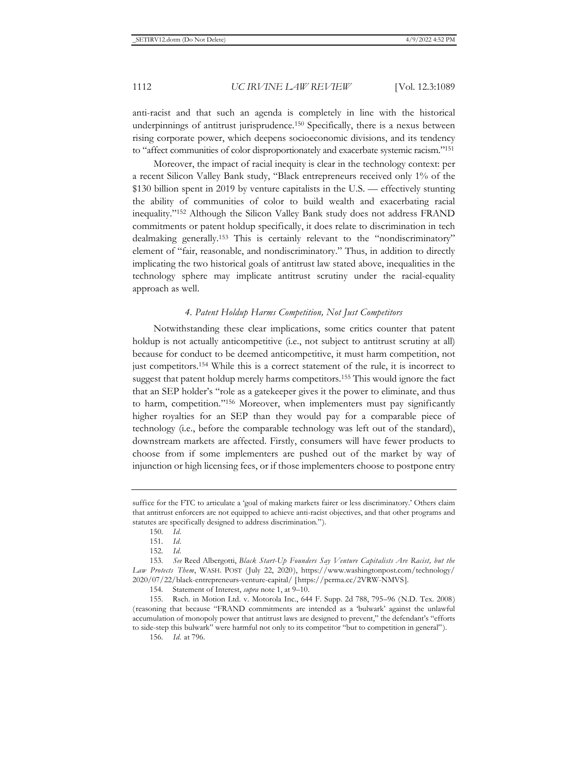anti-racist and that such an agenda is completely in line with the historical underpinnings of antitrust jurisprudence.[150] Specifically, there is a nexus between rising corporate power, which deepens socioeconomic divisions, and its tendency to "affect communities of color disproportionately and exacerbate systemic racism."[151]

Moreover, the impact of racial inequity is clear in the technology context: per a recent Silicon Valley Bank study, "Black entrepreneurs received only 1% of the $130 billion spent in 2019 by venture capitalists in the U.S. — effectively stunting the ability of communities of color to build wealth and exacerbating racial inequality."[152] Although the Silicon Valley Bank study does not address FRAND commitments or patent holdup specifically, it does relate to discrimination in tech dealmaking generally.[153] This is certainly relevant to the "nondiscriminatory" element of "fair, reasonable, and nondiscriminatory." Thus, in addition to directly implicating the two historical goals of antitrust law stated above, inequalities in the technology sphere may implicate antitrust scrutiny under the racial-equality approach as well.

#### *4. Patent Holdup Harms Competition, Not Just Competitors*

Notwithstanding these clear implications, some critics counter that patent holdup is not actually anticompetitive (i.e., not subject to antitrust scrutiny at all) because for conduct to be deemed anticompetitive, it must harm competition, not just competitors.[154] While this is a correct statement of the rule, it is incorrect to suggest that patent holdup merely harms competitors.[155] This would ignore the fact that an SEP holder's "role as a gatekeeper gives it the power to eliminate, and thus to harm, competition."[156] Moreover, when implementers must pay significantly higher royalties for an SEP than they would pay for a comparable piece of technology (i.e., before the comparable technology was left out of the standard), downstream markets are affected. Firstly, consumers will have fewer products to choose from if some implementers are pushed out of the market by way of injunction or high licensing fees, or if those implementers choose to postpone entry

---

suffice for the FTC to articulate a 'goal of making markets fairer or less discriminatory.' Others claim that antitrust enforcers are not equipped to achieve anti-racist objectives, and that other programs and statutes are specifically designed to address discrimination.").

150. *Id.*

151. *Id.*

152. *Id.*

153. *See* Reed Albergotti, *Black Start-Up Founders Say Venture Capitalists Are Racist, but the Law Protects Them*, WASH. POST (July 22, 2020), https://www.washingtonpost.com/technology/2020/07/22/black-entrepreneurs-venture-capital/ [https://perma.cc/2VRW-NMVS].

154. Statement of Interest, *supra* note 1, at 9–10.

155. Rsch. in Motion Ltd. v. Motorola Inc., 644 F. Supp. 2d 788, 795–96 (N.D. Tex. 2008) (reasoning that because "FRAND commitments are intended as a 'bulwark' against the unlawful accumulation of monopoly power that antitrust laws are designed to prevent," the defendant's "efforts to side-step this bulwark" were harmful not only to its competitor "but to competition in general").

156. *Id.* at 796.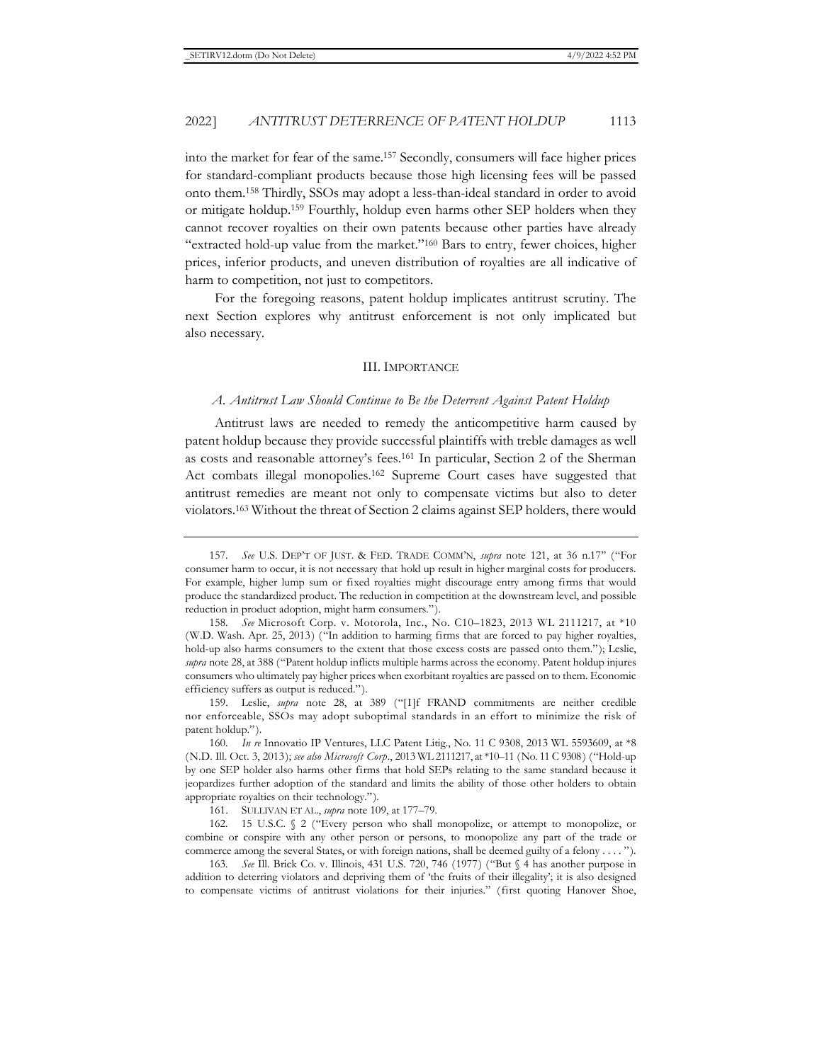into the market for fear of the same.[157] Secondly, consumers will face higher prices for standard-compliant products because those high licensing fees will be passed onto them.[158] Thirdly, SSOs may adopt a less-than-ideal standard in order to avoid or mitigate holdup.[159] Fourthly, holdup even harms other SEP holders when they cannot recover royalties on their own patents because other parties have already "extracted hold-up value from the market."[160] Bars to entry, fewer choices, higher prices, inferior products, and uneven distribution of royalties are all indicative of harm to competition, not just to competitors.

For the foregoing reasons, patent holdup implicates antitrust scrutiny. The next Section explores why antitrust enforcement is not only implicated but also necessary.

## III. Importance

### *A. Antitrust Law Should Continue to Be the Deterrent Against Patent Holdup*

Antitrust laws are needed to remedy the anticompetitive harm caused by patent holdup because they provide successful plaintiffs with treble damages as well as costs and reasonable attorney's fees.[161] In particular, Section 2 of the Sherman Act combats illegal monopolies.[162] Supreme Court cases have suggested that antitrust remedies are meant not only to compensate victims but also to deter violators.[163] Without the threat of Section 2 claims against SEP holders, there would

---

157. *See* U.S. Dep't of Just. & Fed. Trade Comm'n, *supra* note 121, at 36 n.17" ("For consumer harm to occur, it is not necessary that hold up result in higher marginal costs for producers. For example, higher lump sum or fixed royalties might discourage entry among firms that would produce the standardized product. The reduction in competition at the downstream level, and possible reduction in product adoption, might harm consumers.").

158. *See* Microsoft Corp. v. Motorola, Inc., No. C10–1823, 2013 WL 2111217, at *10 (W.D. Wash. Apr. 25, 2013) ("In addition to harming firms that are forced to pay higher royalties, hold-up also harms consumers to the extent that those excess costs are passed onto them."); Leslie, *supra* note 28, at 388 ("Patent holdup inflicts multiple harms across the economy. Patent holdup injures consumers who ultimately pay higher prices when exorbitant royalties are passed on to them. Economic efficiency suffers as output is reduced.").

159. Leslie, *supra* note 28, at 389 ("[I]f FRAND commitments are neither credible nor enforceable, SSOs may adopt suboptimal standards in an effort to minimize the risk of patent holdup.").

160. *In re* Innovatio IP Ventures, LLC Patent Litig., No. 11 C 9308, 2013 WL 5593609, at *8 (N.D. Ill. Oct. 3, 2013); *see also Microsoft Corp*., 2013 WL 2111217, at *10–11 (No. 11 C 9308) ("Hold-up by one SEP holder also harms other firms that hold SEPs relating to the same standard because it jeopardizes further adoption of the standard and limits the ability of those other holders to obtain appropriate royalties on their technology.").

161. Sullivan et al., *supra* note 109, at 177–79.

162. 15 U.S.C. § 2 ("Every person who shall monopolize, or attempt to monopolize, or combine or conspire with any other person or persons, to monopolize any part of the trade or commerce among the several States, or with foreign nations, shall be deemed guilty of a felony . . . . ").

163. *See* Ill. Brick Co. v. Illinois, 431 U.S. 720, 746 (1977) ("But § 4 has another purpose in addition to deterring violators and depriving them of 'the fruits of their illegality'; it is also designed to compensate victims of antitrust violations for their injuries." (first quoting Hanover Shoe,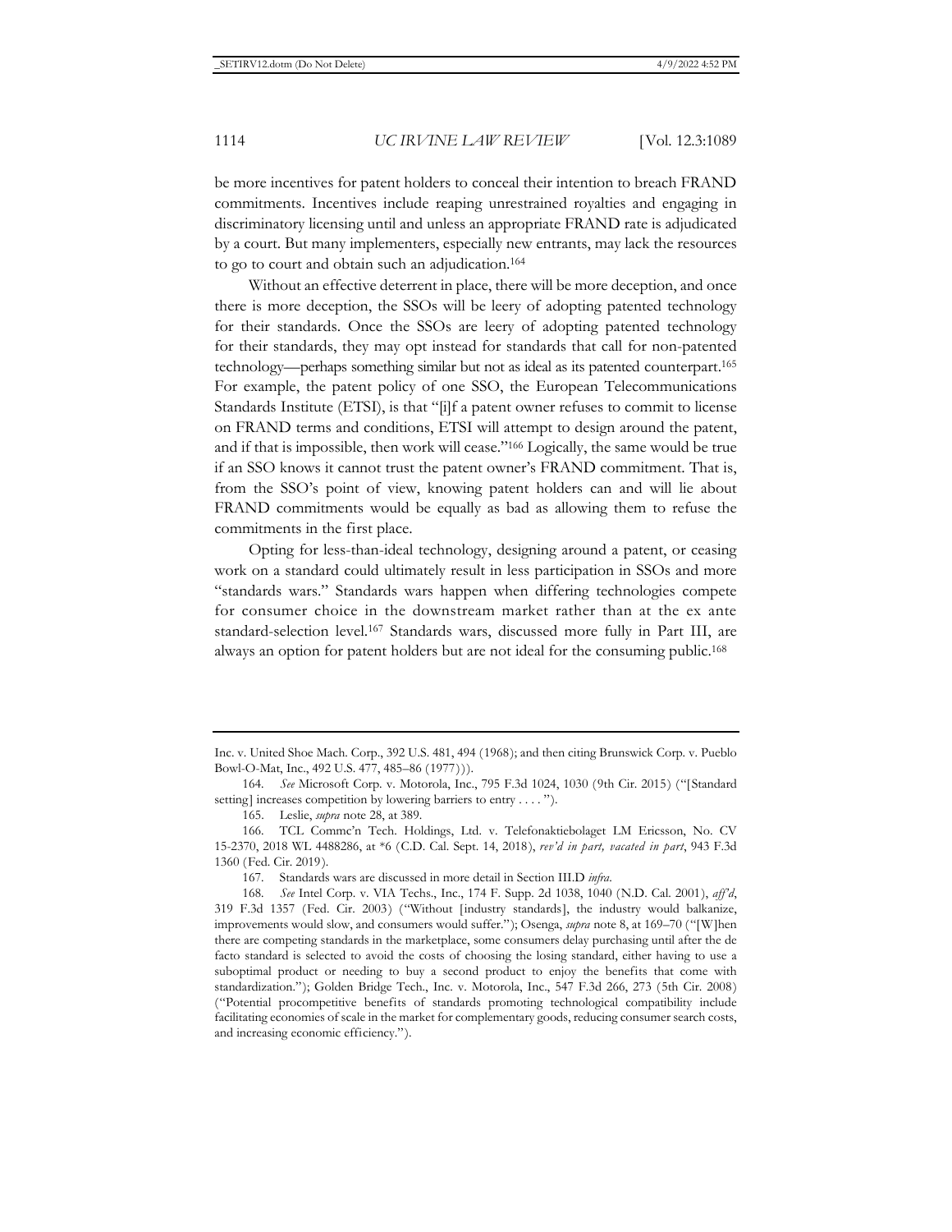be more incentives for patent holders to conceal their intention to breach FRAND commitments. Incentives include reaping unrestrained royalties and engaging in discriminatory licensing until and unless an appropriate FRAND rate is adjudicated by a court. But many implementers, especially new entrants, may lack the resources to go to court and obtain such an adjudication.[164]

Without an effective deterrent in place, there will be more deception, and once there is more deception, the SSOs will be leery of adopting patented technology for their standards. Once the SSOs are leery of adopting patented technology for their standards, they may opt instead for standards that call for non-patented technology—perhaps something similar but not as ideal as its patented counterpart.[165] For example, the patent policy of one SSO, the European Telecommunications Standards Institute (ETSI), is that "[i]f a patent owner refuses to commit to license on FRAND terms and conditions, ETSI will attempt to design around the patent, and if that is impossible, then work will cease."[166] Logically, the same would be true if an SSO knows it cannot trust the patent owner's FRAND commitment. That is, from the SSO's point of view, knowing patent holders can and will lie about FRAND commitments would be equally as bad as allowing them to refuse the commitments in the first place.

Opting for less-than-ideal technology, designing around a patent, or ceasing work on a standard could ultimately result in less participation in SSOs and more "standards wars." Standards wars happen when differing technologies compete for consumer choice in the downstream market rather than at the ex ante standard-selection level.[167] Standards wars, discussed more fully in Part III, are always an option for patent holders but are not ideal for the consuming public.[168]

---

Inc. v. United Shoe Mach. Corp., 392 U.S. 481, 494 (1968); and then citing Brunswick Corp. v. Pueblo Bowl-O-Mat, Inc., 492 U.S. 477, 485–86 (1977))).

164. *See* Microsoft Corp. v. Motorola, Inc., 795 F.3d 1024, 1030 (9th Cir. 2015) ("[Standard setting] increases competition by lowering barriers to entry . . . .").

165. Leslie, *supra* note 28, at 389.

166. TCL Commc'n Tech. Holdings, Ltd. v. Telefonaktiebolaget LM Ericsson, No. CV 15-2370, 2018 WL 4488286, at *6 (C.D. Cal. Sept. 14, 2018), *rev'd in part, vacated in part*, 943 F.3d 1360 (Fed. Cir. 2019).

167. Standards wars are discussed in more detail in Section III.D *infra*.

168. *See* Intel Corp. v. VIA Techs., Inc., 174 F. Supp. 2d 1038, 1040 (N.D. Cal. 2001), *aff'd*, 319 F.3d 1357 (Fed. Cir. 2003) ("Without [industry standards], the industry would balkanize, improvements would slow, and consumers would suffer."); Osenga, *supra* note 8, at 169–70 ("[W]hen there are competing standards in the marketplace, some consumers delay purchasing until after the de facto standard is selected to avoid the costs of choosing the losing standard, either having to use a suboptimal product or needing to buy a second product to enjoy the benefits that come with standardization."); Golden Bridge Tech., Inc. v. Motorola, Inc., 547 F.3d 266, 273 (5th Cir. 2008) ("Potential procompetitive benefits of standards promoting technological compatibility include facilitating economies of scale in the market for complementary goods, reducing consumer search costs, and increasing economic efficiency.").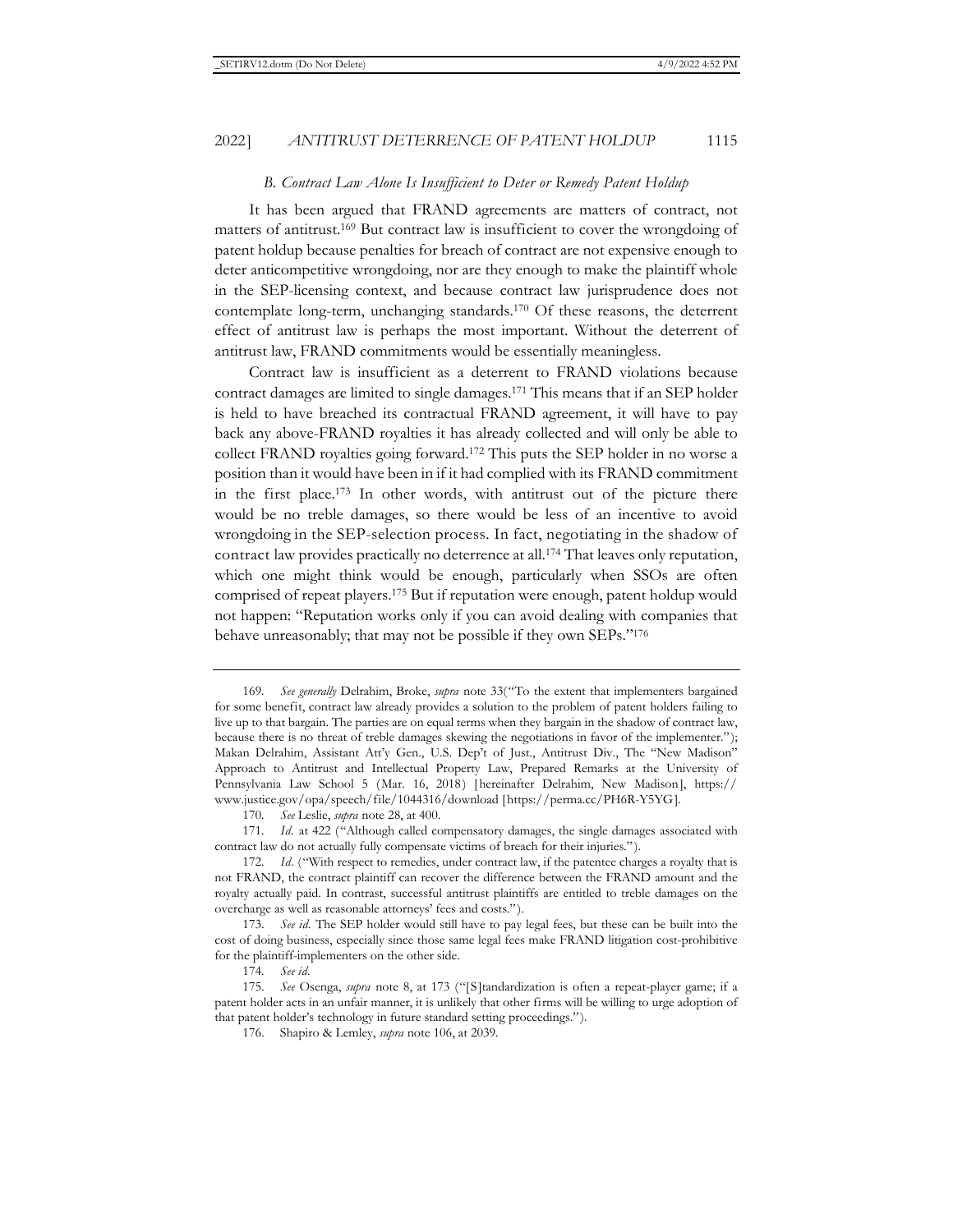### *B. Contract Law Alone Is Insufficient to Deter or Remedy Patent Holdup*

It has been argued that FRAND agreements are matters of contract, not matters of antitrust.[169] But contract law is insufficient to cover the wrongdoing of patent holdup because penalties for breach of contract are not expensive enough to deter anticompetitive wrongdoing, nor are they enough to make the plaintiff whole in the SEP-licensing context, and because contract law jurisprudence does not contemplate long-term, unchanging standards.[170] Of these reasons, the deterrent effect of antitrust law is perhaps the most important. Without the deterrent of antitrust law, FRAND commitments would be essentially meaningless.

Contract law is insufficient as a deterrent to FRAND violations because contract damages are limited to single damages.[171] This means that if an SEP holder is held to have breached its contractual FRAND agreement, it will have to pay back any above-FRAND royalties it has already collected and will only be able to collect FRAND royalties going forward.[172] This puts the SEP holder in no worse a position than it would have been in if it had complied with its FRAND commitment in the first place.[173] In other words, with antitrust out of the picture there would be no treble damages, so there would be less of an incentive to avoid wrongdoing in the SEP-selection process. In fact, negotiating in the shadow of contract law provides practically no deterrence at all.[174] That leaves only reputation, which one might think would be enough, particularly when SSOs are often comprised of repeat players.[175] But if reputation were enough, patent holdup would not happen: "Reputation works only if you can avoid dealing with companies that behave unreasonably; that may not be possible if they own SEPs."[176]

---

169. *See generally* Delrahim, Broke, *supra* note 33("To the extent that implementers bargained for some benefit, contract law already provides a solution to the problem of patent holders failing to live up to that bargain. The parties are on equal terms when they bargain in the shadow of contract law, because there is no threat of treble damages skewing the negotiations in favor of the implementer."); Makan Delrahim, Assistant Att'y Gen., U.S. Dep't of Just., Antitrust Div., The "New Madison" Approach to Antitrust and Intellectual Property Law, Prepared Remarks at the University of Pennsylvania Law School 5 (Mar. 16, 2018) [hereinafter Delrahim, New Madison], https://www.justice.gov/opa/speech/file/1044316/download [https://perma.cc/PH6R-Y5YG].

170. *See* Leslie, *supra* note 28, at 400.

171. *Id*. at 422 ("Although called compensatory damages, the single damages associated with contract law do not actually fully compensate victims of breach for their injuries.").

172. *Id*. ("With respect to remedies, under contract law, if the patentee charges a royalty that is not FRAND, the contract plaintiff can recover the difference between the FRAND amount and the royalty actually paid. In contrast, successful antitrust plaintiffs are entitled to treble damages on the overcharge as well as reasonable attorneys' fees and costs.").

173. *See id*. The SEP holder would still have to pay legal fees, but these can be built into the cost of doing business, especially since those same legal fees make FRAND litigation cost-prohibitive for the plaintiff-implementers on the other side.

174. *See id*.

175. *See* Osenga, *supra* note 8, at 173 ("[S]tandardization is often a repeat-player game; if a patent holder acts in an unfair manner, it is unlikely that other firms will be willing to urge adoption of that patent holder's technology in future standard setting proceedings.").

176. Shapiro & Lemley, *supra* note 106, at 2039.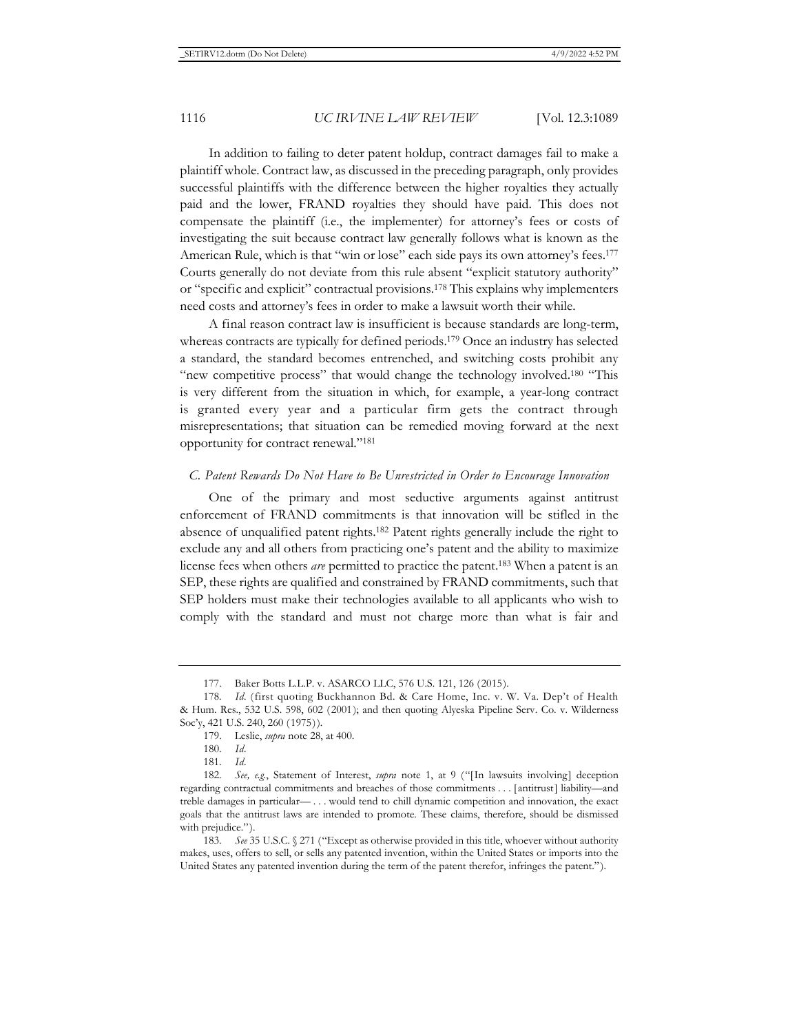In addition to failing to deter patent holdup, contract damages fail to make a plaintiff whole. Contract law, as discussed in the preceding paragraph, only provides successful plaintiffs with the difference between the higher royalties they actually paid and the lower, FRAND royalties they should have paid. This does not compensate the plaintiff (i.e., the implementer) for attorney's fees or costs of investigating the suit because contract law generally follows what is known as the American Rule, which is that "win or lose" each side pays its own attorney's fees.[177] Courts generally do not deviate from this rule absent "explicit statutory authority" or "specific and explicit" contractual provisions.[178] This explains why implementers need costs and attorney's fees in order to make a lawsuit worth their while.

A final reason contract law is insufficient is because standards are long-term, whereas contracts are typically for defined periods.[179] Once an industry has selected a standard, the standard becomes entrenched, and switching costs prohibit any "new competitive process" that would change the technology involved.[180] "This is very different from the situation in which, for example, a year-long contract is granted every year and a particular firm gets the contract through misrepresentations; that situation can be remedied moving forward at the next opportunity for contract renewal."[181]

### *C. Patent Rewards Do Not Have to Be Unrestricted in Order to Encourage Innovation*

One of the primary and most seductive arguments against antitrust enforcement of FRAND commitments is that innovation will be stifled in the absence of unqualified patent rights.[182] Patent rights generally include the right to exclude any and all others from practicing one's patent and the ability to maximize license fees when others *are* permitted to practice the patent.[183] When a patent is an SEP, these rights are qualified and constrained by FRAND commitments, such that SEP holders must make their technologies available to all applicants who wish to comply with the standard and must not charge more than what is fair and

---

177. Baker Botts L.L.P. v. ASARCO LLC, 576 U.S. 121, 126 (2015).

178. *Id.* (first quoting Buckhannon Bd. & Care Home, Inc. v. W. Va. Dep't of Health & Hum. Res., 532 U.S. 598, 602 (2001); and then quoting Alyeska Pipeline Serv. Co. v. Wilderness Soc'y, 421 U.S. 240, 260 (1975)).

179. Leslie, *supra* note 28, at 400.

180. *Id.*

181. *Id.*

182. *See, e.g.*, Statement of Interest, *supra* note 1, at 9 ("[In lawsuits involving] deception regarding contractual commitments and breaches of those commitments . . . [antitrust] liability—and treble damages in particular— . . . would tend to chill dynamic competition and innovation, the exact goals that the antitrust laws are intended to promote. These claims, therefore, should be dismissed with prejudice.").

183. *See* 35 U.S.C. § 271 ("Except as otherwise provided in this title, whoever without authority makes, uses, offers to sell, or sells any patented invention, within the United States or imports into the United States any patented invention during the term of the patent therefor, infringes the patent.").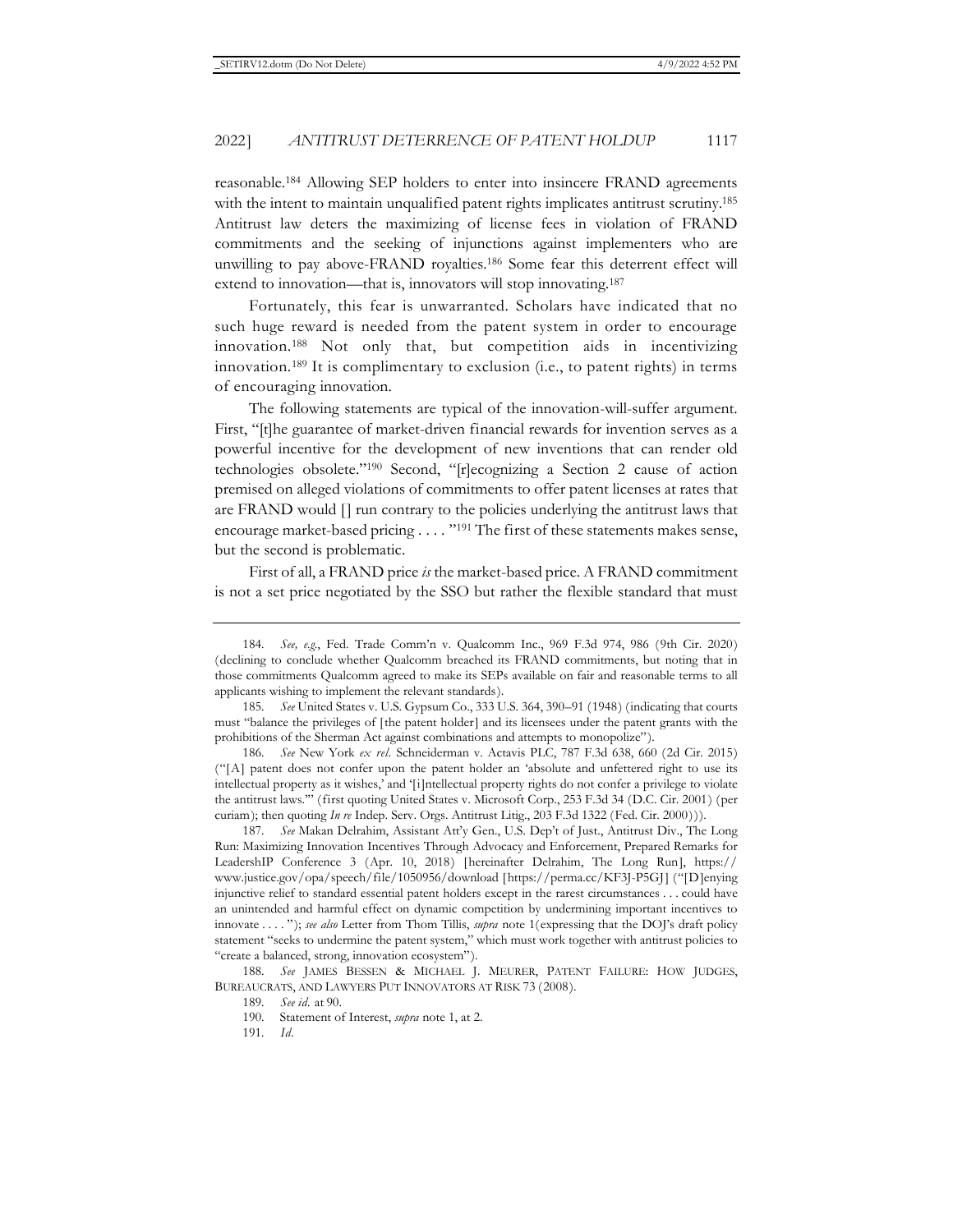reasonable.[184] Allowing SEP holders to enter into insincere FRAND agreements with the intent to maintain unqualified patent rights implicates antitrust scrutiny.[185] Antitrust law deters the maximizing of license fees in violation of FRAND commitments and the seeking of injunctions against implementers who are unwilling to pay above-FRAND royalties.[186] Some fear this deterrent effect will extend to innovation—that is, innovators will stop innovating.[187]

Fortunately, this fear is unwarranted. Scholars have indicated that no such huge reward is needed from the patent system in order to encourage innovation.[188] Not only that, but competition aids in incentivizing innovation.[189] It is complimentary to exclusion (i.e., to patent rights) in terms of encouraging innovation.

The following statements are typical of the innovation-will-suffer argument. First, "[t]he guarantee of market-driven financial rewards for invention serves as a powerful incentive for the development of new inventions that can render old technologies obsolete."[190] Second, "[r]ecognizing a Section 2 cause of action premised on alleged violations of commitments to offer patent licenses at rates that are FRAND would [] run contrary to the policies underlying the antitrust laws that encourage market-based pricing . . . . "[191] The first of these statements makes sense, but the second is problematic.

First of all, a FRAND price *is* the market-based price. A FRAND commitment is not a set price negotiated by the SSO but rather the flexible standard that must

---

184. *See, e.g.*, Fed. Trade Comm'n v. Qualcomm Inc., 969 F.3d 974, 986 (9th Cir. 2020) (declining to conclude whether Qualcomm breached its FRAND commitments, but noting that in those commitments Qualcomm agreed to make its SEPs available on fair and reasonable terms to all applicants wishing to implement the relevant standards).

185. *See* United States v. U.S. Gypsum Co., 333 U.S. 364, 390–91 (1948) (indicating that courts must "balance the privileges of [the patent holder] and its licensees under the patent grants with the prohibitions of the Sherman Act against combinations and attempts to monopolize").

186. *See* New York *ex rel*. Schneiderman v. Actavis PLC, 787 F.3d 638, 660 (2d Cir. 2015) ("[A] patent does not confer upon the patent holder an 'absolute and unfettered right to use its intellectual property as it wishes,' and '[i]ntellectual property rights do not confer a privilege to violate the antitrust laws.'" (first quoting United States v. Microsoft Corp., 253 F.3d 34 (D.C. Cir. 2001) (per curiam); then quoting *In re* Indep. Serv. Orgs. Antitrust Litig., 203 F.3d 1322 (Fed. Cir. 2000))).

187. *See* Makan Delrahim, Assistant Att'y Gen., U.S. Dep't of Just., Antitrust Div., The Long Run: Maximizing Innovation Incentives Through Advocacy and Enforcement, Prepared Remarks for LeadershIP Conference 3 (Apr. 10, 2018) [hereinafter Delrahim, The Long Run], https://www.justice.gov/opa/speech/file/1050956/download [https://perma.cc/KF3J-P5GJ] ("[D]enying injunctive relief to standard essential patent holders except in the rarest circumstances . . . could have an unintended and harmful effect on dynamic competition by undermining important incentives to innovate . . . . "); *see also* Letter from Thom Tillis, *supra* note 1(expressing that the DOJ's draft policy statement "seeks to undermine the patent system," which must work together with antitrust policies to "create a balanced, strong, innovation ecosystem").

188. *See* JAMES BESSEN & MICHAEL J. MEURER, PATENT FAILURE: HOW JUDGES, BUREAUCRATS, AND LAWYERS PUT INNOVATORS AT RISK 73 (2008).

189. *See id.* at 90.

190. Statement of Interest, *supra* note 1, at 2.

191. *Id.*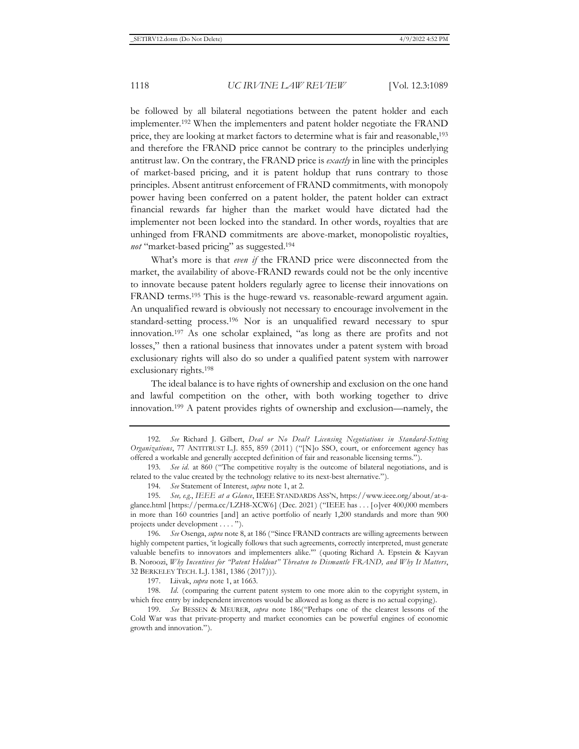be followed by all bilateral negotiations between the patent holder and each implementer.[192] When the implementers and patent holder negotiate the FRAND price, they are looking at market factors to determine what is fair and reasonable,[193] and therefore the FRAND price cannot be contrary to the principles underlying antitrust law. On the contrary, the FRAND price is *exactly* in line with the principles of market-based pricing, and it is patent holdup that runs contrary to those principles. Absent antitrust enforcement of FRAND commitments, with monopoly power having been conferred on a patent holder, the patent holder can extract financial rewards far higher than the market would have dictated had the implementer not been locked into the standard. In other words, royalties that are unhinged from FRAND commitments are above-market, monopolistic royalties, *not* "market-based pricing" as suggested.[194]

What's more is that *even if* the FRAND price were disconnected from the market, the availability of above-FRAND rewards could not be the only incentive to innovate because patent holders regularly agree to license their innovations on FRAND terms.[195] This is the huge-reward vs. reasonable-reward argument again. An unqualified reward is obviously not necessary to encourage involvement in the standard-setting process.[196] Nor is an unqualified reward necessary to spur innovation.[197] As one scholar explained, "as long as there are profits and not losses," then a rational business that innovates under a patent system with broad exclusionary rights will also do so under a qualified patent system with narrower exclusionary rights.[198]

The ideal balance is to have rights of ownership and exclusion on the one hand and lawful competition on the other, with both working together to drive innovation.[199] A patent provides rights of ownership and exclusion—namely, the

---

192. *See* Richard J. Gilbert, *Deal or No Deal? Licensing Negotiations in Standard-Setting Organizations*, 77 ANTITRUST L.J. 855, 859 (2011) ("[N]o SSO, court, or enforcement agency has offered a workable and generally accepted definition of fair and reasonable licensing terms.").

193. *See id.* at 860 ("The competitive royalty is the outcome of bilateral negotiations, and is related to the value created by the technology relative to its next-best alternative.").

194. *See* Statement of Interest, *supra* note 1, at 2.

195. *See, e.g.*, *IEEE at a Glance*, IEEE STANDARDS ASS'N, https://www.ieee.org/about/at-a-glance.html [https://perma.cc/LZH8-XCW6] (Dec. 2021) ("IEEE has . . . [o]ver 400,000 members in more than 160 countries [and] an active portfolio of nearly 1,200 standards and more than 900 projects under development . . . .").

196. *See* Osenga, *supra* note 8, at 186 ("Since FRAND contracts are willing agreements between highly competent parties, 'it logically follows that such agreements, correctly interpreted, must generate valuable benefits to innovators and implementers alike.'" (quoting Richard A. Epstein & Kayvan B. Noroozi, *Why Incentives for "Patent Holdout" Threaten to Dismantle FRAND, and Why It Matters*, 32 BERKELEY TECH. L.J. 1381, 1386 (2017))).

197. Liivak, *supra* note 1, at 1663.

198. *Id.* (comparing the current patent system to one more akin to the copyright system, in which free entry by independent inventors would be allowed as long as there is no actual copying).

199. *See* BESSEN & MEURER, *supra* note 186("Perhaps one of the clearest lessons of the Cold War was that private-property and market economies can be powerful engines of economic growth and innovation.").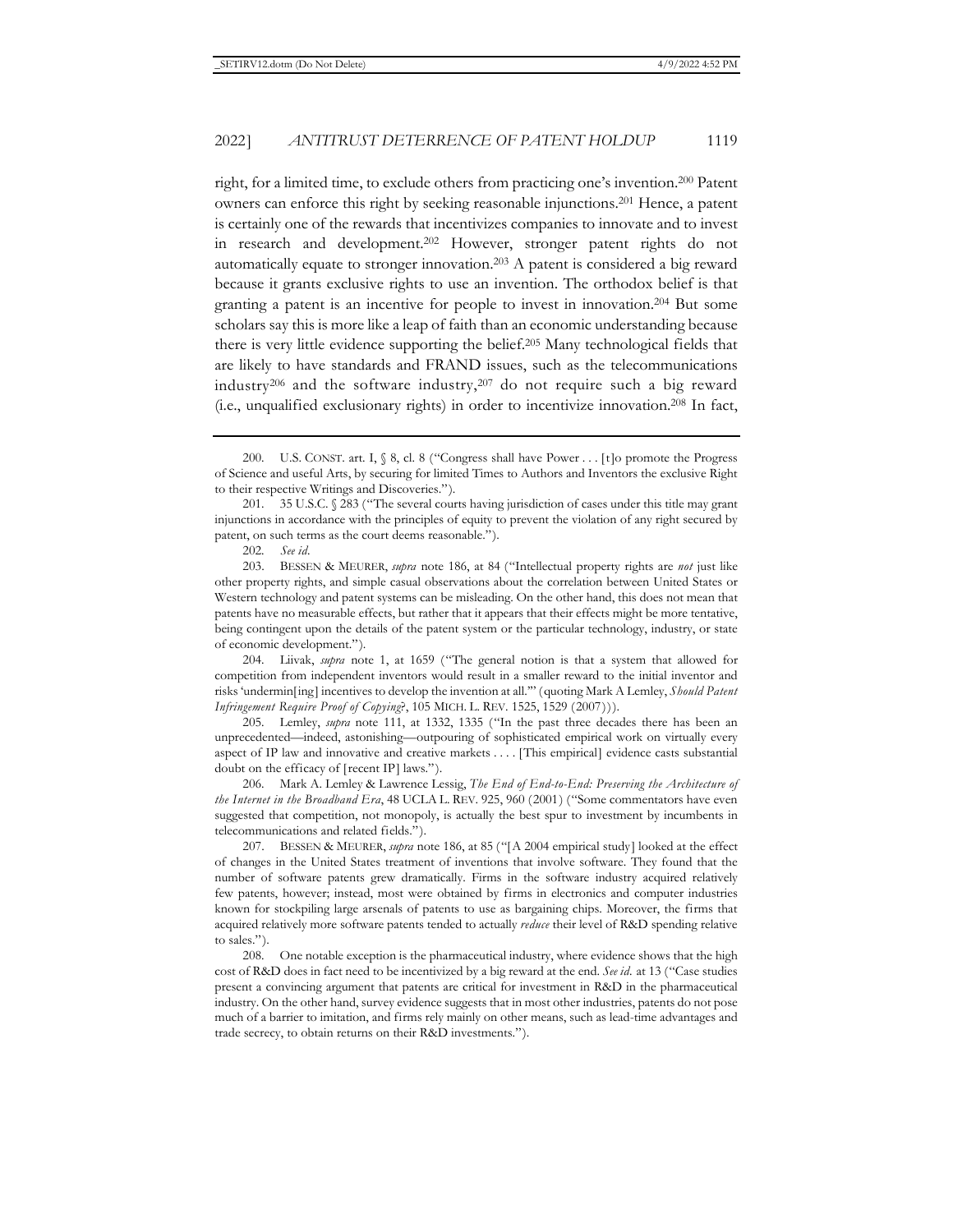right, for a limited time, to exclude others from practicing one's invention.[200] Patent owners can enforce this right by seeking reasonable injunctions.[201] Hence, a patent is certainly one of the rewards that incentivizes companies to innovate and to invest in research and development.[202] However, stronger patent rights do not automatically equate to stronger innovation.[203] A patent is considered a big reward because it grants exclusive rights to use an invention. The orthodox belief is that granting a patent is an incentive for people to invest in innovation.[204] But some scholars say this is more like a leap of faith than an economic understanding because there is very little evidence supporting the belief.[205] Many technological fields that are likely to have standards and FRAND issues, such as the telecommunications industry[206] and the software industry,[207] do not require such a big reward (i.e., unqualified exclusionary rights) in order to incentivize innovation.[208] In fact,

---

200. U.S. CONST. art. I, § 8, cl. 8 ("Congress shall have Power . . . [t]o promote the Progress of Science and useful Arts, by securing for limited Times to Authors and Inventors the exclusive Right to their respective Writings and Discoveries.").

201. 35 U.S.C. § 283 ("The several courts having jurisdiction of cases under this title may grant injunctions in accordance with the principles of equity to prevent the violation of any right secured by patent, on such terms as the court deems reasonable.").

202. *See id.*

203. BESSEN & MEURER, *supra* note 186, at 84 ("Intellectual property rights are *not* just like other property rights, and simple casual observations about the correlation between United States or Western technology and patent systems can be misleading. On the other hand, this does not mean that patents have no measurable effects, but rather that it appears that their effects might be more tentative, being contingent upon the details of the patent system or the particular technology, industry, or state of economic development.").

204. Liivak, *supra* note 1, at 1659 ("The general notion is that a system that allowed for competition from independent inventors would result in a smaller reward to the initial inventor and risks 'undermin[ing] incentives to develop the invention at all.'" (quoting Mark A Lemley, *Should Patent Infringement Require Proof of Copying?*, 105 MICH. L. REV. 1525, 1529 (2007))).

205. Lemley, *supra* note 111, at 1332, 1335 ("In the past three decades there has been an unprecedented—indeed, astonishing—outpouring of sophisticated empirical work on virtually every aspect of IP law and innovative and creative markets . . . . [This empirical] evidence casts substantial doubt on the efficacy of [recent IP] laws.").

206. Mark A. Lemley & Lawrence Lessig, *The End of End-to-End: Preserving the Architecture of the Internet in the Broadband Era*, 48 UCLA L. REV. 925, 960 (2001) ("Some commentators have even suggested that competition, not monopoly, is actually the best spur to investment by incumbents in telecommunications and related fields.").

207. BESSEN & MEURER, *supra* note 186, at 85 ("[A 2004 empirical study] looked at the effect of changes in the United States treatment of inventions that involve software. They found that the number of software patents grew dramatically. Firms in the software industry acquired relatively few patents, however; instead, most were obtained by firms in electronics and computer industries known for stockpiling large arsenals of patents to use as bargaining chips. Moreover, the firms that acquired relatively more software patents tended to actually *reduce* their level of R&D spending relative to sales.").

208. One notable exception is the pharmaceutical industry, where evidence shows that the high cost of R&D does in fact need to be incentivized by a big reward at the end. *See id.* at 13 ("Case studies present a convincing argument that patents are critical for investment in R&D in the pharmaceutical industry. On the other hand, survey evidence suggests that in most other industries, patents do not pose much of a barrier to imitation, and firms rely mainly on other means, such as lead-time advantages and trade secrecy, to obtain returns on their R&D investments.").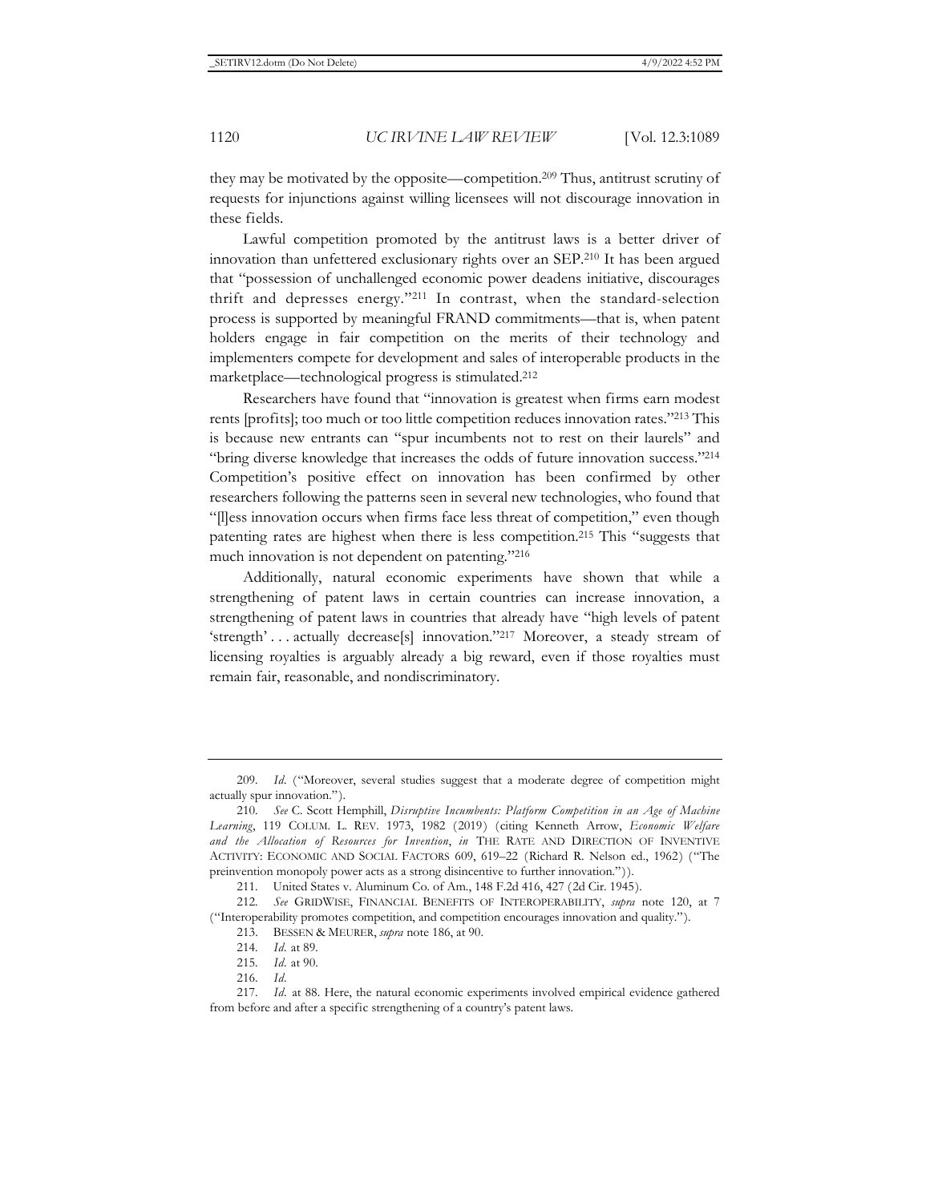they may be motivated by the opposite—competition.[209] Thus, antitrust scrutiny of requests for injunctions against willing licensees will not discourage innovation in these fields.

Lawful competition promoted by the antitrust laws is a better driver of innovation than unfettered exclusionary rights over an SEP.[210] It has been argued that "possession of unchallenged economic power deadens initiative, discourages thrift and depresses energy."[211] In contrast, when the standard-selection process is supported by meaningful FRAND commitments—that is, when patent holders engage in fair competition on the merits of their technology and implementers compete for development and sales of interoperable products in the marketplace—technological progress is stimulated.[212]

Researchers have found that "innovation is greatest when firms earn modest rents [profits]; too much or too little competition reduces innovation rates."[213] This is because new entrants can "spur incumbents not to rest on their laurels" and "bring diverse knowledge that increases the odds of future innovation success."[214] Competition's positive effect on innovation has been confirmed by other researchers following the patterns seen in several new technologies, who found that "[l]ess innovation occurs when firms face less threat of competition," even though patenting rates are highest when there is less competition.[215] This "suggests that much innovation is not dependent on patenting."[216]

Additionally, natural economic experiments have shown that while a strengthening of patent laws in certain countries can increase innovation, a strengthening of patent laws in countries that already have "high levels of patent 'strength' . . . actually decrease[s] innovation."[217] Moreover, a steady stream of licensing royalties is arguably already a big reward, even if those royalties must remain fair, reasonable, and nondiscriminatory.

---

209. *Id.* ("Moreover, several studies suggest that a moderate degree of competition might actually spur innovation.").

210. *See* C. Scott Hemphill, *Disruptive Incumbents: Platform Competition in an Age of Machine Learning*, 119 COLUM. L. REV. 1973, 1982 (2019) (citing Kenneth Arrow, *Economic Welfare and the Allocation of Resources for Invention*, *in* THE RATE AND DIRECTION OF INVENTIVE ACTIVITY: ECONOMIC AND SOCIAL FACTORS 609, 619–22 (Richard R. Nelson ed., 1962) ("The preinvention monopoly power acts as a strong disincentive to further innovation.")).

211. United States v. Aluminum Co. of Am., 148 F.2d 416, 427 (2d Cir. 1945).

212. *See* GRIDWISE, FINANCIAL BENEFITS OF INTEROPERABILITY, *supra* note 120, at 7 ("Interoperability promotes competition, and competition encourages innovation and quality.").

213. BESSEN & MEURER, *supra* note 186, at 90.

214. *Id.* at 89.

215. *Id.* at 90.

216. *Id.*

217. *Id.* at 88. Here, the natural economic experiments involved empirical evidence gathered from before and after a specific strengthening of a country's patent laws.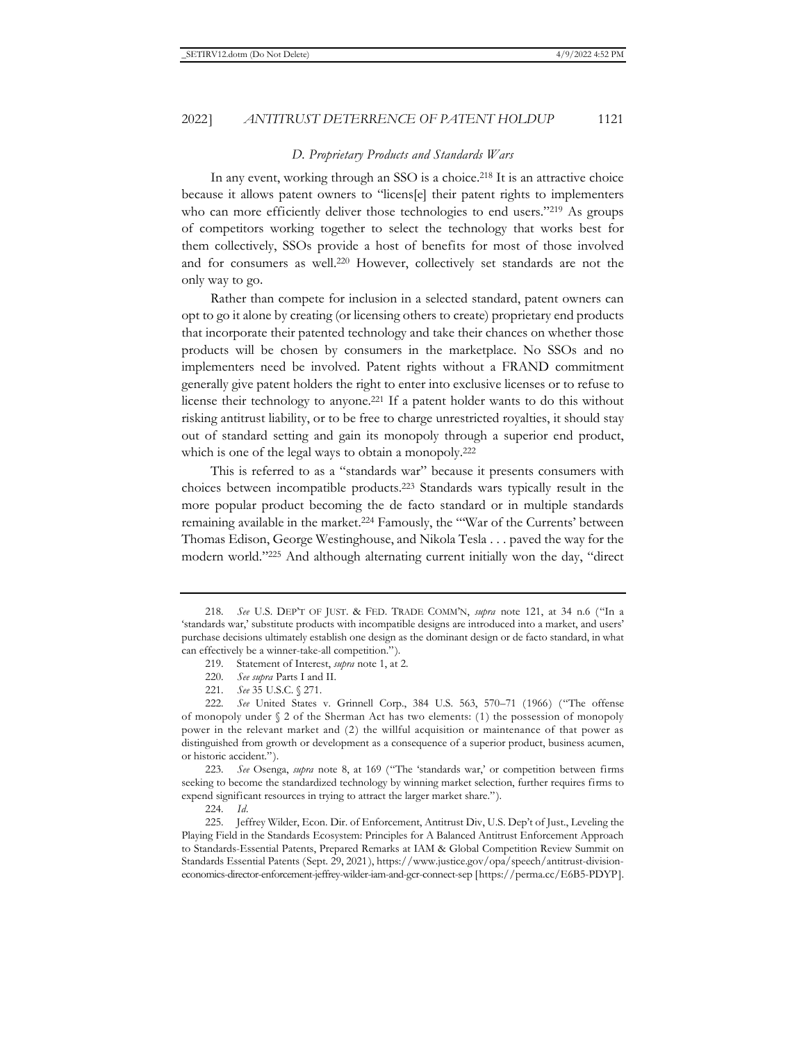### *D. Proprietary Products and Standards Wars*

In any event, working through an SSO is a choice.[218] It is an attractive choice because it allows patent owners to "licens[e] their patent rights to implementers who can more efficiently deliver those technologies to end users."[219] As groups of competitors working together to select the technology that works best for them collectively, SSOs provide a host of benefits for most of those involved and for consumers as well.[220] However, collectively set standards are not the only way to go.

Rather than compete for inclusion in a selected standard, patent owners can opt to go it alone by creating (or licensing others to create) proprietary end products that incorporate their patented technology and take their chances on whether those products will be chosen by consumers in the marketplace. No SSOs and no implementers need be involved. Patent rights without a FRAND commitment generally give patent holders the right to enter into exclusive licenses or to refuse to license their technology to anyone.[221] If a patent holder wants to do this without risking antitrust liability, or to be free to charge unrestricted royalties, it should stay out of standard setting and gain its monopoly through a superior end product, which is one of the legal ways to obtain a monopoly.[222]

This is referred to as a "standards war" because it presents consumers with choices between incompatible products.[223] Standards wars typically result in the more popular product becoming the de facto standard or in multiple standards remaining available in the market.[224] Famously, the "'War of the Currents' between Thomas Edison, George Westinghouse, and Nikola Tesla . . . paved the way for the modern world."[225] And although alternating current initially won the day, "direct

---

218. *See* U.S. DEP'T OF JUST. & FED. TRADE COMM'N, *supra* note 121, at 34 n.6 ("In a 'standards war,' substitute products with incompatible designs are introduced into a market, and users' purchase decisions ultimately establish one design as the dominant design or de facto standard, in what can effectively be a winner-take-all competition.").

219. Statement of Interest, *supra* note 1, at 2.

220. *See supra* Parts I and II.

221. *See* 35 U.S.C. § 271.

222. *See* United States v. Grinnell Corp., 384 U.S. 563, 570–71 (1966) ("The offense of monopoly under § 2 of the Sherman Act has two elements: (1) the possession of monopoly power in the relevant market and (2) the willful acquisition or maintenance of that power as distinguished from growth or development as a consequence of a superior product, business acumen, or historic accident.").

223. *See* Osenga, *supra* note 8, at 169 ("The 'standards war,' or competition between firms seeking to become the standardized technology by winning market selection, further requires firms to expend significant resources in trying to attract the larger market share.").

224. *Id*.

225. Jeffrey Wilder, Econ. Dir. of Enforcement, Antitrust Div, U.S. Dep't of Just., Leveling the Playing Field in the Standards Ecosystem: Principles for A Balanced Antitrust Enforcement Approach to Standards-Essential Patents, Prepared Remarks at IAM & Global Competition Review Summit on Standards Essential Patents (Sept. 29, 2021), https://www.justice.gov/opa/speech/antitrust-division-economics-director-enforcement-jeffrey-wilder-iam-and-gcr-connect-sep [https://perma.cc/E6B5-PDYP].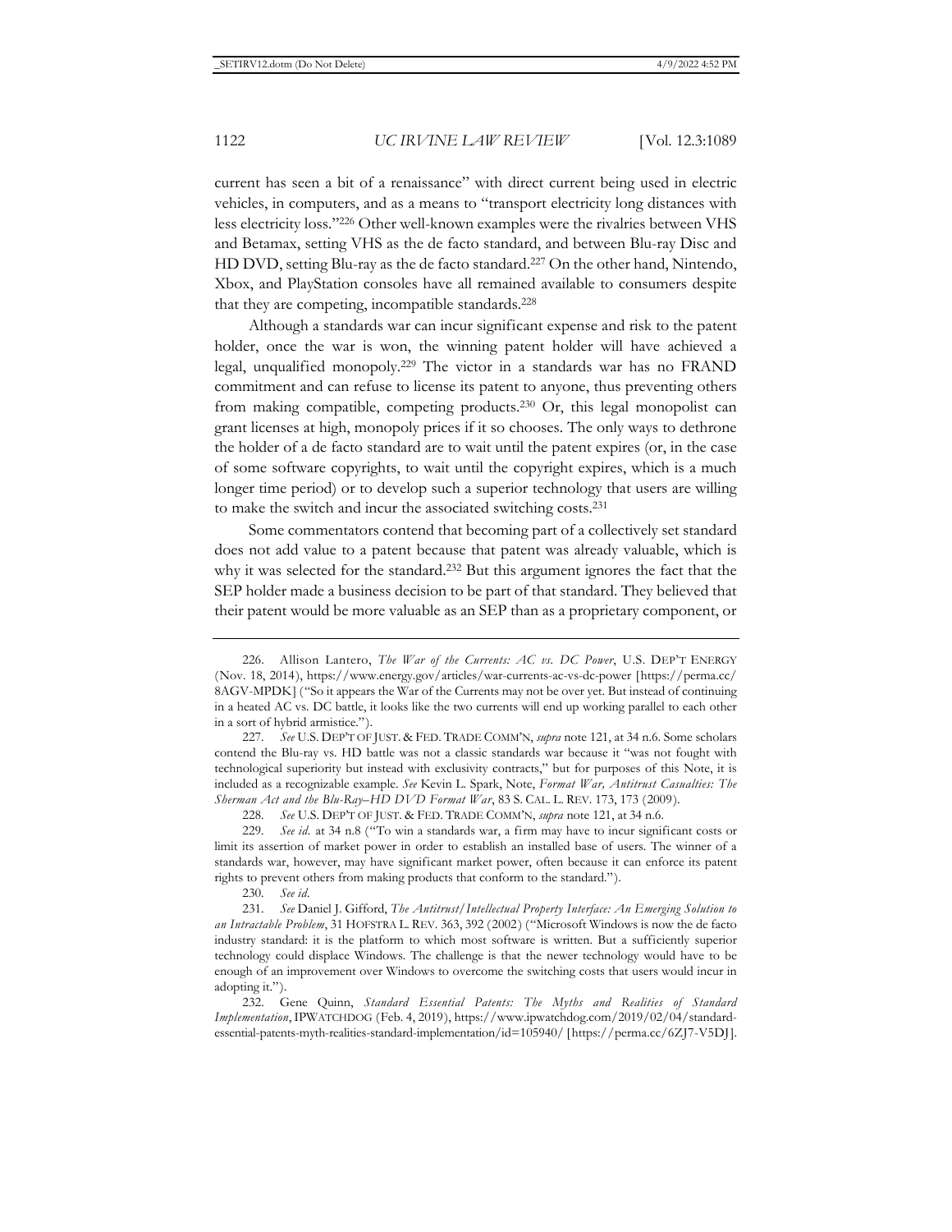current has seen a bit of a renaissance" with direct current being used in electric vehicles, in computers, and as a means to "transport electricity long distances with less electricity loss."[226] Other well-known examples were the rivalries between VHS and Betamax, setting VHS as the de facto standard, and between Blu-ray Disc and HD DVD, setting Blu-ray as the de facto standard.[227] On the other hand, Nintendo, Xbox, and PlayStation consoles have all remained available to consumers despite that they are competing, incompatible standards.[228]

Although a standards war can incur significant expense and risk to the patent holder, once the war is won, the winning patent holder will have achieved a legal, unqualified monopoly.[229] The victor in a standards war has no FRAND commitment and can refuse to license its patent to anyone, thus preventing others from making compatible, competing products.[230] Or, this legal monopolist can grant licenses at high, monopoly prices if it so chooses. The only ways to dethrone the holder of a de facto standard are to wait until the patent expires (or, in the case of some software copyrights, to wait until the copyright expires, which is a much longer time period) or to develop such a superior technology that users are willing to make the switch and incur the associated switching costs.[231]

Some commentators contend that becoming part of a collectively set standard does not add value to a patent because that patent was already valuable, which is why it was selected for the standard.[232] But this argument ignores the fact that the SEP holder made a business decision to be part of that standard. They believed that their patent would be more valuable as an SEP than as a proprietary component, or

---

226. Allison Lantero, *The War of the Currents: AC vs. DC Power*, U.S. DEP'T ENERGY (Nov. 18, 2014), https://www.energy.gov/articles/war-currents-ac-vs-dc-power [https://perma.cc/8AGV-MPDK] ("So it appears the War of the Currents may not be over yet. But instead of continuing in a heated AC vs. DC battle, it looks like the two currents will end up working parallel to each other in a sort of hybrid armistice.").

227. *See* U.S. DEP'T OF JUST. & FED. TRADE COMM'N, *supra* note 121, at 34 n.6. Some scholars contend the Blu-ray vs. HD battle was not a classic standards war because it "was not fought with technological superiority but instead with exclusivity contracts," but for purposes of this Note, it is included as a recognizable example. *See* Kevin L. Spark, Note, *Format War, Antitrust Casualties: The Sherman Act and the Blu-Ray–HD DVD Format War*, 83 S. CAL. L. REV. 173, 173 (2009).

228. *See* U.S. DEP'T OF JUST. & FED. TRADE COMM'N, *supra* note 121, at 34 n.6.

229. *See id.* at 34 n.8 ("To win a standards war, a firm may have to incur significant costs or limit its assertion of market power in order to establish an installed base of users. The winner of a standards war, however, may have significant market power, often because it can enforce its patent rights to prevent others from making products that conform to the standard.").

230. *See id.*

231. *See* Daniel J. Gifford, *The Antitrust/Intellectual Property Interface: An Emerging Solution to an Intractable Problem*, 31 HOFSTRA L. REV. 363, 392 (2002) ("Microsoft Windows is now the de facto industry standard: it is the platform to which most software is written. But a sufficiently superior technology could displace Windows. The challenge is that the newer technology would have to be enough of an improvement over Windows to overcome the switching costs that users would incur in adopting it.").

232. Gene Quinn, *Standard Essential Patents: The Myths and Realities of Standard Implementation*, IPWATCHDOG (Feb. 4, 2019), https://www.ipwatchdog.com/2019/02/04/standard-essential-patents-myth-realities-standard-implementation/id=105940/ [https://perma.cc/6ZJ7-V5DJ].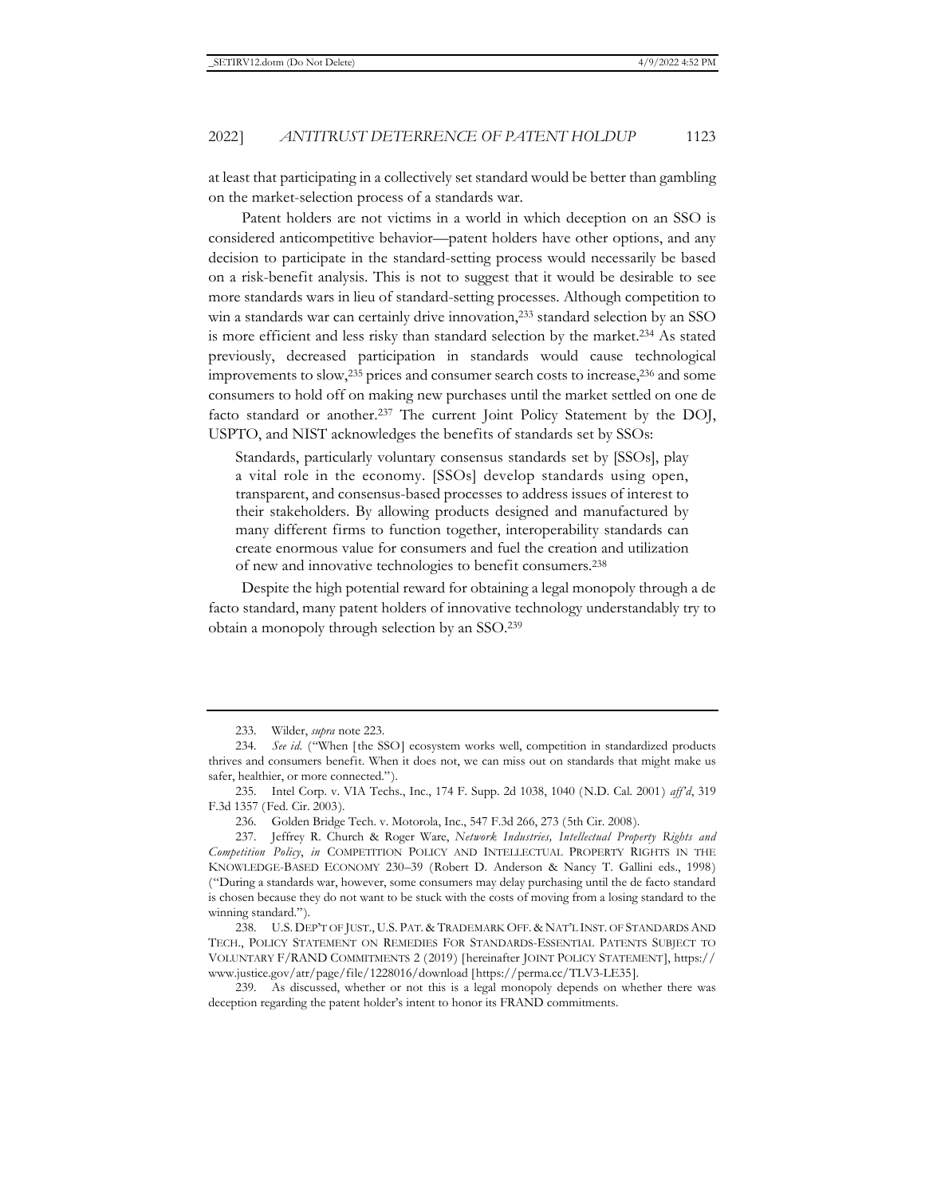at least that participating in a collectively set standard would be better than gambling on the market-selection process of a standards war.

Patent holders are not victims in a world in which deception on an SSO is considered anticompetitive behavior—patent holders have other options, and any decision to participate in the standard-setting process would necessarily be based on a risk-benefit analysis. This is not to suggest that it would be desirable to see more standards wars in lieu of standard-setting processes. Although competition to win a standards war can certainly drive innovation,[233] standard selection by an SSO is more efficient and less risky than standard selection by the market.[234] As stated previously, decreased participation in standards would cause technological improvements to slow,[235] prices and consumer search costs to increase,[236] and some consumers to hold off on making new purchases until the market settled on one de facto standard or another.[237] The current Joint Policy Statement by the DOJ, USPTO, and NIST acknowledges the benefits of standards set by SSOs:

> Standards, particularly voluntary consensus standards set by [SSOs], play a vital role in the economy. [SSOs] develop standards using open, transparent, and consensus-based processes to address issues of interest to their stakeholders. By allowing products designed and manufactured by many different firms to function together, interoperability standards can create enormous value for consumers and fuel the creation and utilization of new and innovative technologies to benefit consumers.[238]

Despite the high potential reward for obtaining a legal monopoly through a de facto standard, many patent holders of innovative technology understandably try to obtain a monopoly through selection by an SSO.[239]

---

233. Wilder, *supra* note 223.

234. *See id.* ("When [the SSO] ecosystem works well, competition in standardized products thrives and consumers benefit. When it does not, we can miss out on standards that might make us safer, healthier, or more connected.").

235. Intel Corp. v. VIA Techs., Inc., 174 F. Supp. 2d 1038, 1040 (N.D. Cal. 2001) *aff'd*, 319 F.3d 1357 (Fed. Cir. 2003).

236. Golden Bridge Tech. v. Motorola, Inc., 547 F.3d 266, 273 (5th Cir. 2008).

237. Jeffrey R. Church & Roger Ware, *Network Industries, Intellectual Property Rights and Competition Policy*, *in* COMPETITION POLICY AND INTELLECTUAL PROPERTY RIGHTS IN THE KNOWLEDGE-BASED ECONOMY 230–39 (Robert D. Anderson & Nancy T. Gallini eds., 1998) ("During a standards war, however, some consumers may delay purchasing until the de facto standard is chosen because they do not want to be stuck with the costs of moving from a losing standard to the winning standard.").

238. U.S. DEP'T OF JUST., U.S. PAT. & TRADEMARK OFF. & NAT'L INST. OF STANDARDS AND TECH., POLICY STATEMENT ON REMEDIES FOR STANDARDS-ESSENTIAL PATENTS SUBJECT TO VOLUNTARY F/RAND COMMITMENTS 2 (2019) [hereinafter JOINT POLICY STATEMENT], https://www.justice.gov/atr/page/file/1228016/download [https://perma.cc/TLV3-LE35].

239. As discussed, whether or not this is a legal monopoly depends on whether there was deception regarding the patent holder's intent to honor its FRAND commitments.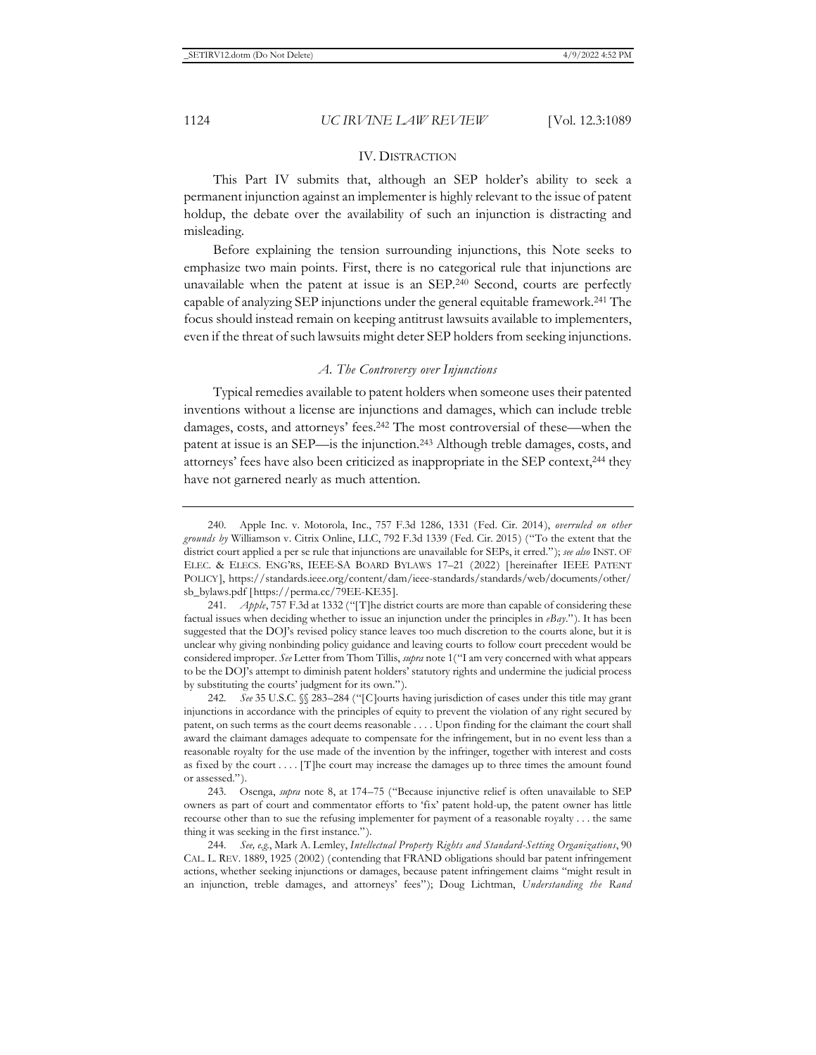## IV. DISTRACTION

This Part IV submits that, although an SEP holder's ability to seek a permanent injunction against an implementer is highly relevant to the issue of patent holdup, the debate over the availability of such an injunction is distracting and misleading.

Before explaining the tension surrounding injunctions, this Note seeks to emphasize two main points. First, there is no categorical rule that injunctions are unavailable when the patent at issue is an SEP.[240] Second, courts are perfectly capable of analyzing SEP injunctions under the general equitable framework.[241] The focus should instead remain on keeping antitrust lawsuits available to implementers, even if the threat of such lawsuits might deter SEP holders from seeking injunctions.

### *A. The Controversy over Injunctions*

Typical remedies available to patent holders when someone uses their patented inventions without a license are injunctions and damages, which can include treble damages, costs, and attorneys' fees.[242] The most controversial of these—when the patent at issue is an SEP—is the injunction.[243] Although treble damages, costs, and attorneys' fees have also been criticized as inappropriate in the SEP context,[244] they have not garnered nearly as much attention.

---

240. Apple Inc. v. Motorola, Inc., 757 F.3d 1286, 1331 (Fed. Cir. 2014), *overruled on other grounds by* Williamson v. Citrix Online, LLC, 792 F.3d 1339 (Fed. Cir. 2015) ("To the extent that the district court applied a per se rule that injunctions are unavailable for SEPs, it erred."); *see also* INST. OF ELEC. & ELECS. ENG'RS, IEEE-SA BOARD BYLAWS 17–21 (2022) [hereinafter IEEE PATENT POLICY], https://standards.ieee.org/content/dam/ieee-standards/standards/web/documents/other/sb_bylaws.pdf [https://perma.cc/79EE-KE35].

241. *Apple*, 757 F.3d at 1332 ("[T]he district courts are more than capable of considering these factual issues when deciding whether to issue an injunction under the principles in *eBay*."). It has been suggested that the DOJ's revised policy stance leaves too much discretion to the courts alone, but it is unclear why giving nonbinding policy guidance and leaving courts to follow court precedent would be considered improper. *See* Letter from Thom Tillis, *supra* note 1("I am very concerned with what appears to be the DOJ's attempt to diminish patent holders' statutory rights and undermine the judicial process by substituting the courts' judgment for its own.").

242. *See* 35 U.S.C. §§ 283–284 ("[C]ourts having jurisdiction of cases under this title may grant injunctions in accordance with the principles of equity to prevent the violation of any right secured by patent, on such terms as the court deems reasonable . . . . Upon finding for the claimant the court shall award the claimant damages adequate to compensate for the infringement, but in no event less than a reasonable royalty for the use made of the invention by the infringer, together with interest and costs as fixed by the court . . . . [T]he court may increase the damages up to three times the amount found or assessed.").

243. Osenga, *supra* note 8, at 174–75 ("Because injunctive relief is often unavailable to SEP owners as part of court and commentator efforts to 'fix' patent hold-up, the patent owner has little recourse other than to sue the refusing implementer for payment of a reasonable royalty . . . the same thing it was seeking in the first instance.").

244. *See, e.g.*, Mark A. Lemley, *Intellectual Property Rights and Standard-Setting Organizations*, 90 CAL. L. REV. 1889, 1925 (2002) (contending that FRAND obligations should bar patent infringement actions, whether seeking injunctions or damages, because patent infringement claims "might result in an injunction, treble damages, and attorneys' fees"); Doug Lichtman, *Understanding the Rand*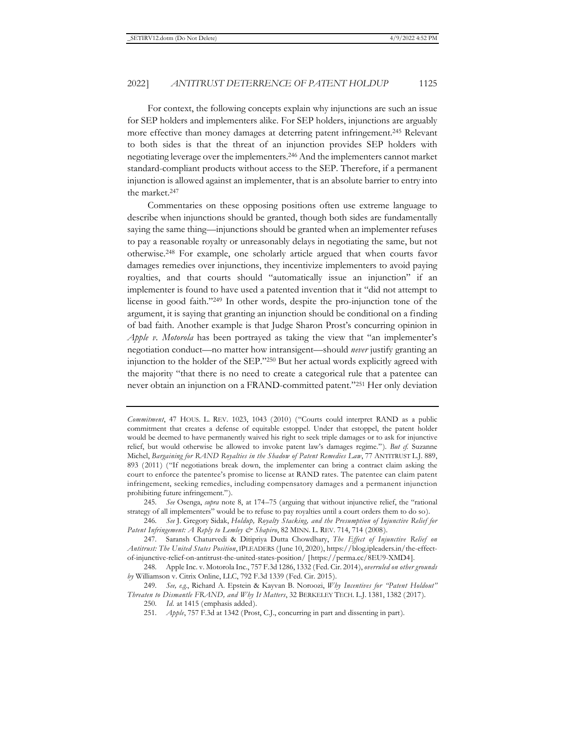For context, the following concepts explain why injunctions are such an issue for SEP holders and implementers alike. For SEP holders, injunctions are arguably more effective than money damages at deterring patent infringement.[245] Relevant to both sides is that the threat of an injunction provides SEP holders with negotiating leverage over the implementers.[246] And the implementers cannot market standard-compliant products without access to the SEP. Therefore, if a permanent injunction is allowed against an implementer, that is an absolute barrier to entry into the market.[247]

Commentaries on these opposing positions often use extreme language to describe when injunctions should be granted, though both sides are fundamentally saying the same thing—injunctions should be granted when an implementer refuses to pay a reasonable royalty or unreasonably delays in negotiating the same, but not otherwise.[248] For example, one scholarly article argued that when courts favor damages remedies over injunctions, they incentivize implementers to avoid paying royalties, and that courts should "automatically issue an injunction" if an implementer is found to have used a patented invention that it "did not attempt to license in good faith."[249] In other words, despite the pro-injunction tone of the argument, it is saying that granting an injunction should be conditional on a finding of bad faith. Another example is that Judge Sharon Prost's concurring opinion in *Apple v. Motorola* has been portrayed as taking the view that "an implementer's negotiation conduct—no matter how intransigent—should *never* justify granting an injunction to the holder of the SEP."[250] But her actual words explicitly agreed with the majority "that there is no need to create a categorical rule that a patentee can never obtain an injunction on a FRAND-committed patent."[251] Her only deviation

---

*Commitment*, 47 HOUS. L. REV. 1023, 1043 (2010) ("Courts could interpret RAND as a public commitment that creates a defense of equitable estoppel. Under that estoppel, the patent holder would be deemed to have permanently waived his right to seek triple damages or to ask for injunctive relief, but would otherwise be allowed to invoke patent law's damages regime."). *But cf.* Suzanne Michel, *Bargaining for RAND Royalties in the Shadow of Patent Remedies Law*, 77 ANTITRUST L.J. 889, 893 (2011) ("If negotiations break down, the implementer can bring a contract claim asking the court to enforce the patentee's promise to license at RAND rates. The patentee can claim patent infringement, seeking remedies, including compensatory damages and a permanent injunction prohibiting future infringement.").

245. *See* Osenga, *supra* note 8, at 174–75 (arguing that without injunctive relief, the "rational strategy of all implementers" would be to refuse to pay royalties until a court orders them to do so).

246. *See* J. Gregory Sidak, *Holdup, Royalty Stacking, and the Presumption of Injunctive Relief for Patent Infringement: A Reply to Lemley & Shapiro*, 82 MINN. L. REV. 714, 714 (2008).

247. Saransh Chaturvedi & Ditipriya Dutta Chowdhary, *The Effect of Injunctive Relief on Antitrust: The United States Position*, IPLEADERS (June 10, 2020), https://blog.ipleaders.in/the-effect-of-injunctive-relief-on-antitrust-the-united-states-position/ [https://perma.cc/8EU9-XMD4].

248. Apple Inc. v. Motorola Inc., 757 F.3d 1286, 1332 (Fed. Cir. 2014), *overruled on other grounds by* Williamson v. Citrix Online, LLC, 792 F.3d 1339 (Fed. Cir. 2015).

249. *See, e.g.*, Richard A. Epstein & Kayvan B. Noroozi, *Why Incentives for "Patent Holdout" Threaten to Dismantle FRAND, and Why It Matters*, 32 BERKELEY TECH. L.J. 1381, 1382 (2017).

250. *Id.* at 1415 (emphasis added).

251. *Apple*, 757 F.3d at 1342 (Prost, C.J., concurring in part and dissenting in part).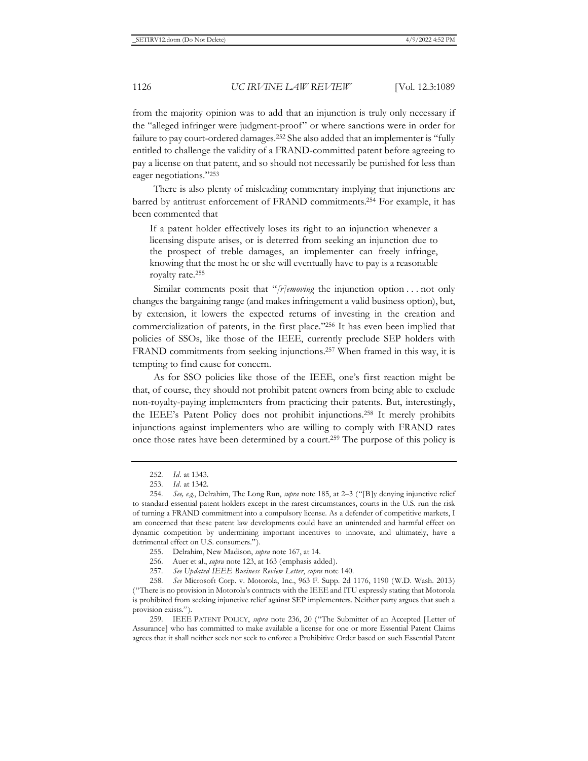from the majority opinion was to add that an injunction is truly only necessary if the "alleged infringer were judgment-proof" or where sanctions were in order for failure to pay court-ordered damages.[252] She also added that an implementer is "fully entitled to challenge the validity of a FRAND-committed patent before agreeing to pay a license on that patent, and so should not necessarily be punished for less than eager negotiations."[253]

There is also plenty of misleading commentary implying that injunctions are barred by antitrust enforcement of FRAND commitments.[254] For example, it has been commented that

> If a patent holder effectively loses its right to an injunction whenever a licensing dispute arises, or is deterred from seeking an injunction due to the prospect of treble damages, an implementer can freely infringe, knowing that the most he or she will eventually have to pay is a reasonable royalty rate.[255]

Similar comments posit that "*[r]emoving* the injunction option . . . not only changes the bargaining range (and makes infringement a valid business option), but, by extension, it lowers the expected returns of investing in the creation and commercialization of patents, in the first place."[256] It has even been implied that policies of SSOs, like those of the IEEE, currently preclude SEP holders with FRAND commitments from seeking injunctions.[257] When framed in this way, it is tempting to find cause for concern.

As for SSO policies like those of the IEEE, one's first reaction might be that, of course, they should not prohibit patent owners from being able to exclude non-royalty-paying implementers from practicing their patents. But, interestingly, the IEEE's Patent Policy does not prohibit injunctions.[258] It merely prohibits injunctions against implementers who are willing to comply with FRAND rates once those rates have been determined by a court.[259] The purpose of this policy is

---

252. *Id.* at 1343.

253. *Id.* at 1342.

254. *See, e.g.*, Delrahim, The Long Run, *supra* note 185, at 2–3 ("[B]y denying injunctive relief to standard essential patent holders except in the rarest circumstances, courts in the U.S. run the risk of turning a FRAND commitment into a compulsory license. As a defender of competitive markets, I am concerned that these patent law developments could have an unintended and harmful effect on dynamic competition by undermining important incentives to innovate, and ultimately, have a detrimental effect on U.S. consumers.").

255. Delrahim, New Madison, *supra* note 167, at 14.

256. Auer et al., *supra* note 123, at 163 (emphasis added).

257. *See Updated IEEE Business Review Letter*, *supra* note 140.

258. *See* Microsoft Corp. v. Motorola, Inc., 963 F. Supp. 2d 1176, 1190 (W.D. Wash. 2013) ("There is no provision in Motorola's contracts with the IEEE and ITU expressly stating that Motorola is prohibited from seeking injunctive relief against SEP implementers. Neither party argues that such a provision exists.").

259. IEEE PATENT POLICY, *supra* note 236, 20 ("The Submitter of an Accepted [Letter of Assurance] who has committed to make available a license for one or more Essential Patent Claims agrees that it shall neither seek nor seek to enforce a Prohibitive Order based on such Essential Patent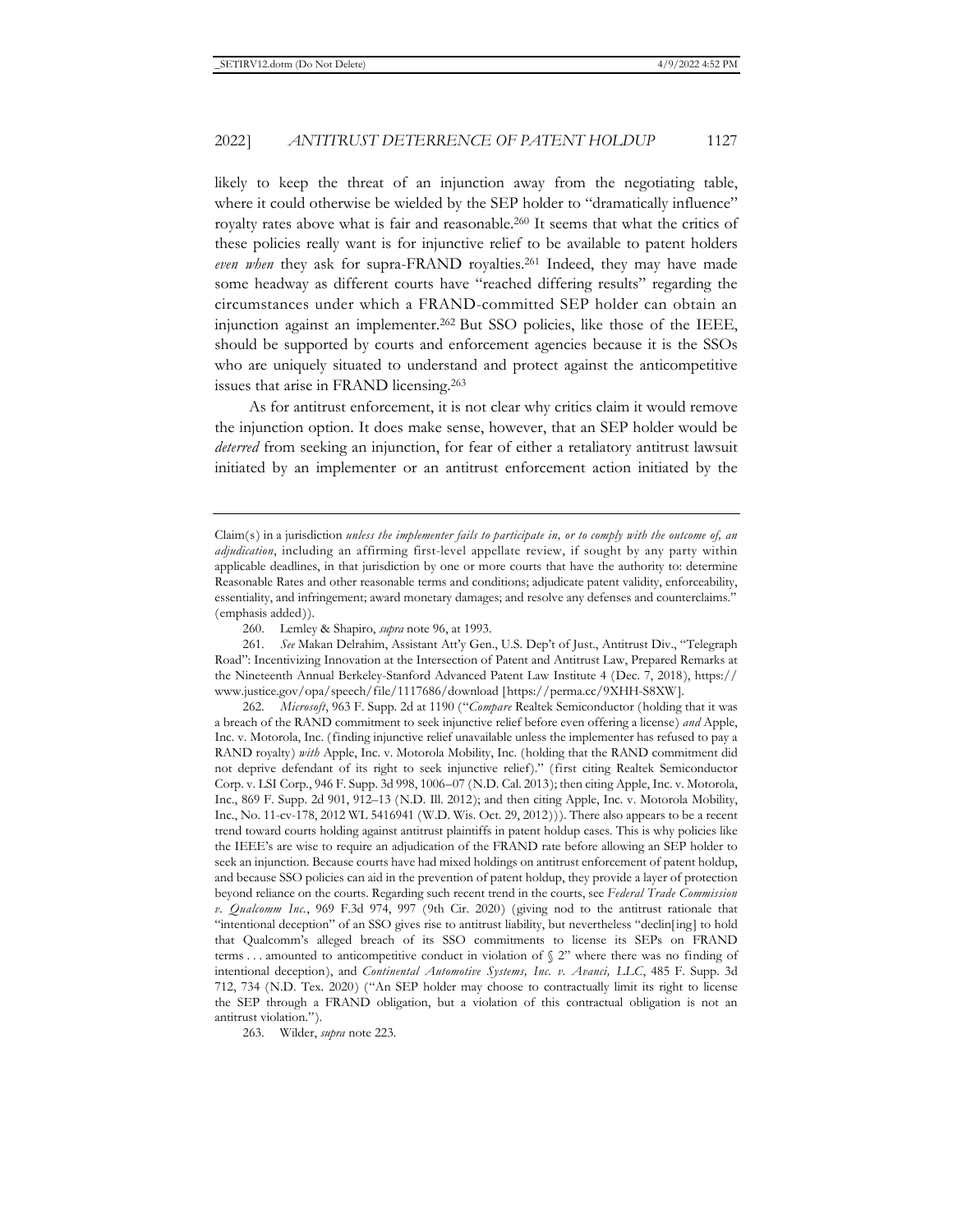likely to keep the threat of an injunction away from the negotiating table, where it could otherwise be wielded by the SEP holder to "dramatically influence" royalty rates above what is fair and reasonable.[260] It seems that what the critics of these policies really want is for injunctive relief to be available to patent holders *even when* they ask for supra-FRAND royalties.[261] Indeed, they may have made some headway as different courts have "reached differing results" regarding the circumstances under which a FRAND-committed SEP holder can obtain an injunction against an implementer.[262] But SSO policies, like those of the IEEE, should be supported by courts and enforcement agencies because it is the SSOs who are uniquely situated to understand and protect against the anticompetitive issues that arise in FRAND licensing.[263]

As for antitrust enforcement, it is not clear why critics claim it would remove the injunction option. It does make sense, however, that an SEP holder would be *deterred* from seeking an injunction, for fear of either a retaliatory antitrust lawsuit initiated by an implementer or an antitrust enforcement action initiated by the

---

Claim(s) in a jurisdiction *unless the implementer fails to participate in, or to comply with the outcome of, an adjudication*, including an affirming first-level appellate review, if sought by any party within applicable deadlines, in that jurisdiction by one or more courts that have the authority to: determine Reasonable Rates and other reasonable terms and conditions; adjudicate patent validity, enforceability, essentiality, and infringement; award monetary damages; and resolve any defenses and counterclaims." (emphasis added)).

260. Lemley & Shapiro, *supra* note 96, at 1993.

261. *See* Makan Delrahim, Assistant Att'y Gen., U.S. Dep't of Just., Antitrust Div., "Telegraph Road": Incentivizing Innovation at the Intersection of Patent and Antitrust Law, Prepared Remarks at the Nineteenth Annual Berkeley-Stanford Advanced Patent Law Institute 4 (Dec. 7, 2018), https://www.justice.gov/opa/speech/file/1117686/download [https://perma.cc/9XHH-S8XW].

262. *Microsoft*, 963 F. Supp. 2d at 1190 ("*Compare* Realtek Semiconductor (holding that it was a breach of the RAND commitment to seek injunctive relief before even offering a license) *and* Apple, Inc. v. Motorola, Inc. (finding injunctive relief unavailable unless the implementer has refused to pay a RAND royalty) *with* Apple, Inc. v. Motorola Mobility, Inc. (holding that the RAND commitment did not deprive defendant of its right to seek injunctive relief)." (first citing Realtek Semiconductor Corp. v. LSI Corp., 946 F. Supp. 3d 998, 1006–07 (N.D. Cal. 2013); then citing Apple, Inc. v. Motorola, Inc., 869 F. Supp. 2d 901, 912–13 (N.D. Ill. 2012); and then citing Apple, Inc. v. Motorola Mobility, Inc., No. 11-cv-178, 2012 WL 5416941 (W.D. Wis. Oct. 29, 2012))). There also appears to be a recent trend toward courts holding against antitrust plaintiffs in patent holdup cases. This is why policies like the IEEE's are wise to require an adjudication of the FRAND rate before allowing an SEP holder to seek an injunction. Because courts have had mixed holdings on antitrust enforcement of patent holdup, and because SSO policies can aid in the prevention of patent holdup, they provide a layer of protection beyond reliance on the courts. Regarding such recent trend in the courts, see *Federal Trade Commission v. Qualcomm Inc.*, 969 F.3d 974, 997 (9th Cir. 2020) (giving nod to the antitrust rationale that "intentional deception" of an SSO gives rise to antitrust liability, but nevertheless "declin[ing] to hold that Qualcomm's alleged breach of its SSO commitments to license its SEPs on FRAND terms . . . amounted to anticompetitive conduct in violation of § 2" where there was no finding of intentional deception), and *Continental Automotive Systems, Inc. v. Avanci, LLC*, 485 F. Supp. 3d 712, 734 (N.D. Tex. 2020) ("An SEP holder may choose to contractually limit its right to license the SEP through a FRAND obligation, but a violation of this contractual obligation is not an antitrust violation.").

263. Wilder, *supra* note 223.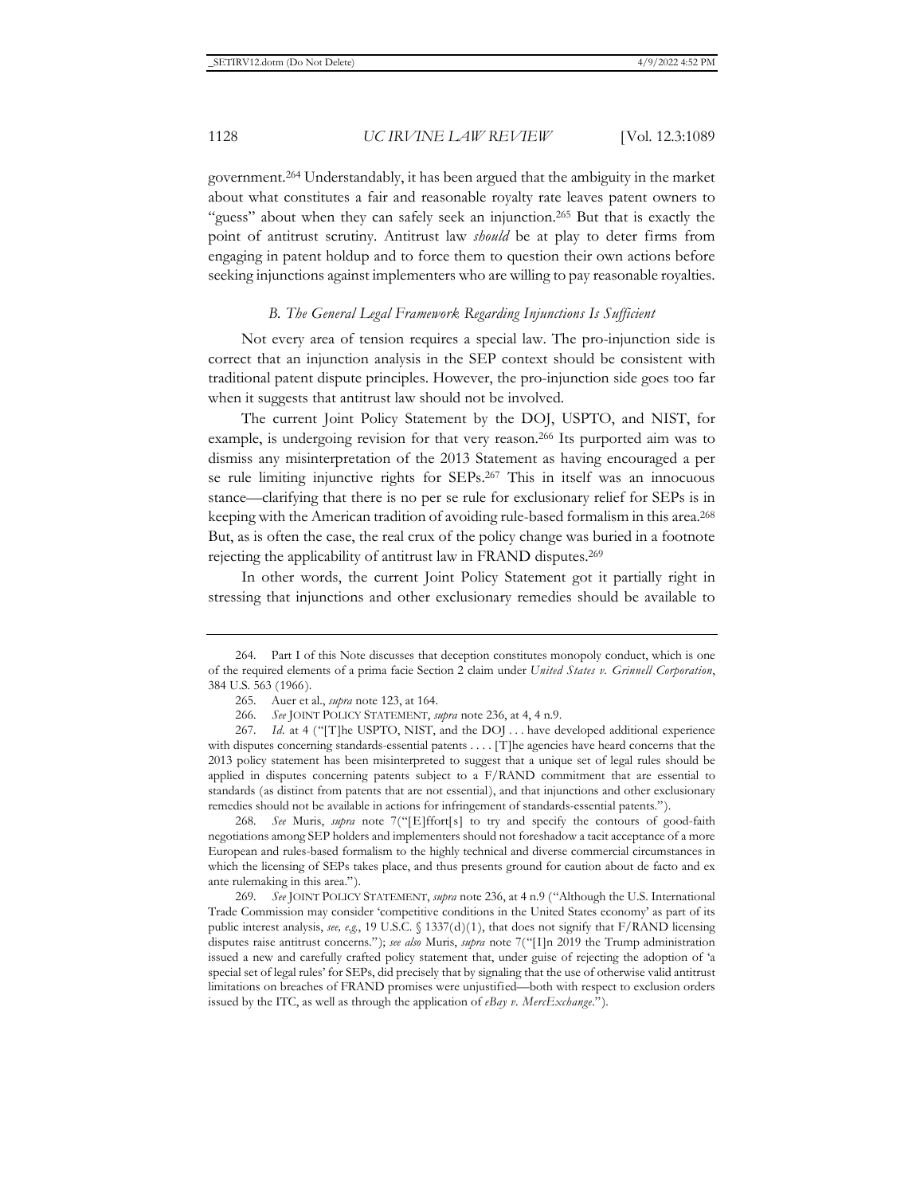government.[264] Understandably, it has been argued that the ambiguity in the market about what constitutes a fair and reasonable royalty rate leaves patent owners to "guess" about when they can safely seek an injunction.[265] But that is exactly the point of antitrust scrutiny. Antitrust law *should* be at play to deter firms from engaging in patent holdup and to force them to question their own actions before seeking injunctions against implementers who are willing to pay reasonable royalties.

### *B. The General Legal Framework Regarding Injunctions Is Sufficient*

Not every area of tension requires a special law. The pro-injunction side is correct that an injunction analysis in the SEP context should be consistent with traditional patent dispute principles. However, the pro-injunction side goes too far when it suggests that antitrust law should not be involved.

The current Joint Policy Statement by the DOJ, USPTO, and NIST, for example, is undergoing revision for that very reason.[266] Its purported aim was to dismiss any misinterpretation of the 2013 Statement as having encouraged a per se rule limiting injunctive rights for SEPs.[267] This in itself was an innocuous stance—clarifying that there is no per se rule for exclusionary relief for SEPs is in keeping with the American tradition of avoiding rule-based formalism in this area.[268] But, as is often the case, the real crux of the policy change was buried in a footnote rejecting the applicability of antitrust law in FRAND disputes.[269]

In other words, the current Joint Policy Statement got it partially right in stressing that injunctions and other exclusionary remedies should be available to

---

264. Part I of this Note discusses that deception constitutes monopoly conduct, which is one of the required elements of a prima facie Section 2 claim under *United States v. Grinnell Corporation*, 384 U.S. 563 (1966).

265. Auer et al., *supra* note 123, at 164.

266. *See* JOINT POLICY STATEMENT, *supra* note 236, at 4, 4 n.9.

267. *Id.* at 4 ("[T]he USPTO, NIST, and the DOJ . . . have developed additional experience with disputes concerning standards-essential patents . . . . [T]he agencies have heard concerns that the 2013 policy statement has been misinterpreted to suggest that a unique set of legal rules should be applied in disputes concerning patents subject to a F/RAND commitment that are essential to standards (as distinct from patents that are not essential), and that injunctions and other exclusionary remedies should not be available in actions for infringement of standards-essential patents.").

268. *See* Muris, *supra* note 7("[E]ffort[s] to try and specify the contours of good-faith negotiations among SEP holders and implementers should not foreshadow a tacit acceptance of a more European and rules-based formalism to the highly technical and diverse commercial circumstances in which the licensing of SEPs takes place, and thus presents ground for caution about de facto and ex ante rulemaking in this area.").

269. *See* JOINT POLICY STATEMENT, *supra* note 236, at 4 n.9 ("Although the U.S. International Trade Commission may consider 'competitive conditions in the United States economy' as part of its public interest analysis, *see, e.g.*, 19 U.S.C. § 1337(d)(1), that does not signify that F/RAND licensing disputes raise antitrust concerns."); *see also* Muris, *supra* note 7("[I]n 2019 the Trump administration issued a new and carefully crafted policy statement that, under guise of rejecting the adoption of 'a special set of legal rules' for SEPs, did precisely that by signaling that the use of otherwise valid antitrust limitations on breaches of FRAND promises were unjustified—both with respect to exclusion orders issued by the ITC, as well as through the application of *eBay v. MercExchange*.").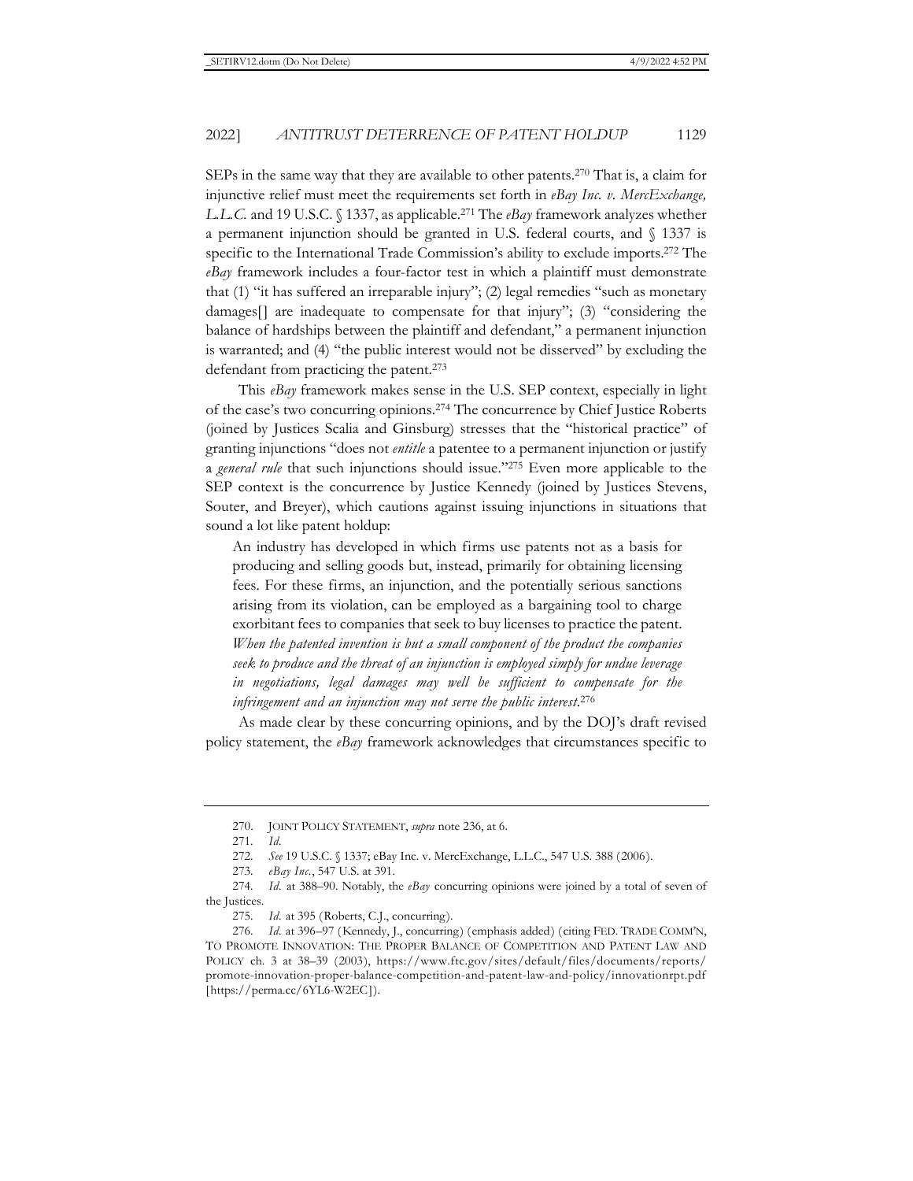SEPs in the same way that they are available to other patents.[270] That is, a claim for injunctive relief must meet the requirements set forth in *eBay Inc. v. MercExchange, L.L.C.* and 19 U.S.C. § 1337, as applicable.[271] The *eBay* framework analyzes whether a permanent injunction should be granted in U.S. federal courts, and § 1337 is specific to the International Trade Commission's ability to exclude imports.[272] The *eBay* framework includes a four-factor test in which a plaintiff must demonstrate that (1) "it has suffered an irreparable injury"; (2) legal remedies "such as monetary damages[] are inadequate to compensate for that injury"; (3) "considering the balance of hardships between the plaintiff and defendant," a permanent injunction is warranted; and (4) "the public interest would not be disserved" by excluding the defendant from practicing the patent.[273]

This *eBay* framework makes sense in the U.S. SEP context, especially in light of the case's two concurring opinions.[274] The concurrence by Chief Justice Roberts (joined by Justices Scalia and Ginsburg) stresses that the "historical practice" of granting injunctions "does not *entitle* a patentee to a permanent injunction or justify a *general rule* that such injunctions should issue."[275] Even more applicable to the SEP context is the concurrence by Justice Kennedy (joined by Justices Stevens, Souter, and Breyer), which cautions against issuing injunctions in situations that sound a lot like patent holdup:

> An industry has developed in which firms use patents not as a basis for producing and selling goods but, instead, primarily for obtaining licensing fees. For these firms, an injunction, and the potentially serious sanctions arising from its violation, can be employed as a bargaining tool to charge exorbitant fees to companies that seek to buy licenses to practice the patent. *When the patented invention is but a small component of the product the companies seek to produce and the threat of an injunction is employed simply for undue leverage in negotiations, legal damages may well be sufficient to compensate for the infringement and an injunction may not serve the public interest*.[276]

As made clear by these concurring opinions, and by the DOJ's draft revised policy statement, the *eBay* framework acknowledges that circumstances specific to

---

270. JOINT POLICY STATEMENT, *supra* note 236, at 6.

271. *Id.*

272. *See* 19 U.S.C. § 1337; eBay Inc. v. MercExchange, L.L.C., 547 U.S. 388 (2006).

273. *eBay Inc.*, 547 U.S. at 391.

274. *Id.* at 388–90. Notably, the *eBay* concurring opinions were joined by a total of seven of the Justices.

275. *Id.* at 395 (Roberts, C.J., concurring).

276. *Id.* at 396–97 (Kennedy, J., concurring) (emphasis added) (citing FED. TRADE COMM'N, TO PROMOTE INNOVATION: THE PROPER BALANCE OF COMPETITION AND PATENT LAW AND POLICY ch. 3 at 38–39 (2003), https://www.ftc.gov/sites/default/files/documents/reports/promote-innovation-proper-balance-competition-and-patent-law-and-policy/innovationrpt.pdf [https://perma.cc/6YL6-W2EC]).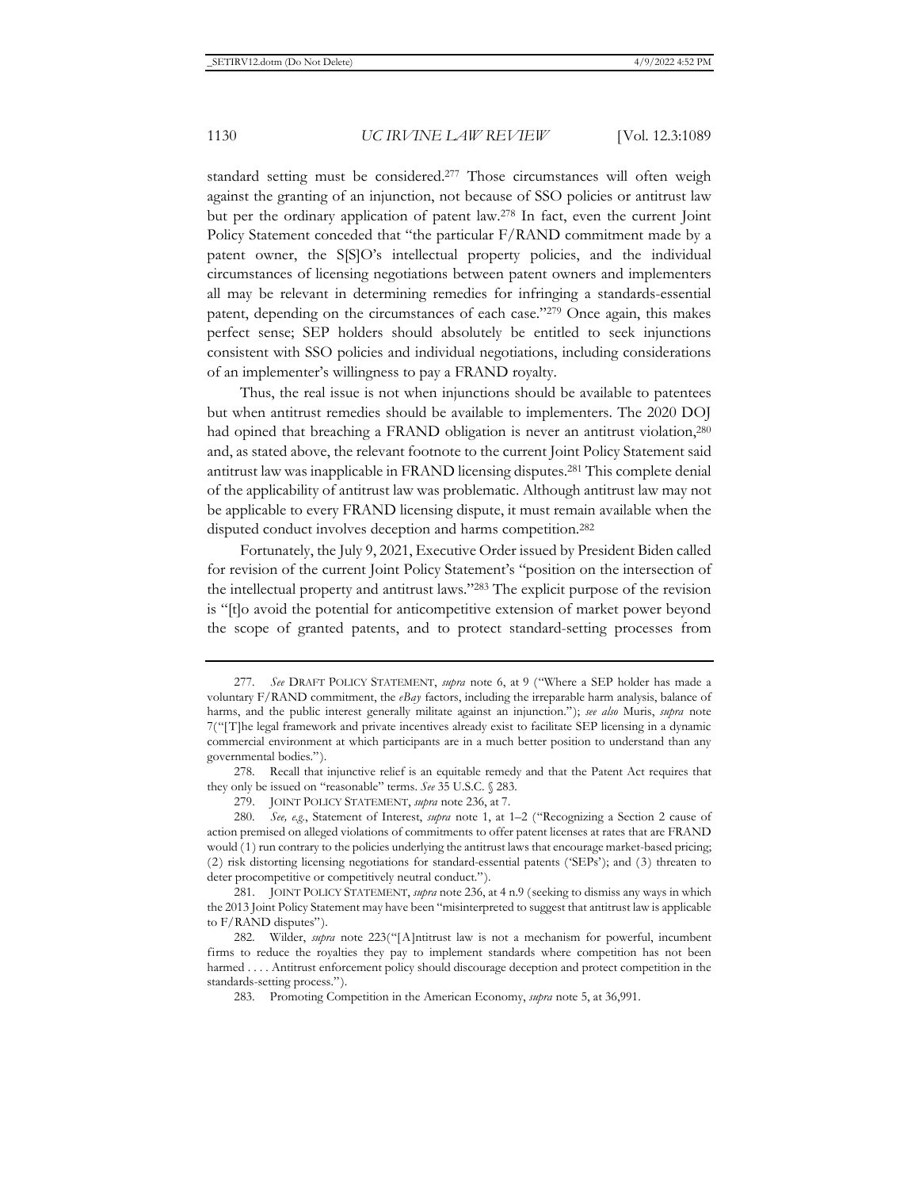standard setting must be considered.[277] Those circumstances will often weigh against the granting of an injunction, not because of SSO policies or antitrust law but per the ordinary application of patent law.[278] In fact, even the current Joint Policy Statement conceded that "the particular F/RAND commitment made by a patent owner, the S[S]O's intellectual property policies, and the individual circumstances of licensing negotiations between patent owners and implementers all may be relevant in determining remedies for infringing a standards-essential patent, depending on the circumstances of each case."[279] Once again, this makes perfect sense; SEP holders should absolutely be entitled to seek injunctions consistent with SSO policies and individual negotiations, including considerations of an implementer's willingness to pay a FRAND royalty.

Thus, the real issue is not when injunctions should be available to patentees but when antitrust remedies should be available to implementers. The 2020 DOJ had opined that breaching a FRAND obligation is never an antitrust violation,[280] and, as stated above, the relevant footnote to the current Joint Policy Statement said antitrust law was inapplicable in FRAND licensing disputes.[281] This complete denial of the applicability of antitrust law was problematic. Although antitrust law may not be applicable to every FRAND licensing dispute, it must remain available when the disputed conduct involves deception and harms competition.[282]

Fortunately, the July 9, 2021, Executive Order issued by President Biden called for revision of the current Joint Policy Statement's "position on the intersection of the intellectual property and antitrust laws."[283] The explicit purpose of the revision is "[t]o avoid the potential for anticompetitive extension of market power beyond the scope of granted patents, and to protect standard-setting processes from

---

277. *See* DRAFT POLICY STATEMENT, *supra* note 6, at 9 ("Where a SEP holder has made a voluntary F/RAND commitment, the *eBay* factors, including the irreparable harm analysis, balance of harms, and the public interest generally militate against an injunction."); *see also* Muris, *supra* note 7("[T]he legal framework and private incentives already exist to facilitate SEP licensing in a dynamic commercial environment at which participants are in a much better position to understand than any governmental bodies.").

278. Recall that injunctive relief is an equitable remedy and that the Patent Act requires that they only be issued on "reasonable" terms. *See* 35 U.S.C. § 283.

279. JOINT POLICY STATEMENT, *supra* note 236, at 7.

280. *See, e.g.*, Statement of Interest, *supra* note 1, at 1–2 ("Recognizing a Section 2 cause of action premised on alleged violations of commitments to offer patent licenses at rates that are FRAND would (1) run contrary to the policies underlying the antitrust laws that encourage market-based pricing; (2) risk distorting licensing negotiations for standard-essential patents ('SEPs'); and (3) threaten to deter procompetitive or competitively neutral conduct.").

281. JOINT POLICY STATEMENT, *supra* note 236, at 4 n.9 (seeking to dismiss any ways in which the 2013 Joint Policy Statement may have been "misinterpreted to suggest that antitrust law is applicable to F/RAND disputes").

282. Wilder, *supra* note 223("[A]ntitrust law is not a mechanism for powerful, incumbent firms to reduce the royalties they pay to implement standards where competition has not been harmed . . . . Antitrust enforcement policy should discourage deception and protect competition in the standards-setting process.").

283. Promoting Competition in the American Economy, *supra* note 5, at 36,991.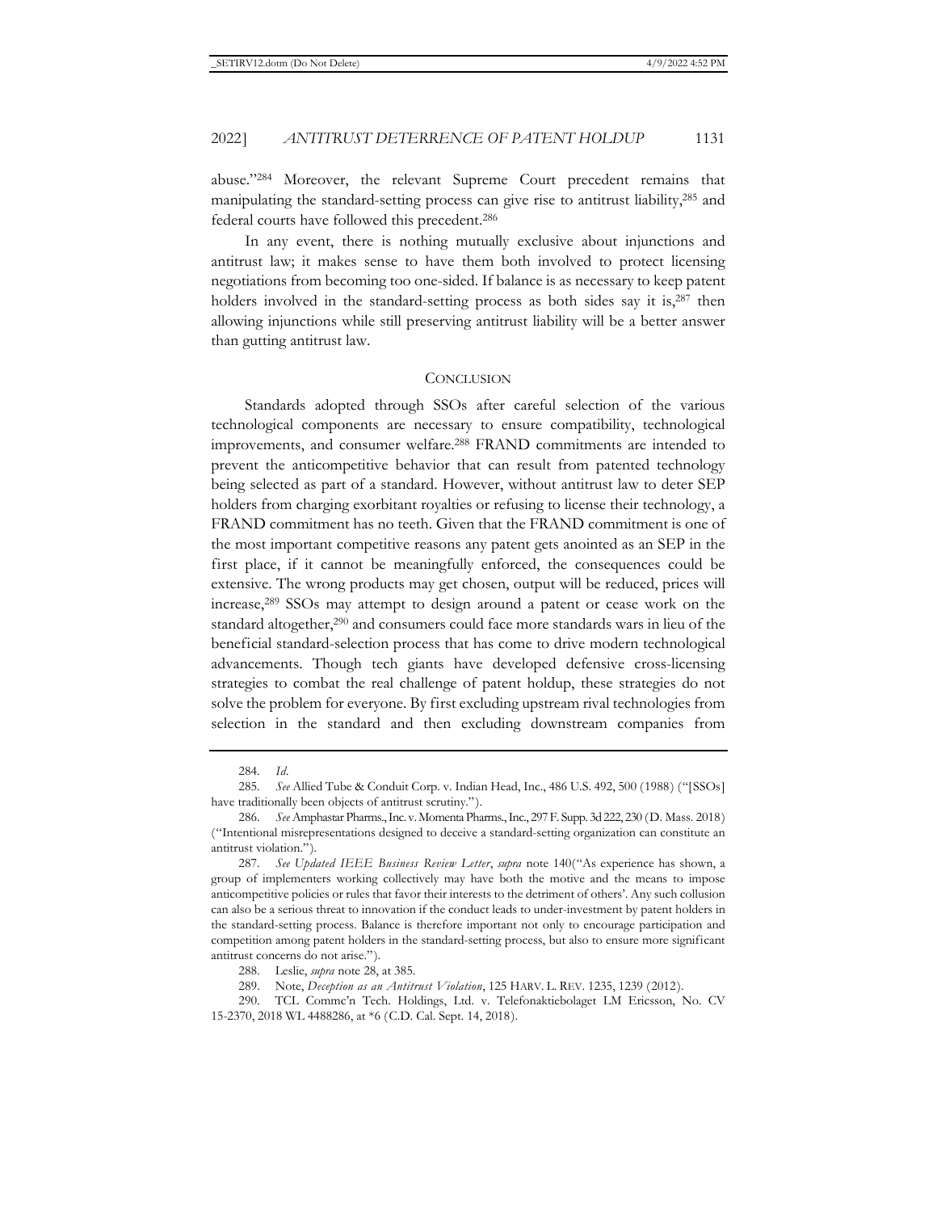abuse."[284] Moreover, the relevant Supreme Court precedent remains that manipulating the standard-setting process can give rise to antitrust liability,[285] and federal courts have followed this precedent.[286]

In any event, there is nothing mutually exclusive about injunctions and antitrust law; it makes sense to have them both involved to protect licensing negotiations from becoming too one-sided. If balance is as necessary to keep patent holders involved in the standard-setting process as both sides say it is,[287] then allowing injunctions while still preserving antitrust liability will be a better answer than gutting antitrust law.

## CONCLUSION

Standards adopted through SSOs after careful selection of the various technological components are necessary to ensure compatibility, technological improvements, and consumer welfare.[288] FRAND commitments are intended to prevent the anticompetitive behavior that can result from patented technology being selected as part of a standard. However, without antitrust law to deter SEP holders from charging exorbitant royalties or refusing to license their technology, a FRAND commitment has no teeth. Given that the FRAND commitment is one of the most important competitive reasons any patent gets anointed as an SEP in the first place, if it cannot be meaningfully enforced, the consequences could be extensive. The wrong products may get chosen, output will be reduced, prices will increase,[289] SSOs may attempt to design around a patent or cease work on the standard altogether,[290] and consumers could face more standards wars in lieu of the beneficial standard-selection process that has come to drive modern technological advancements. Though tech giants have developed defensive cross-licensing strategies to combat the real challenge of patent holdup, these strategies do not solve the problem for everyone. By first excluding upstream rival technologies from selection in the standard and then excluding downstream companies from

---

284. *Id*.

285. *See* Allied Tube & Conduit Corp. v. Indian Head, Inc., 486 U.S. 492, 500 (1988) ("[SSOs] have traditionally been objects of antitrust scrutiny.").

286. *See* Amphastar Pharms., Inc. v. Momenta Pharms., Inc., 297 F. Supp. 3d 222, 230 (D. Mass. 2018) ("Intentional misrepresentations designed to deceive a standard-setting organization can constitute an antitrust violation.").

287. *See Updated IEEE Business Review Letter*, *supra* note 140("As experience has shown, a group of implementers working collectively may have both the motive and the means to impose anticompetitive policies or rules that favor their interests to the detriment of others'. Any such collusion can also be a serious threat to innovation if the conduct leads to under-investment by patent holders in the standard-setting process. Balance is therefore important not only to encourage participation and competition among patent holders in the standard-setting process, but also to ensure more significant antitrust concerns do not arise.").

288. Leslie, *supra* note 28, at 385.

289. Note, *Deception as an Antitrust Violation*, 125 HARV. L. REV. 1235, 1239 (2012).

290. TCL Commc'n Tech. Holdings, Ltd. v. Telefonaktiebolaget LM Ericsson, No. CV 15-2370, 2018 WL 4488286, at *6 (C.D. Cal. Sept. 14, 2018).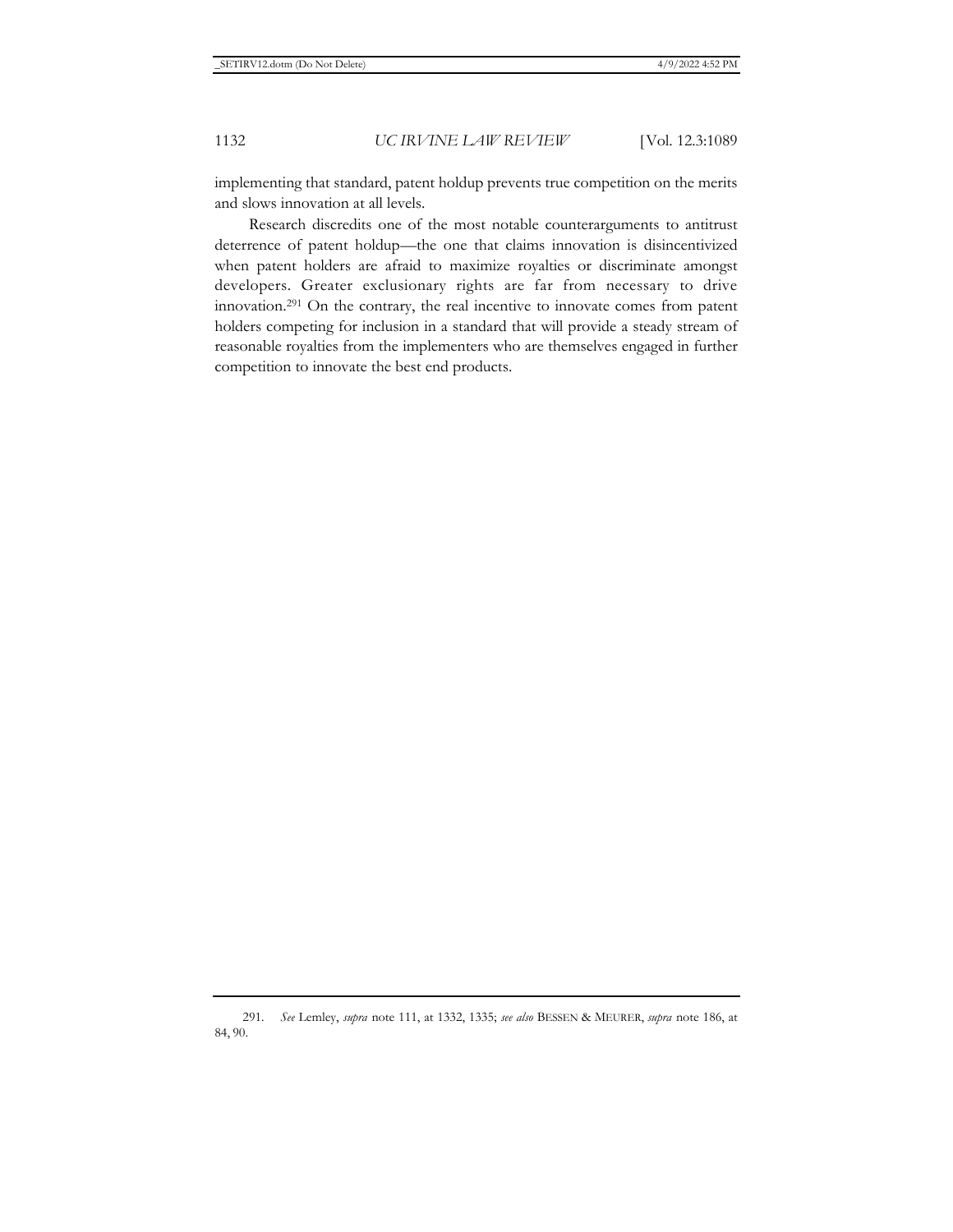implementing that standard, patent holdup prevents true competition on the merits and slows innovation at all levels.

Research discredits one of the most notable counterarguments to antitrust deterrence of patent holdup—the one that claims innovation is disincentivized when patent holders are afraid to maximize royalties or discriminate amongst developers. Greater exclusionary rights are far from necessary to drive innovation.[291] On the contrary, the real incentive to innovate comes from patent holders competing for inclusion in a standard that will provide a steady stream of reasonable royalties from the implementers who are themselves engaged in further competition to innovate the best end products.

---

291. *See* Lemley, *supra* note 111, at 1332, 1335; *see also* BESSEN & MEURER, *supra* note 186, at 84, 90.